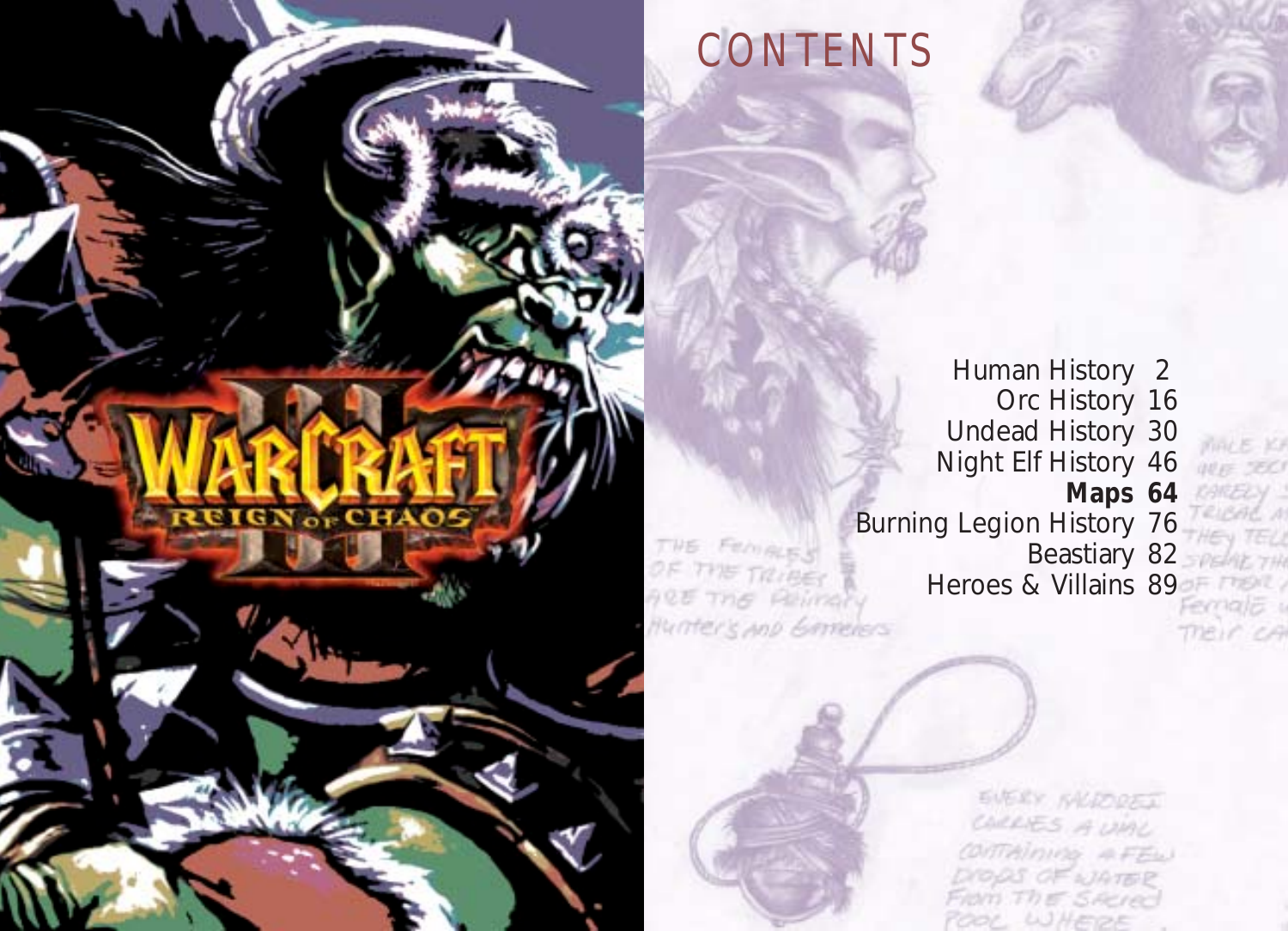# CONTENTS

Human History 2
Orc History 16
Undead History 30
Night Elf History 46
**Maps 64**
Burning Legion History 76
Beastiary 82
Heroes & Villains 89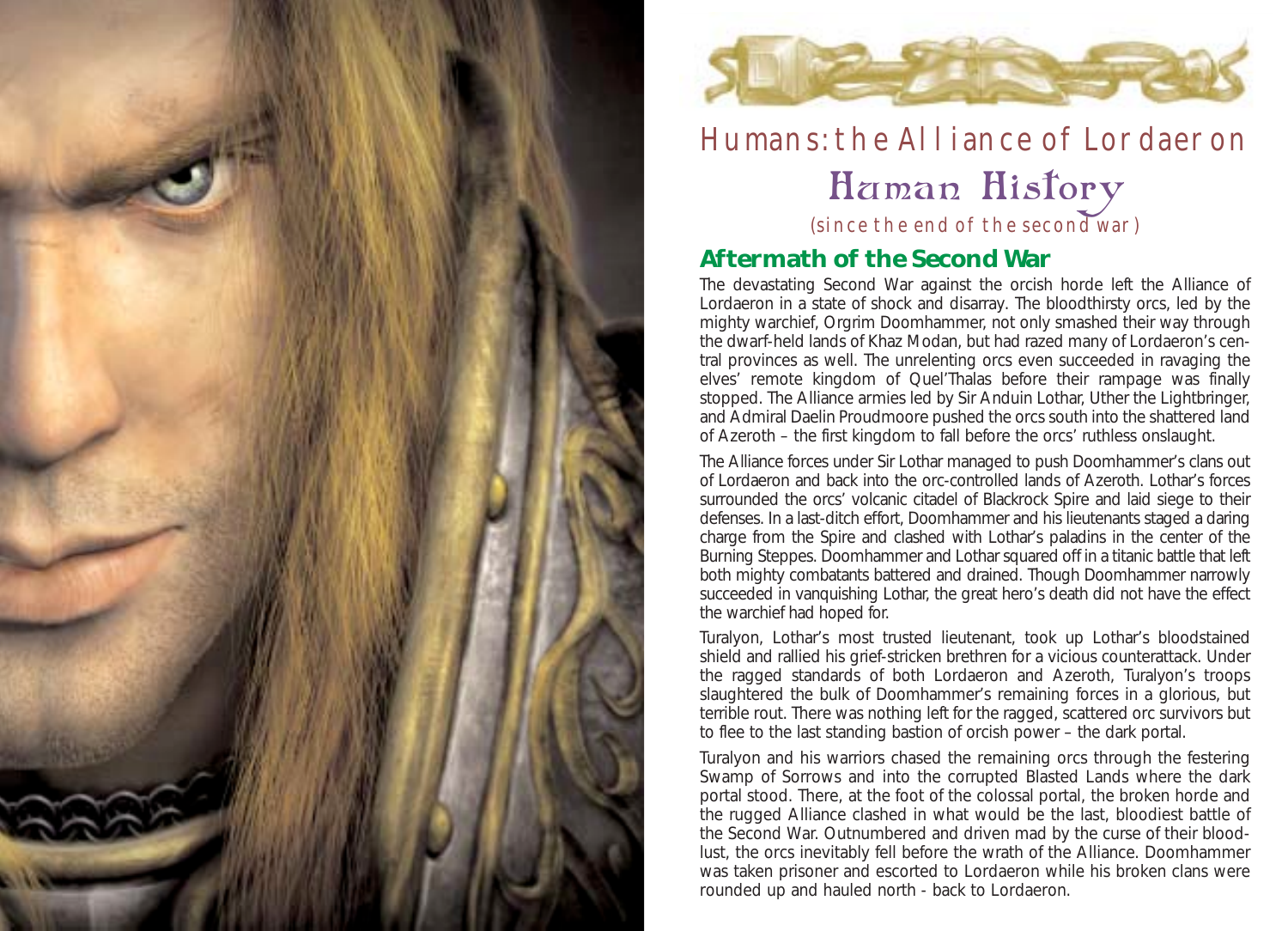# Humans: the Alliance of Lordaeron

## Human History

(since the end of the second war)

### Aftermath of the Second War

The devastating Second War against the orcish horde left the Alliance of Lordaeron in a state of shock and disarray. The bloodthirsty orcs, led by the mighty warchief, Orgrim Doomhammer, not only smashed their way through the dwarf-held lands of Khaz Modan, but had razed many of Lordaeron's central provinces as well. The unrelenting orcs even succeeded in ravaging the elves' remote kingdom of Quel'Thalas before their rampage was finally stopped. The Alliance armies led by Sir Anduin Lothar, Uther the Lightbringer, and Admiral Daelin Proudmoore pushed the orcs south into the shattered land of Azeroth – the first kingdom to fall before the orcs' ruthless onslaught.

The Alliance forces under Sir Lothar managed to push Doomhammer's clans out of Lordaeron and back into the orc-controlled lands of Azeroth. Lothar's forces surrounded the orcs' volcanic citadel of Blackrock Spire and laid siege to their defenses. In a last-ditch effort, Doomhammer and his lieutenants staged a daring charge from the Spire and clashed with Lothar's paladins in the center of the Burning Steppes. Doomhammer and Lothar squared off in a titanic battle that left both mighty combatants battered and drained. Though Doomhammer narrowly succeeded in vanquishing Lothar, the great hero's death did not have the effect the warchief had hoped for.

Turalyon, Lothar's most trusted lieutenant, took up Lothar's bloodstained shield and rallied his grief-stricken brethren for a vicious counterattack. Under the ragged standards of both Lordaeron and Azeroth, Turalyon's troops slaughtered the bulk of Doomhammer's remaining forces in a glorious, but terrible rout. There was nothing left for the ragged, scattered orc survivors but to flee to the last standing bastion of orcish power – the dark portal.

Turalyon and his warriors chased the remaining orcs through the festering Swamp of Sorrows and into the corrupted Blasted Lands where the dark portal stood. There, at the foot of the colossal portal, the broken horde and the rugged Alliance clashed in what would be the last, bloodiest battle of the Second War. Outnumbered and driven mad by the curse of their bloodlust, the orcs inevitably fell before the wrath of the Alliance. Doomhammer was taken prisoner and escorted to Lordaeron while his broken clans were rounded up and hauled north - back to Lordaeron.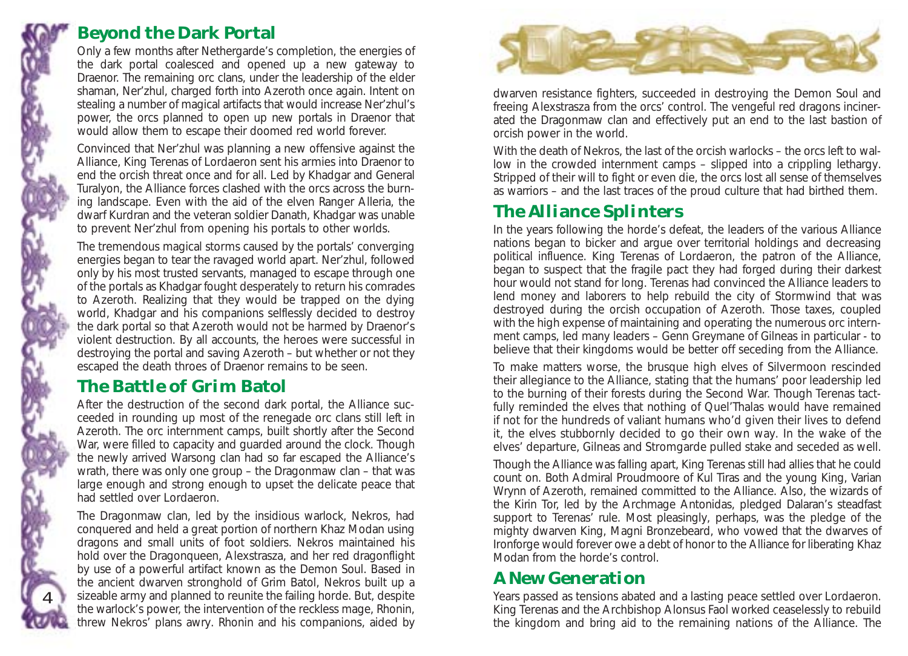## Beyond the Dark Portal

Only a few months after Nethergarde's completion, the energies of the dark portal coalesced and opened up a new gateway to Draenor. The remaining orc clans, under the leadership of the elder shaman, Ner'zhul, charged forth into Azeroth once again. Intent on stealing a number of magical artifacts that would increase Ner'zhul's power, the orcs planned to open up new portals in Draenor that would allow them to escape their doomed red world forever.

Convinced that Ner'zhul was planning a new offensive against the Alliance, King Terenas of Lordaeron sent his armies into Draenor to end the orcish threat once and for all. Led by Khadgar and General Turalyon, the Alliance forces clashed with the orcs across the burning landscape. Even with the aid of the elven Ranger Alleria, the dwarf Kurdran and the veteran soldier Danath, Khadgar was unable to prevent Ner'zhul from opening his portals to other worlds.

The tremendous magical storms caused by the portals' converging energies began to tear the ravaged world apart. Ner'zhul, followed only by his most trusted servants, managed to escape through one of the portals as Khadgar fought desperately to return his comrades to Azeroth. Realizing that they would be trapped on the dying world, Khadgar and his companions selflessly decided to destroy the dark portal so that Azeroth would not be harmed by Draenor's violent destruction. By all accounts, the heroes were successful in destroying the portal and saving Azeroth – but whether or not they escaped the death throes of Draenor remains to be seen.

## The Battle of Grim Batol

After the destruction of the second dark portal, the Alliance succeeded in rounding up most of the renegade orc clans still left in Azeroth. The orc internment camps, built shortly after the Second War, were filled to capacity and guarded around the clock. Though the newly arrived Warsong clan had so far escaped the Alliance's wrath, there was only one group – the Dragonmaw clan – that was large enough and strong enough to upset the delicate peace that had settled over Lordaeron.

The Dragonmaw clan, led by the insidious warlock, Nekros, had conquered and held a great portion of northern Khaz Modan using dragons and small units of foot soldiers. Nekros maintained his hold over the Dragonqueen, Alexstrasza, and her red dragonflight by use of a powerful artifact known as the Demon Soul. Based in the ancient dwarven stronghold of Grim Batol, Nekros built up a sizeable army and planned to reunite the failing horde. But, despite the warlock's power, the intervention of the reckless mage, Rhonin, threw Nekros' plans awry. Rhonin and his companions, aided by dwarven resistance fighters, succeeded in destroying the Demon Soul and freeing Alexstrasza from the orcs' control. The vengeful red dragons incinerated the Dragonmaw clan and effectively put an end to the last bastion of orcish power in the world.

With the death of Nekros, the last of the orcish warlocks – the orcs left to wallow in the crowded internment camps – slipped into a crippling lethargy. Stripped of their will to fight or even die, the orcs lost all sense of themselves as warriors – and the last traces of the proud culture that had birthed them.

## The Alliance Splinters

In the years following the horde's defeat, the leaders of the various Alliance nations began to bicker and argue over territorial holdings and decreasing political influence. King Terenas of Lordaeron, the patron of the Alliance, began to suspect that the fragile pact they had forged during their darkest hour would not stand for long. Terenas had convinced the Alliance leaders to lend money and laborers to help rebuild the city of Stormwind that was destroyed during the orcish occupation of Azeroth. Those taxes, coupled with the high expense of maintaining and operating the numerous orc internment camps, led many leaders – Genn Greymane of Gilneas in particular - to believe that their kingdoms would be better off seceding from the Alliance.

To make matters worse, the brusque high elves of Silvermoon rescinded their allegiance to the Alliance, stating that the humans' poor leadership led to the burning of their forests during the Second War. Though Terenas tactfully reminded the elves that nothing of Quel'Thalas would have remained if not for the hundreds of valiant humans who'd given their lives to defend it, the elves stubbornly decided to go their own way. In the wake of the elves' departure, Gilneas and Stromgarde pulled stake and seceded as well.

Though the Alliance was falling apart, King Terenas still had allies that he could count on. Both Admiral Proudmoore of Kul Tiras and the young King, Varian Wrynn of Azeroth, remained committed to the Alliance. Also, the wizards of the Kirin Tor, led by the Archmage Antonidas, pledged Dalaran's steadfast support to Terenas' rule. Most pleasingly, perhaps, was the pledge of the mighty dwarven King, Magni Bronzebeard, who vowed that the dwarves of Ironforge would forever owe a debt of honor to the Alliance for liberating Khaz Modan from the horde's control.

## A New Generation

Years passed as tensions abated and a lasting peace settled over Lordaeron. King Terenas and the Archbishop Alonsus Faol worked ceaselessly to rebuild the kingdom and bring aid to the remaining nations of the Alliance. The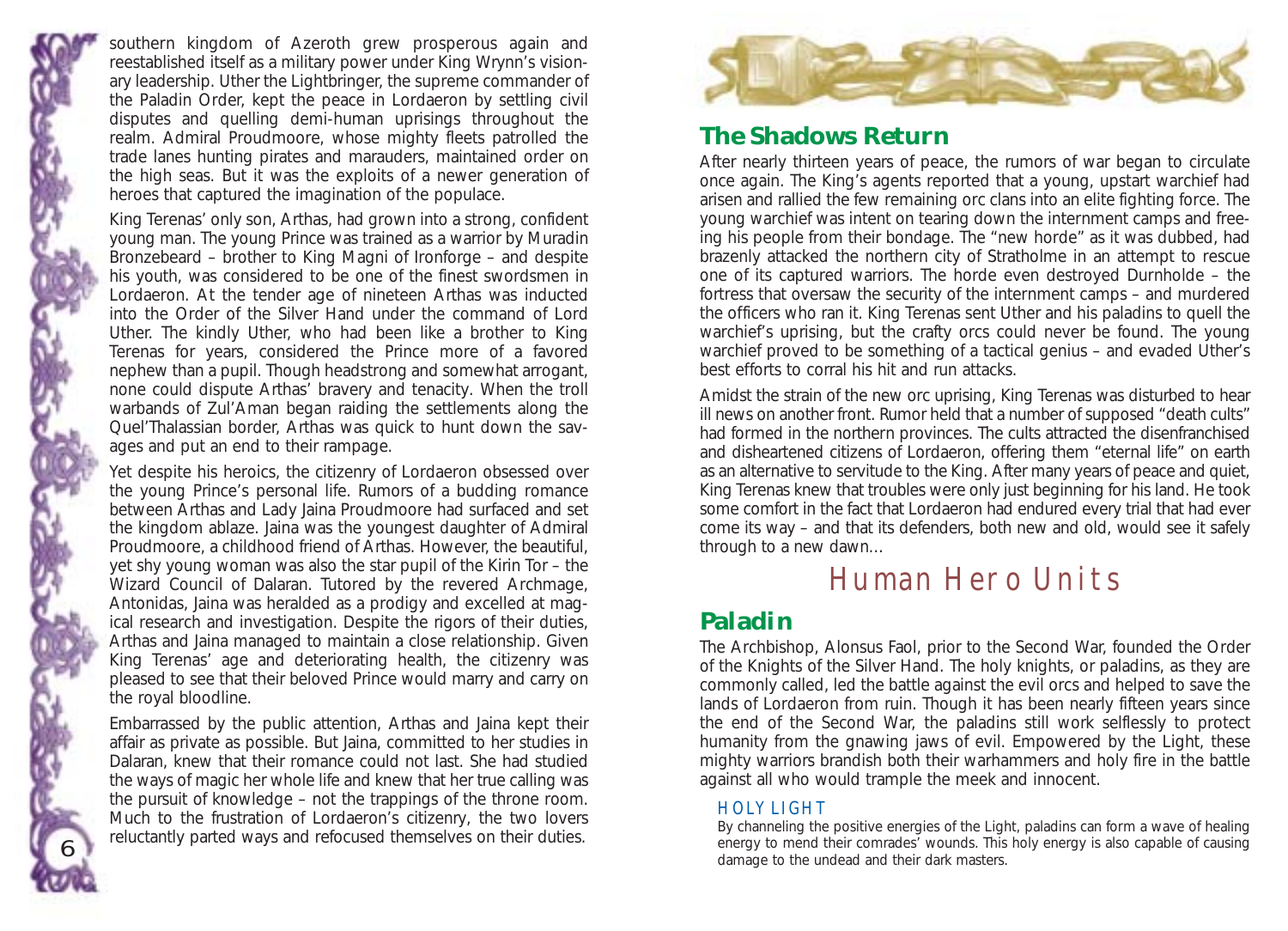southern kingdom of Azeroth grew prosperous again and reestablished itself as a military power under King Wrynn's visionary leadership. Uther the Lightbringer, the supreme commander of the Paladin Order, kept the peace in Lordaeron by settling civil disputes and quelling demi-human uprisings throughout the realm. Admiral Proudmoore, whose mighty fleets patrolled the trade lanes hunting pirates and marauders, maintained order on the high seas. But it was the exploits of a newer generation of heroes that captured the imagination of the populace.

King Terenas' only son, Arthas, had grown into a strong, confident young man. The young Prince was trained as a warrior by Muradin Bronzebeard – brother to King Magni of Ironforge – and despite his youth, was considered to be one of the finest swordsmen in Lordaeron. At the tender age of nineteen Arthas was inducted into the Order of the Silver Hand under the command of Lord Uther. The kindly Uther, who had been like a brother to King Terenas for years, considered the Prince more of a favored nephew than a pupil. Though headstrong and somewhat arrogant, none could dispute Arthas' bravery and tenacity. When the troll warbands of Zul'Aman began raiding the settlements along the Quel'Thalassian border, Arthas was quick to hunt down the savages and put an end to their rampage.

Yet despite his heroics, the citizenry of Lordaeron obsessed over the young Prince's personal life. Rumors of a budding romance between Arthas and Lady Jaina Proudmoore had surfaced and set the kingdom ablaze. Jaina was the youngest daughter of Admiral Proudmoore, a childhood friend of Arthas. However, the beautiful, yet shy young woman was also the star pupil of the Kirin Tor – the Wizard Council of Dalaran. Tutored by the revered Archmage, Antonidas, Jaina was heralded as a prodigy and excelled at magical research and investigation. Despite the rigors of their duties, Arthas and Jaina managed to maintain a close relationship. Given King Terenas' age and deteriorating health, the citizenry was pleased to see that their beloved Prince would marry and carry on the royal bloodline.

Embarrassed by the public attention, Arthas and Jaina kept their affair as private as possible. But Jaina, committed to her studies in Dalaran, knew that their romance could not last. She had studied the ways of magic her whole life and knew that her true calling was the pursuit of knowledge – not the trappings of the throne room. Much to the frustration of Lordaeron's citizenry, the two lovers reluctantly parted ways and refocused themselves on their duties.

## The Shadows Return

After nearly thirteen years of peace, the rumors of war began to circulate once again. The King's agents reported that a young, upstart warchief had arisen and rallied the few remaining orc clans into an elite fighting force. The young warchief was intent on tearing down the internment camps and freeing his people from their bondage. The "new horde" as it was dubbed, had brazenly attacked the northern city of Stratholme in an attempt to rescue one of its captured warriors. The horde even destroyed Durnholde – the fortress that oversaw the security of the internment camps – and murdered the officers who ran it. King Terenas sent Uther and his paladins to quell the warchief's uprising, but the crafty orcs could never be found. The young warchief proved to be something of a tactical genius – and evaded Uther's best efforts to corral his hit and run attacks.

Amidst the strain of the new orc uprising, King Terenas was disturbed to hear ill news on another front. Rumor held that a number of supposed "death cults" had formed in the northern provinces. The cults attracted the disenfranchised and disheartened citizens of Lordaeron, offering them "eternal life" on earth as an alternative to servitude to the King. After many years of peace and quiet, King Terenas knew that troubles were only just beginning for his land. He took some comfort in the fact that Lordaeron had endured every trial that had ever come its way – and that its defenders, both new and old, would see it safely through to a new dawn...

# Human Hero Units

## Paladin

The Archbishop, Alonsus Faol, prior to the Second War, founded the Order of the Knights of the Silver Hand. The holy knights, or paladins, as they are commonly called, led the battle against the evil orcs and helped to save the lands of Lordaeron from ruin. Though it has been nearly fifteen years since the end of the Second War, the paladins still work selflessly to protect humanity from the gnawing jaws of evil. Empowered by the Light, these mighty warriors brandish both their warhammers and holy fire in the battle against all who would trample the meek and innocent.

### HOLY LIGHT

By channeling the positive energies of the Light, paladins can form a wave of healing energy to mend their comrades' wounds. This holy energy is also capable of causing damage to the undead and their dark masters.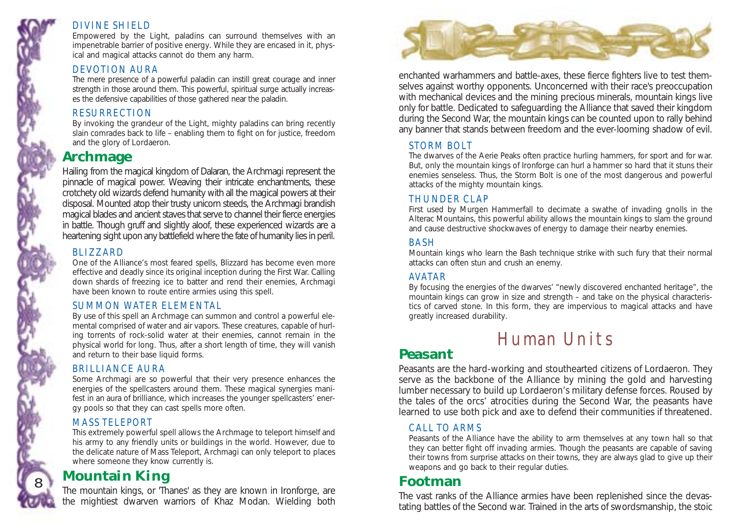### DIVINE SHIELD

Empowered by the Light, paladins can surround themselves with an impenetrable barrier of positive energy. While they are encased in it, physical and magical attacks cannot do them any harm.

### DEVOTION AURA

The mere presence of a powerful paladin can instill great courage and inner strength in those around them. This powerful, spiritual surge actually increases the defensive capabilities of those gathered near the paladin.

### RESURRECTION

By invoking the grandeur of the Light, mighty paladins can bring recently slain comrades back to life – enabling them to fight on for justice, freedom and the glory of Lordaeron.

## Archmage

Hailing from the magical kingdom of Dalaran, the Archmagi represent the pinnacle of magical power. Weaving their intricate enchantments, these crotchety old wizards defend humanity with all the magical powers at their disposal. Mounted atop their trusty unicorn steeds, the Archmagi brandish magical blades and ancient staves that serve to channel their fierce energies in battle. Though gruff and slightly aloof, these experienced wizards are a heartening sight upon any battlefield where the fate of humanity lies in peril.

### BLIZZARD

One of the Alliance's most feared spells, Blizzard has become even more effective and deadly since its original inception during the First War. Calling down shards of freezing ice to batter and rend their enemies, Archmagi have been known to route entire armies using this spell.

### SUMMON WATER ELEMENTAL

By use of this spell an Archmage can summon and control a powerful elemental comprised of water and air vapors. These creatures, capable of hurling torrents of rock-solid water at their enemies, cannot remain in the physical world for long. Thus, after a short length of time, they will vanish and return to their base liquid forms.

### BRILLIANCE AURA

Some Archmagi are so powerful that their very presence enhances the energies of the spellcasters around them. These magical synergies manifest in an aura of brilliance, which increases the younger spellcasters' energy pools so that they can cast spells more often.

### MASS TELEPORT

This extremely powerful spell allows the Archmage to teleport himself and his army to any friendly units or buildings in the world. However, due to the delicate nature of Mass Teleport, Archmagi can only teleport to places where someone they know currently is.

## Mountain King

The mountain kings, or 'Thanes' as they are known in Ironforge, are the mightiest dwarven warriors of Khaz Modan. Wielding both enchanted warhammers and battle-axes, these fierce fighters live to test themselves against worthy opponents. Unconcerned with their race's preoccupation with mechanical devices and the mining precious minerals, mountain kings live only for battle. Dedicated to safeguarding the Alliance that saved their kingdom during the Second War, the mountain kings can be counted upon to rally behind any banner that stands between freedom and the ever-looming shadow of evil.

### STORM BOLT

The dwarves of the Aerie Peaks often practice hurling hammers, for sport and for war. But, only the mountain kings of Ironforge can hurl a hammer so hard that it stuns their enemies senseless. Thus, the Storm Bolt is one of the most dangerous and powerful attacks of the mighty mountain kings.

### THUNDER CLAP

First used by Murgen Hammerfall to decimate a swathe of invading gnolls in the Alterac Mountains, this powerful ability allows the mountain kings to slam the ground and cause destructive shockwaves of energy to damage their nearby enemies.

### BASH

Mountain kings who learn the Bash technique strike with such fury that their normal attacks can often stun and crush an enemy.

### AVATAR

By focusing the energies of the dwarves' "newly discovered enchanted heritage", the mountain kings can grow in size and strength – and take on the physical characteristics of carved stone. In this form, they are impervious to magical attacks and have greatly increased durability.

# Human Units

## Peasant

Peasants are the hard-working and stouthearted citizens of Lordaeron. They serve as the backbone of the Alliance by mining the gold and harvesting lumber necessary to build up Lordaeron's military defense forces. Roused by the tales of the orcs' atrocities during the Second War, the peasants have learned to use both pick and axe to defend their communities if threatened.

### CALL TO ARMS

Peasants of the Alliance have the ability to arm themselves at any town hall so that they can better fight off invading armies. Though the peasants are capable of saving their towns from surprise attacks on their towns, they are always glad to give up their weapons and go back to their regular duties.

## Footman

The vast ranks of the Alliance armies have been replenished since the devastating battles of the Second war. Trained in the arts of swordsmanship, the stoic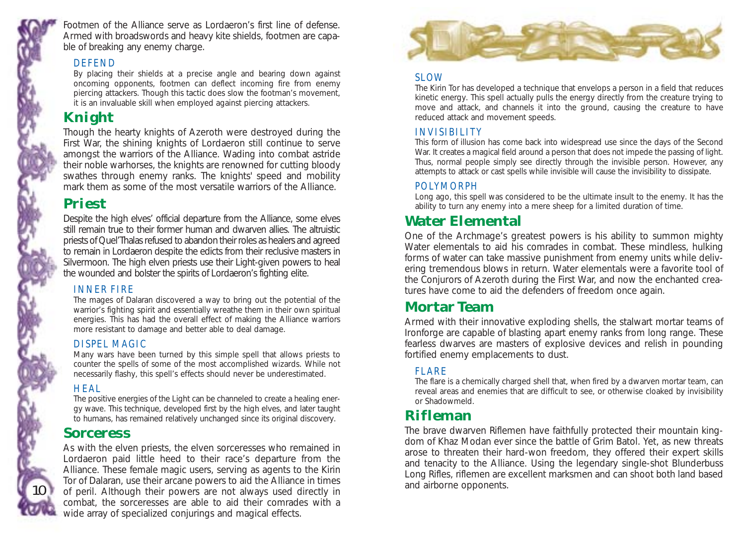Footmen of the Alliance serve as Lordaeron's first line of defense. Armed with broadswords and heavy kite shields, footmen are capable of breaking any enemy charge.

### DEFEND

By placing their shields at a precise angle and bearing down against oncoming opponents, footmen can deflect incoming fire from enemy piercing attackers. Though this tactic does slow the footman's movement, it is an invaluable skill when employed against piercing attackers.

## Knight

Though the hearty knights of Azeroth were destroyed during the First War, the shining knights of Lordaeron still continue to serve amongst the warriors of the Alliance. Wading into combat astride their noble warhorses, the knights are renowned for cutting bloody swathes through enemy ranks. The knights' speed and mobility mark them as some of the most versatile warriors of the Alliance.

## Priest

Despite the high elves' official departure from the Alliance, some elves still remain true to their former human and dwarven allies. The altruistic priests of Quel'Thalas refused to abandon their roles as healers and agreed to remain in Lordaeron despite the edicts from their reclusive masters in Silvermoon. The high elven priests use their Light-given powers to heal the wounded and bolster the spirits of Lordaeron's fighting elite.

### INNER FIRE

The mages of Dalaran discovered a way to bring out the potential of the warrior's fighting spirit and essentially wreathe them in their own spiritual energies. This has had the overall effect of making the Alliance warriors more resistant to damage and better able to deal damage.

### DISPEL MAGIC

Many wars have been turned by this simple spell that allows priests to counter the spells of some of the most accomplished wizards. While not necessarily flashy, this spell's effects should never be underestimated.

### HEAL

The positive energies of the Light can be channeled to create a healing energy wave. This technique, developed first by the high elves, and later taught to humans, has remained relatively unchanged since its original discovery.

## Sorceress

As with the elven priests, the elven sorceresses who remained in Lordaeron paid little heed to their race's departure from the Alliance. These female magic users, serving as agents to the Kirin Tor of Dalaran, use their arcane powers to aid the Alliance in times of peril. Although their powers are not always used directly in combat, the sorceresses are able to aid their comrades with a wide array of specialized conjurings and magical effects.

### SLOW

The Kirin Tor has developed a technique that envelops a person in a field that reduces kinetic energy. This spell actually pulls the energy directly from the creature trying to move and attack, and channels it into the ground, causing the creature to have reduced attack and movement speeds.

### INVISIBILITY

This form of illusion has come back into widespread use since the days of the Second War. It creates a magical field around a person that does not impede the passing of light. Thus, normal people simply see directly through the invisible person. However, any attempts to attack or cast spells while invisible will cause the invisibility to dissipate.

### POLYMORPH

Long ago, this spell was considered to be the ultimate insult to the enemy. It has the ability to turn any enemy into a mere sheep for a limited duration of time.

## Water Elemental

One of the Archmage's greatest powers is his ability to summon mighty Water elementals to aid his comrades in combat. These mindless, hulking forms of water can take massive punishment from enemy units while delivering tremendous blows in return. Water elementals were a favorite tool of the Conjurors of Azeroth during the First War, and now the enchanted creatures have come to aid the defenders of freedom once again.

## Mortar Team

Armed with their innovative exploding shells, the stalwart mortar teams of Ironforge are capable of blasting apart enemy ranks from long range. These fearless dwarves are masters of explosive devices and relish in pounding fortified enemy emplacements to dust.

### FLARE

The flare is a chemically charged shell that, when fired by a dwarven mortar team, can reveal areas and enemies that are difficult to see, or otherwise cloaked by invisibility or Shadowmeld.

## Rifleman

The brave dwarven Riflemen have faithfully protected their mountain kingdom of Khaz Modan ever since the battle of Grim Batol. Yet, as new threats arose to threaten their hard-won freedom, they offered their expert skills and tenacity to the Alliance. Using the legendary single-shot Blunderbuss Long Rifles, riflemen are excellent marksmen and can shoot both land based and airborne opponents.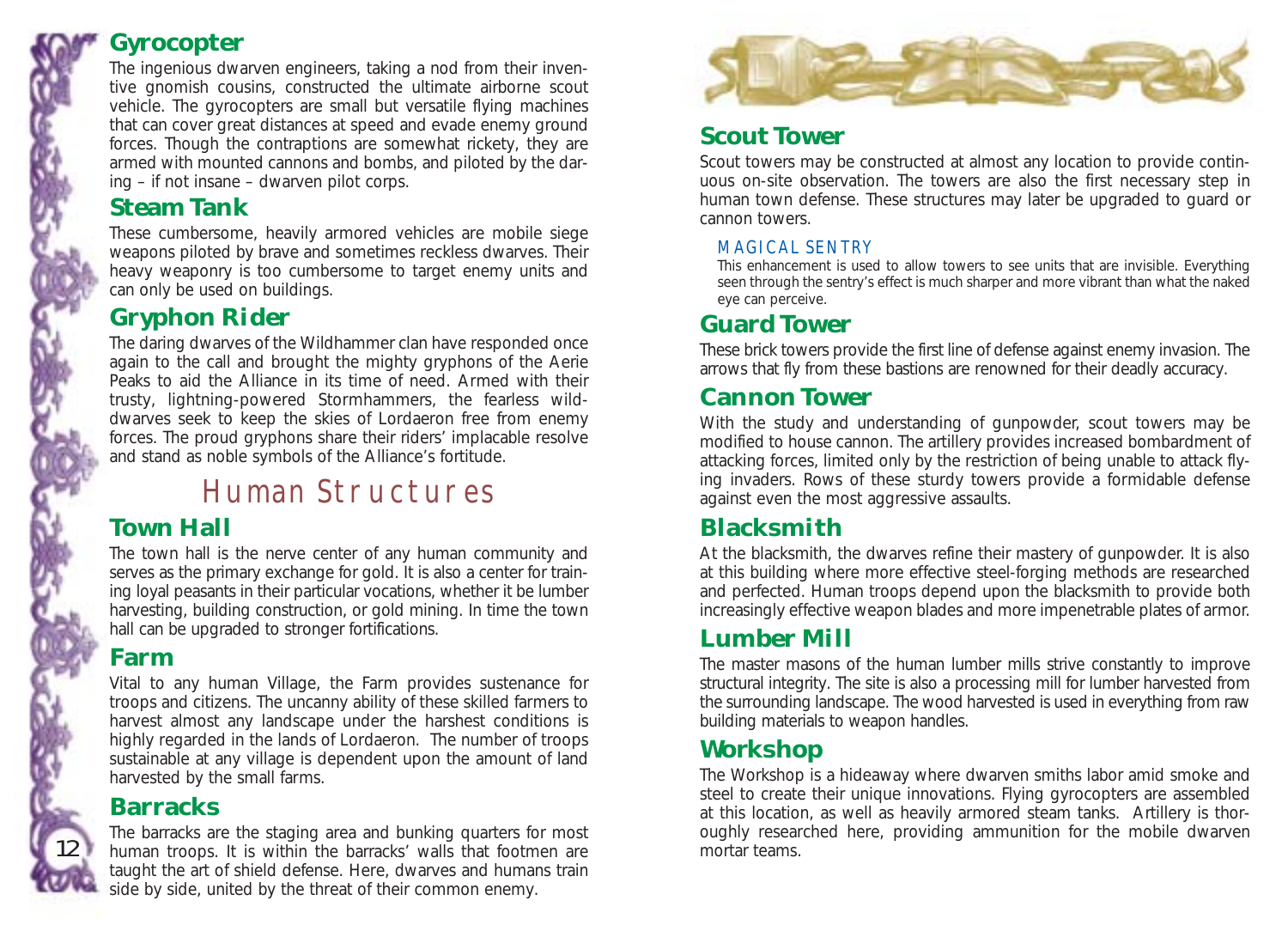### Gyrocopter

The ingenious dwarven engineers, taking a nod from their inventive gnomish cousins, constructed the ultimate airborne scout vehicle. The gyrocopters are small but versatile flying machines that can cover great distances at speed and evade enemy ground forces. Though the contraptions are somewhat rickety, they are armed with mounted cannons and bombs, and piloted by the daring – if not insane – dwarven pilot corps.

### Steam Tank

These cumbersome, heavily armored vehicles are mobile siege weapons piloted by brave and sometimes reckless dwarves. Their heavy weaponry is too cumbersome to target enemy units and can only be used on buildings.

### Gryphon Rider

The daring dwarves of the Wildhammer clan have responded once again to the call and brought the mighty gryphons of the Aerie Peaks to aid the Alliance in its time of need. Armed with their trusty, lightning-powered Stormhammers, the fearless wild-dwarves seek to keep the skies of Lordaeron free from enemy forces. The proud gryphons share their riders' implacable resolve and stand as noble symbols of the Alliance's fortitude.

## Human Structures

### Town Hall

The town hall is the nerve center of any human community and serves as the primary exchange for gold. It is also a center for training loyal peasants in their particular vocations, whether it be lumber harvesting, building construction, or gold mining. In time the town hall can be upgraded to stronger fortifications.

### Farm

Vital to any human Village, the Farm provides sustenance for troops and citizens. The uncanny ability of these skilled farmers to harvest almost any landscape under the harshest conditions is highly regarded in the lands of Lordaeron. The number of troops sustainable at any village is dependent upon the amount of land harvested by the small farms.

### Barracks

The barracks are the staging area and bunking quarters for most human troops. It is within the barracks' walls that footmen are taught the art of shield defense. Here, dwarves and humans train side by side, united by the threat of their common enemy.

### Scout Tower

Scout towers may be constructed at almost any location to provide continuous on-site observation. The towers are also the first necessary step in human town defense. These structures may later be upgraded to guard or cannon towers.

#### MAGICAL SENTRY

This enhancement is used to allow towers to see units that are invisible. Everything seen through the sentry's effect is much sharper and more vibrant than what the naked eye can perceive.

### Guard Tower

These brick towers provide the first line of defense against enemy invasion. The arrows that fly from these bastions are renowned for their deadly accuracy.

### Cannon Tower

With the study and understanding of gunpowder, scout towers may be modified to house cannon. The artillery provides increased bombardment of attacking forces, limited only by the restriction of being unable to attack flying invaders. Rows of these sturdy towers provide a formidable defense against even the most aggressive assaults.

### Blacksmith

At the blacksmith, the dwarves refine their mastery of gunpowder. It is also at this building where more effective steel-forging methods are researched and perfected. Human troops depend upon the blacksmith to provide both increasingly effective weapon blades and more impenetrable plates of armor.

### Lumber Mill

The master masons of the human lumber mills strive constantly to improve structural integrity. The site is also a processing mill for lumber harvested from the surrounding landscape. The wood harvested is used in everything from raw building materials to weapon handles.

### Workshop

The Workshop is a hideaway where dwarven smiths labor amid smoke and steel to create their unique innovations. Flying gyrocopters are assembled at this location, as well as heavily armored steam tanks. Artillery is thoroughly researched here, providing ammunition for the mobile dwarven mortar teams.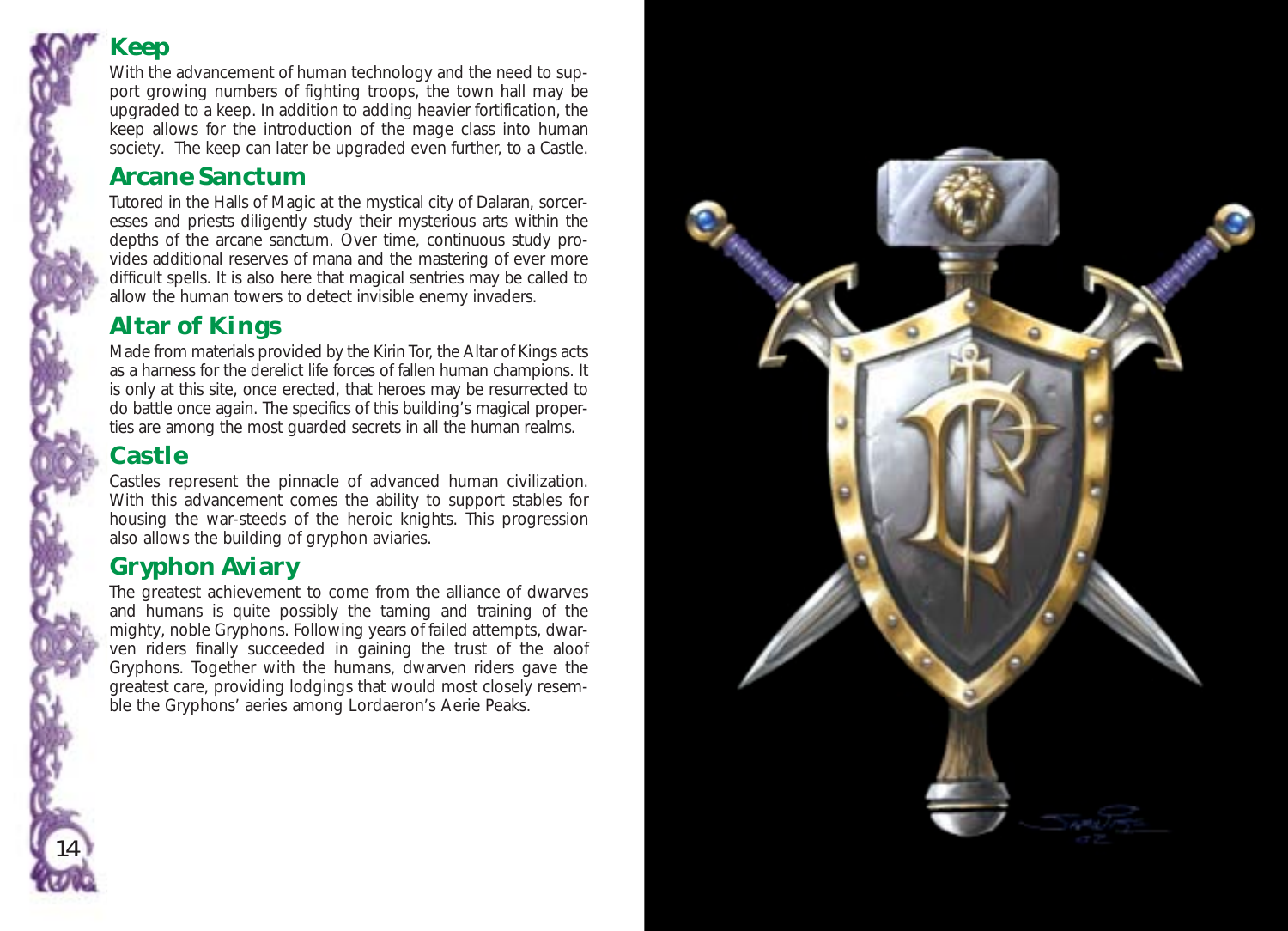## Keep

With the advancement of human technology and the need to support growing numbers of fighting troops, the town hall may be upgraded to a keep. In addition to adding heavier fortification, the keep allows for the introduction of the mage class into human society. The keep can later be upgraded even further, to a Castle.

## Arcane Sanctum

Tutored in the Halls of Magic at the mystical city of Dalaran, sorceresses and priests diligently study their mysterious arts within the depths of the arcane sanctum. Over time, continuous study provides additional reserves of mana and the mastering of ever more difficult spells. It is also here that magical sentries may be called to allow the human towers to detect invisible enemy invaders.

## Altar of Kings

Made from materials provided by the Kirin Tor, the Altar of Kings acts as a harness for the derelict life forces of fallen human champions. It is only at this site, once erected, that heroes may be resurrected to do battle once again. The specifics of this building's magical properties are among the most guarded secrets in all the human realms.

## Castle

Castles represent the pinnacle of advanced human civilization. With this advancement comes the ability to support stables for housing the war-steeds of the heroic knights. This progression also allows the building of gryphon aviaries.

## Gryphon Aviary

The greatest achievement to come from the alliance of dwarves and humans is quite possibly the taming and training of the mighty, noble Gryphons. Following years of failed attempts, dwarven riders finally succeeded in gaining the trust of the aloof Gryphons. Together with the humans, dwarven riders gave the greatest care, providing lodgings that would most closely resemble the Gryphons' aeries among Lordaeron's Aerie Peaks.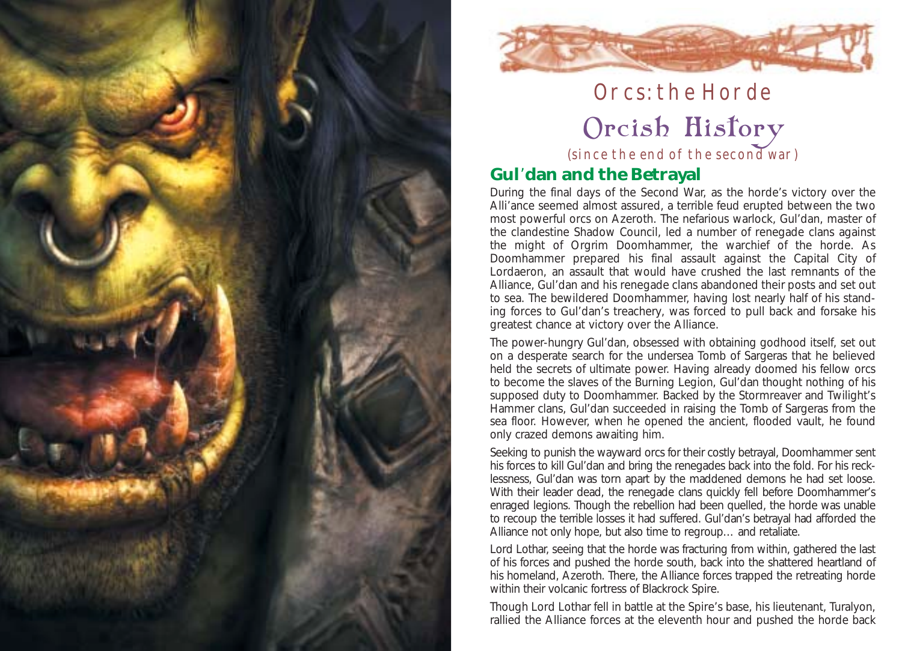# Orcs: the Horde

## Orcish History

*(since the end of the second war)*

### Gul'dan and the Betrayal

During the final days of the Second War, as the horde's victory over the Alli'ance seemed almost assured, a terrible feud erupted between the two most powerful orcs on Azeroth. The nefarious warlock, Gul'dan, master of the clandestine Shadow Council, led a number of renegade clans against the might of Orgrim Doomhammer, the warchief of the horde. As Doomhammer prepared his final assault against the Capital City of Lordaeron, an assault that would have crushed the last remnants of the Alliance, Gul'dan and his renegade clans abandoned their posts and set out to sea. The bewildered Doomhammer, having lost nearly half of his standing forces to Gul'dan's treachery, was forced to pull back and forsake his greatest chance at victory over the Alliance.

The power-hungry Gul'dan, obsessed with obtaining godhood itself, set out on a desperate search for the undersea Tomb of Sargeras that he believed held the secrets of ultimate power. Having already doomed his fellow orcs to become the slaves of the Burning Legion, Gul'dan thought nothing of his supposed duty to Doomhammer. Backed by the Stormreaver and Twilight's Hammer clans, Gul'dan succeeded in raising the Tomb of Sargeras from the sea floor. However, when he opened the ancient, flooded vault, he found only crazed demons awaiting him.

Seeking to punish the wayward orcs for their costly betrayal, Doomhammer sent his forces to kill Gul'dan and bring the renegades back into the fold. For his recklessness, Gul'dan was torn apart by the maddened demons he had set loose. With their leader dead, the renegade clans quickly fell before Doomhammer's enraged legions. Though the rebellion had been quelled, the horde was unable to recoup the terrible losses it had suffered. Gul'dan's betrayal had afforded the Alliance not only hope, but also time to regroup... and retaliate.

Lord Lothar, seeing that the horde was fracturing from within, gathered the last of his forces and pushed the horde south, back into the shattered heartland of his homeland, Azeroth. There, the Alliance forces trapped the retreating horde within their volcanic fortress of Blackrock Spire.

Though Lord Lothar fell in battle at the Spire's base, his lieutenant, Turalyon, rallied the Alliance forces at the eleventh hour and pushed the horde back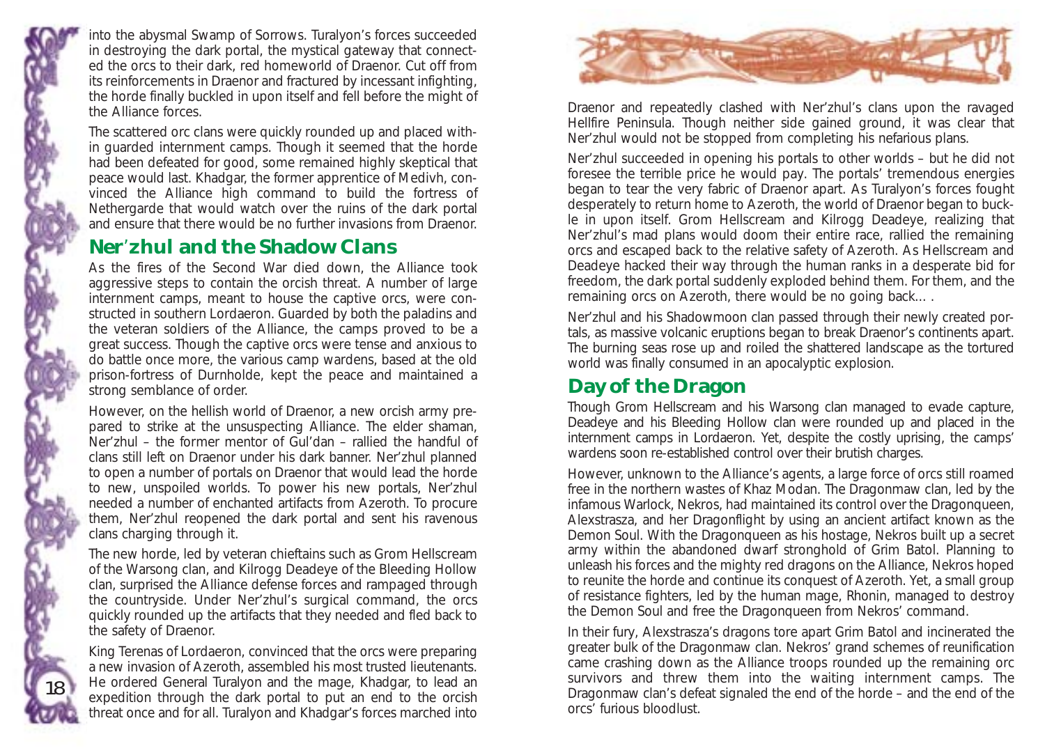into the abysmal Swamp of Sorrows. Turalyon's forces succeeded in destroying the dark portal, the mystical gateway that connected the orcs to their dark, red homeworld of Draenor. Cut off from its reinforcements in Draenor and fractured by incessant infighting, the horde finally buckled in upon itself and fell before the might of the Alliance forces.

The scattered orc clans were quickly rounded up and placed within guarded internment camps. Though it seemed that the horde had been defeated for good, some remained highly skeptical that peace would last. Khadgar, the former apprentice of Medivh, convinced the Alliance high command to build the fortress of Nethergarde that would watch over the ruins of the dark portal and ensure that there would be no further invasions from Draenor.

## Ner'zhul and the Shadow Clans

As the fires of the Second War died down, the Alliance took aggressive steps to contain the orcish threat. A number of large internment camps, meant to house the captive orcs, were constructed in southern Lordaeron. Guarded by both the paladins and the veteran soldiers of the Alliance, the camps proved to be a great success. Though the captive orcs were tense and anxious to do battle once more, the various camp wardens, based at the old prison-fortress of Durnholde, kept the peace and maintained a strong semblance of order.

However, on the hellish world of Draenor, a new orcish army prepared to strike at the unsuspecting Alliance. The elder shaman, Ner'zhul – the former mentor of Gul'dan – rallied the handful of clans still left on Draenor under his dark banner. Ner'zhul planned to open a number of portals on Draenor that would lead the horde to new, unspoiled worlds. To power his new portals, Ner'zhul needed a number of enchanted artifacts from Azeroth. To procure them, Ner'zhul reopened the dark portal and sent his ravenous clans charging through it.

The new horde, led by veteran chieftains such as Grom Hellscream of the Warsong clan, and Kilrogg Deadeye of the Bleeding Hollow clan, surprised the Alliance defense forces and rampaged through the countryside. Under Ner'zhul's surgical command, the orcs quickly rounded up the artifacts that they needed and fled back to the safety of Draenor.

King Terenas of Lordaeron, convinced that the orcs were preparing a new invasion of Azeroth, assembled his most trusted lieutenants. He ordered General Turalyon and the mage, Khadgar, to lead an expedition through the dark portal to put an end to the orcish threat once and for all. Turalyon and Khadgar's forces marched into Draenor and repeatedly clashed with Ner'zhul's clans upon the ravaged Hellfire Peninsula. Though neither side gained ground, it was clear that Ner'zhul would not be stopped from completing his nefarious plans.

Ner'zhul succeeded in opening his portals to other worlds – but he did not foresee the terrible price he would pay. The portals' tremendous energies began to tear the very fabric of Draenor apart. As Turalyon's forces fought desperately to return home to Azeroth, the world of Draenor began to buckle in upon itself. Grom Hellscream and Kilrogg Deadeye, realizing that Ner'zhul's mad plans would doom their entire race, rallied the remaining orcs and escaped back to the relative safety of Azeroth. As Hellscream and Deadeye hacked their way through the human ranks in a desperate bid for freedom, the dark portal suddenly exploded behind them. For them, and the remaining orcs on Azeroth, there would be no going back... .

Ner'zhul and his Shadowmoon clan passed through their newly created portals, as massive volcanic eruptions began to break Draenor's continents apart. The burning seas rose up and roiled the shattered landscape as the tortured world was finally consumed in an apocalyptic explosion.

## Day of the Dragon

Though Grom Hellscream and his Warsong clan managed to evade capture, Deadeye and his Bleeding Hollow clan were rounded up and placed in the internment camps in Lordaeron. Yet, despite the costly uprising, the camps' wardens soon re-established control over their brutish charges.

However, unknown to the Alliance's agents, a large force of orcs still roamed free in the northern wastes of Khaz Modan. The Dragonmaw clan, led by the infamous Warlock, Nekros, had maintained its control over the Dragonqueen, Alexstrasza, and her Dragonflight by using an ancient artifact known as the Demon Soul. With the Dragonqueen as his hostage, Nekros built up a secret army within the abandoned dwarf stronghold of Grim Batol. Planning to unleash his forces and the mighty red dragons on the Alliance, Nekros hoped to reunite the horde and continue its conquest of Azeroth. Yet, a small group of resistance fighters, led by the human mage, Rhonin, managed to destroy the Demon Soul and free the Dragonqueen from Nekros' command.

In their fury, Alexstrasza's dragons tore apart Grim Batol and incinerated the greater bulk of the Dragonmaw clan. Nekros' grand schemes of reunification came crashing down as the Alliance troops rounded up the remaining orc survivors and threw them into the waiting internment camps. The Dragonmaw clan's defeat signaled the end of the horde – and the end of the orcs' furious bloodlust.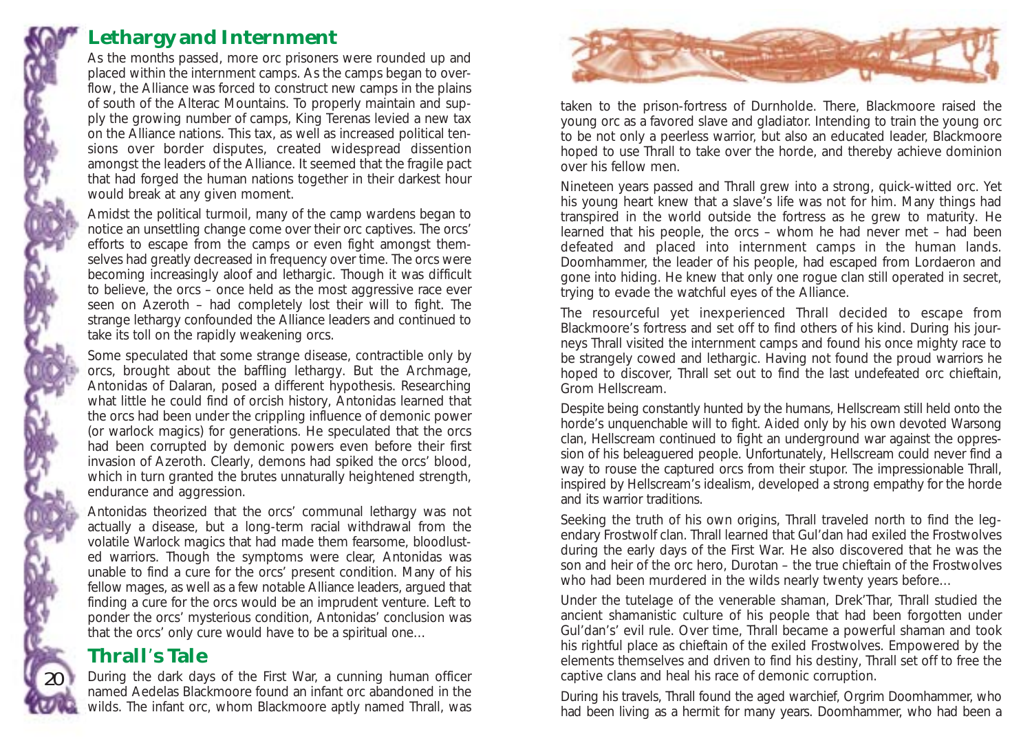## Lethargy and Internment

As the months passed, more orc prisoners were rounded up and placed within the internment camps. As the camps began to overflow, the Alliance was forced to construct new camps in the plains of south of the Alterac Mountains. To properly maintain and supply the growing number of camps, King Terenas levied a new tax on the Alliance nations. This tax, as well as increased political tensions over border disputes, created widespread dissention amongst the leaders of the Alliance. It seemed that the fragile pact that had forged the human nations together in their darkest hour would break at any given moment.

Amidst the political turmoil, many of the camp wardens began to notice an unsettling change come over their orc captives. The orcs' efforts to escape from the camps or even fight amongst themselves had greatly decreased in frequency over time. The orcs were becoming increasingly aloof and lethargic. Though it was difficult to believe, the orcs – once held as the most aggressive race ever seen on Azeroth – had completely lost their will to fight. The strange lethargy confounded the Alliance leaders and continued to take its toll on the rapidly weakening orcs.

Some speculated that some strange disease, contractible only by orcs, brought about the baffling lethargy. But the Archmage, Antonidas of Dalaran, posed a different hypothesis. Researching what little he could find of orcish history, Antonidas learned that the orcs had been under the crippling influence of demonic power (or warlock magics) for generations. He speculated that the orcs had been corrupted by demonic powers even before their first invasion of Azeroth. Clearly, demons had spiked the orcs' blood, which in turn granted the brutes unnaturally heightened strength, endurance and aggression.

Antonidas theorized that the orcs' communal lethargy was not actually a disease, but a long-term racial withdrawal from the volatile Warlock magics that had made them fearsome, bloodlusted warriors. Though the symptoms were clear, Antonidas was unable to find a cure for the orcs' present condition. Many of his fellow mages, as well as a few notable Alliance leaders, argued that finding a cure for the orcs would be an imprudent venture. Left to ponder the orcs' mysterious condition, Antonidas' conclusion was that the orcs' only cure would have to be a spiritual one…

## Thrall's Tale

During the dark days of the First War, a cunning human officer named Aedelas Blackmoore found an infant orc abandoned in the wilds. The infant orc, whom Blackmoore aptly named Thrall, was taken to the prison-fortress of Durnholde. There, Blackmoore raised the young orc as a favored slave and gladiator. Intending to train the young orc to be not only a peerless warrior, but also an educated leader, Blackmoore hoped to use Thrall to take over the horde, and thereby achieve dominion over his fellow men.

Nineteen years passed and Thrall grew into a strong, quick-witted orc. Yet his young heart knew that a slave's life was not for him. Many things had transpired in the world outside the fortress as he grew to maturity. He learned that his people, the orcs – whom he had never met – had been defeated and placed into internment camps in the human lands. Doomhammer, the leader of his people, had escaped from Lordaeron and gone into hiding. He knew that only one rogue clan still operated in secret, trying to evade the watchful eyes of the Alliance.

The resourceful yet inexperienced Thrall decided to escape from Blackmoore's fortress and set off to find others of his kind. During his journeys Thrall visited the internment camps and found his once mighty race to be strangely cowed and lethargic. Having not found the proud warriors he hoped to discover, Thrall set out to find the last undefeated orc chieftain, Grom Hellscream.

Despite being constantly hunted by the humans, Hellscream still held onto the horde's unquenchable will to fight. Aided only by his own devoted Warsong clan, Hellscream continued to fight an underground war against the oppression of his beleaguered people. Unfortunately, Hellscream could never find a way to rouse the captured orcs from their stupor. The impressionable Thrall, inspired by Hellscream's idealism, developed a strong empathy for the horde and its warrior traditions.

Seeking the truth of his own origins, Thrall traveled north to find the legendary Frostwolf clan. Thrall learned that Gul'dan had exiled the Frostwolves during the early days of the First War. He also discovered that he was the son and heir of the orc hero, Durotan – the true chieftain of the Frostwolves who had been murdered in the wilds nearly twenty years before…

Under the tutelage of the venerable shaman, Drek'Thar, Thrall studied the ancient shamanistic culture of his people that had been forgotten under Gul'dan's' evil rule. Over time, Thrall became a powerful shaman and took his rightful place as chieftain of the exiled Frostwolves. Empowered by the elements themselves and driven to find his destiny, Thrall set off to free the captive clans and heal his race of demonic corruption.

During his travels, Thrall found the aged warchief, Orgrim Doomhammer, who had been living as a hermit for many years. Doomhammer, who had been a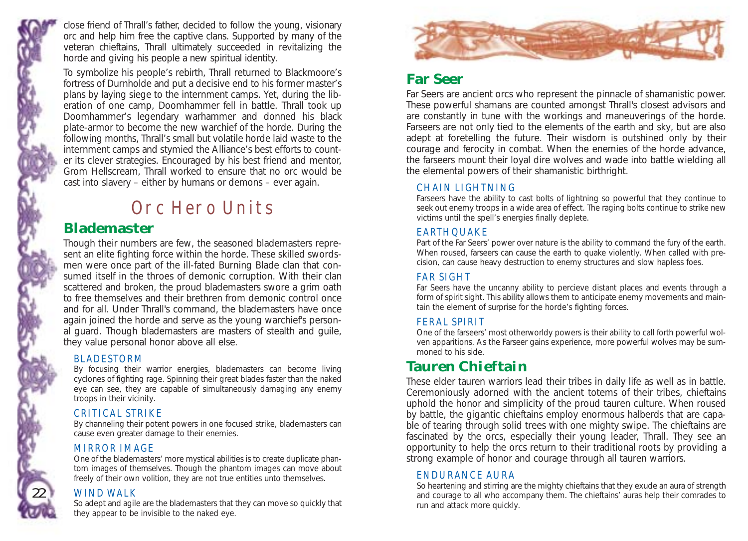close friend of Thrall's father, decided to follow the young, visionary orc and help him free the captive clans. Supported by many of the veteran chieftains, Thrall ultimately succeeded in revitalizing the horde and giving his people a new spiritual identity.

To symbolize his people's rebirth, Thrall returned to Blackmoore's fortress of Durnholde and put a decisive end to his former master's plans by laying siege to the internment camps. Yet, during the liberation of one camp, Doomhammer fell in battle. Thrall took up Doomhammer's legendary warhammer and donned his black plate-armor to become the new warchief of the horde. During the following months, Thrall's small but volatile horde laid waste to the internment camps and stymied the Alliance's best efforts to counter its clever strategies. Encouraged by his best friend and mentor, Grom Hellscream, Thrall worked to ensure that no orc would be cast into slavery – either by humans or demons – ever again.

# Orc Hero Units

## Blademaster

Though their numbers are few, the seasoned blademasters represent an elite fighting force within the horde. These skilled swordsmen were once part of the ill-fated Burning Blade clan that consumed itself in the throes of demonic corruption. With their clan scattered and broken, the proud blademasters swore a grim oath to free themselves and their brethren from demonic control once and for all. Under Thrall's command, the blademasters have once again joined the horde and serve as the young warchief's personal guard. Though blademasters are masters of stealth and guile, they value personal honor above all else.

### BLADESTORM

By focusing their warrior energies, blademasters can become living cyclones of fighting rage. Spinning their great blades faster than the naked eye can see, they are capable of simultaneously damaging any enemy troops in their vicinity.

### CRITICAL STRIKE

By channeling their potent powers in one focused strike, blademasters can cause even greater damage to their enemies.

### MIRROR IMAGE

One of the blademasters' more mystical abilities is to create duplicate phantom images of themselves. Though the phantom images can move about freely of their own volition, they are not true entities unto themselves.

### WIND WALK

So adept and agile are the blademasters that they can move so quickly that they appear to be invisible to the naked eye.

## Far Seer

Far Seers are ancient orcs who represent the pinnacle of shamanistic power. These powerful shamans are counted amongst Thrall's closest advisors and are constantly in tune with the workings and maneuverings of the horde. Farseers are not only tied to the elements of the earth and sky, but are also adept at foretelling the future. Their wisdom is outshined only by their courage and ferocity in combat. When the enemies of the horde advance, the farseers mount their loyal dire wolves and wade into battle wielding all the elemental powers of their shamanistic birthright.

### CHAIN LIGHTNING

Farseers have the ability to cast bolts of lightning so powerful that they continue to seek out enemy troops in a wide area of effect. The raging bolts continue to strike new victims until the spell's energies finally deplete.

### EARTHQUAKE

Part of the Far Seers' power over nature is the ability to command the fury of the earth. When roused, farseers can cause the earth to quake violently. When called with precision, can cause heavy destruction to enemy structures and slow hapless foes.

### FAR SIGHT

Far Seers have the uncanny ability to percieve distant places and events through a form of spirit sight. This ability allows them to anticipate enemy movements and maintain the element of surprise for the horde's fighting forces.

### FERAL SPIRIT

One of the farseers' most otherworldy powers is their ability to call forth powerful wolven apparitions. As the Farseer gains experience, more powerful wolves may be summoned to his side.

## Tauren Chieftain

These elder tauren warriors lead their tribes in daily life as well as in battle. Ceremoniously adorned with the ancient totems of their tribes, chieftains uphold the honor and simplicity of the proud tauren culture. When roused by battle, the gigantic chieftains employ enormous halberds that are capable of tearing through solid trees with one mighty swipe. The chieftains are fascinated by the orcs, especially their young leader, Thrall. They see an opportunity to help the orcs return to their traditional roots by providing a strong example of honor and courage through all tauren warriors.

### ENDURANCE AURA

So heartening and stirring are the mighty chieftains that they exude an aura of strength and courage to all who accompany them. The chieftains' auras help their comrades to run and attack more quickly.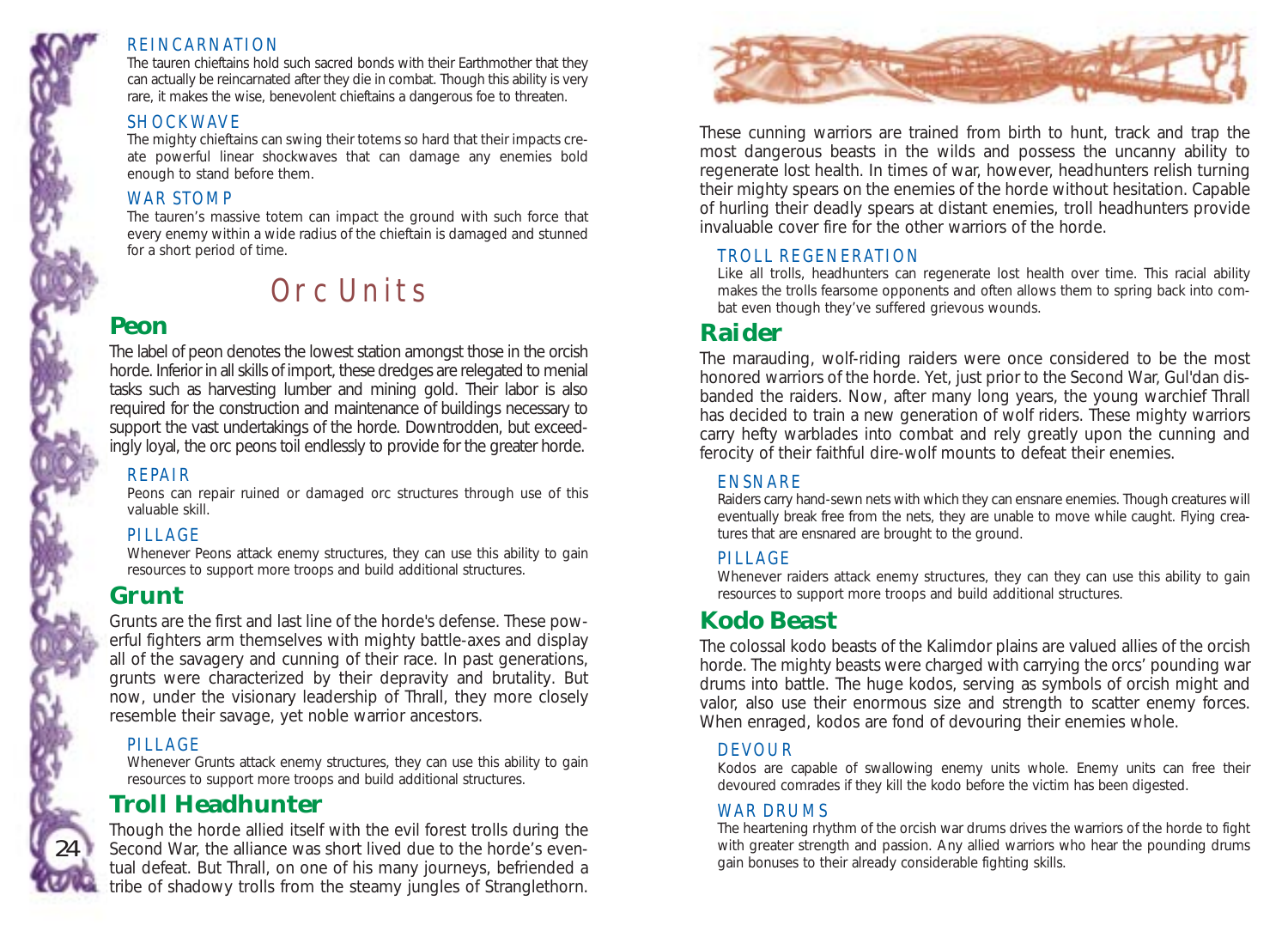### REINCARNATION

The tauren chieftains hold such sacred bonds with their Earthmother that they can actually be reincarnated after they die in combat. Though this ability is very rare, it makes the wise, benevolent chieftains a dangerous foe to threaten.

### SHOCKWAVE

The mighty chieftains can swing their totems so hard that their impacts create powerful linear shockwaves that can damage any enemies bold enough to stand before them.

### WAR STOMP

The tauren's massive totem can impact the ground with such force that every enemy within a wide radius of the chieftain is damaged and stunned for a short period of time.

# Orc Units

## Peon

The label of peon denotes the lowest station amongst those in the orcish horde. Inferior in all skills of import, these dredges are relegated to menial tasks such as harvesting lumber and mining gold. Their labor is also required for the construction and maintenance of buildings necessary to support the vast undertakings of the horde. Downtrodden, but exceedingly loyal, the orc peons toil endlessly to provide for the greater horde.

### REPAIR

Peons can repair ruined or damaged orc structures through use of this valuable skill.

### PILLAGE

Whenever Peons attack enemy structures, they can use this ability to gain resources to support more troops and build additional structures.

## Grunt

Grunts are the first and last line of the horde's defense. These powerful fighters arm themselves with mighty battle-axes and display all of the savagery and cunning of their race. In past generations, grunts were characterized by their depravity and brutality. But now, under the visionary leadership of Thrall, they more closely resemble their savage, yet noble warrior ancestors.

### PILLAGE

Whenever Grunts attack enemy structures, they can use this ability to gain resources to support more troops and build additional structures.

## Troll Headhunter

Though the horde allied itself with the evil forest trolls during the Second War, the alliance was short lived due to the horde's eventual defeat. But Thrall, on one of his many journeys, befriended a tribe of shadowy trolls from the steamy jungles of Stranglethorn. These cunning warriors are trained from birth to hunt, track and trap the most dangerous beasts in the wilds and possess the uncanny ability to regenerate lost health. In times of war, however, headhunters relish turning their mighty spears on the enemies of the horde without hesitation. Capable of hurling their deadly spears at distant enemies, troll headhunters provide invaluable cover fire for the other warriors of the horde.

### TROLL REGENERATION

Like all trolls, headhunters can regenerate lost health over time. This racial ability makes the trolls fearsome opponents and often allows them to spring back into combat even though they've suffered grievous wounds.

## Raider

The marauding, wolf-riding raiders were once considered to be the most honored warriors of the horde. Yet, just prior to the Second War, Gul'dan disbanded the raiders. Now, after many long years, the young warchief Thrall has decided to train a new generation of wolf riders. These mighty warriors carry hefty warblades into combat and rely greatly upon the cunning and ferocity of their faithful dire-wolf mounts to defeat their enemies.

### ENSNARE

Raiders carry hand-sewn nets with which they can ensnare enemies. Though creatures will eventually break free from the nets, they are unable to move while caught. Flying creatures that are ensnared are brought to the ground.

### PILLAGE

Whenever raiders attack enemy structures, they can they can use this ability to gain resources to support more troops and build additional structures.

## Kodo Beast

The colossal kodo beasts of the Kalimdor plains are valued allies of the orcish horde. The mighty beasts were charged with carrying the orcs' pounding war drums into battle. The huge kodos, serving as symbols of orcish might and valor, also use their enormous size and strength to scatter enemy forces. When enraged, kodos are fond of devouring their enemies whole.

### DEVOUR

Kodos are capable of swallowing enemy units whole. Enemy units can free their devoured comrades if they kill the kodo before the victim has been digested.

### WAR DRUMS

The heartening rhythm of the orcish war drums drives the warriors of the horde to fight with greater strength and passion. Any allied warriors who hear the pounding drums gain bonuses to their already considerable fighting skills.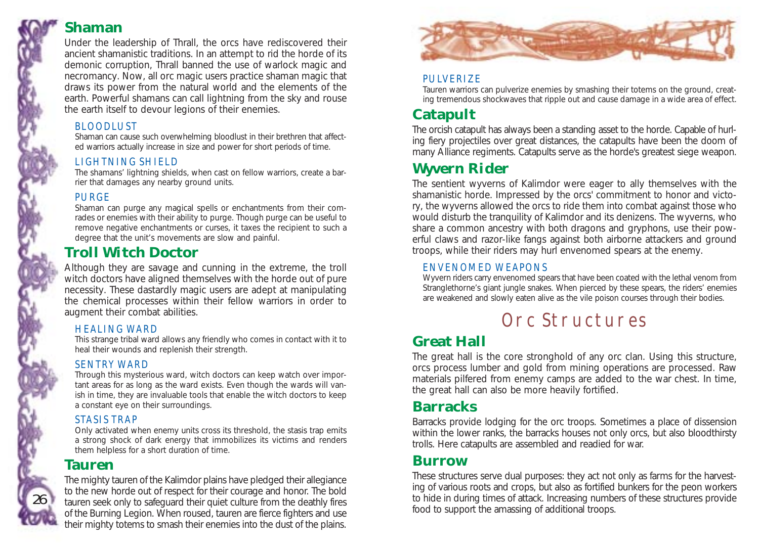## Shaman

Under the leadership of Thrall, the orcs have rediscovered their ancient shamanistic traditions. In an attempt to rid the horde of its demonic corruption, Thrall banned the use of warlock magic and necromancy. Now, all orc magic users practice shaman magic that draws its power from the natural world and the elements of the earth. Powerful shamans can call lightning from the sky and rouse the earth itself to devour legions of their enemies.

### BLOODLUST

Shaman can cause such overwhelming bloodlust in their brethren that affected warriors actually increase in size and power for short periods of time.

### LIGHTNING SHIELD

The shamans' lightning shields, when cast on fellow warriors, create a barrier that damages any nearby ground units.

### PURGE

Shaman can purge any magical spells or enchantments from their comrades or enemies with their ability to purge. Though purge can be useful to remove negative enchantments or curses, it taxes the recipient to such a degree that the unit's movements are slow and painful.

## Troll Witch Doctor

Although they are savage and cunning in the extreme, the troll witch doctors have aligned themselves with the horde out of pure necessity. These dastardly magic users are adept at manipulating the chemical processes within their fellow warriors in order to augment their combat abilities.

### HEALING WARD

This strange tribal ward allows any friendly who comes in contact with it to heal their wounds and replenish their strength.

### SENTRY WARD

Through this mysterious ward, witch doctors can keep watch over important areas for as long as the ward exists. Even though the wards will vanish in time, they are invaluable tools that enable the witch doctors to keep a constant eye on their surroundings.

### STASIS TRAP

Only activated when enemy units cross its threshold, the stasis trap emits a strong shock of dark energy that immobilizes its victims and renders them helpless for a short duration of time.

## Tauren

The mighty tauren of the Kalimdor plains have pledged their allegiance to the new horde out of respect for their courage and honor. The bold tauren seek only to safeguard their quiet culture from the deathly fires of the Burning Legion. When roused, tauren are fierce fighters and use their mighty totems to smash their enemies into the dust of the plains.

### PULVERIZE

Tauren warriors can pulverize enemies by smashing their totems on the ground, creating tremendous shockwaves that ripple out and cause damage in a wide area of effect.

## Catapult

The orcish catapult has always been a standing asset to the horde. Capable of hurling fiery projectiles over great distances, the catapults have been the doom of many Alliance regiments. Catapults serve as the horde's greatest siege weapon.

## Wyvern Rider

The sentient wyverns of Kalimdor were eager to ally themselves with the shamanistic horde. Impressed by the orcs' commitment to honor and victory, the wyverns allowed the orcs to ride them into combat against those who would disturb the tranquility of Kalimdor and its denizens. The wyverns, who share a common ancestry with both dragons and gryphons, use their powerful claws and razor-like fangs against both airborne attackers and ground troops, while their riders may hurl envenomed spears at the enemy.

### ENVENOMED WEAPONS

Wyvern riders carry envenomed spears that have been coated with the lethal venom from Stranglethorne's giant jungle snakes. When pierced by these spears, the riders' enemies are weakened and slowly eaten alive as the vile poison courses through their bodies.

# Orc Structures

## Great Hall

The great hall is the core stronghold of any orc clan. Using this structure, orcs process lumber and gold from mining operations are processed. Raw materials pilfered from enemy camps are added to the war chest. In time, the great hall can also be more heavily fortified.

## Barracks

Barracks provide lodging for the orc troops. Sometimes a place of dissension within the lower ranks, the barracks houses not only orcs, but also bloodthirsty trolls. Here catapults are assembled and readied for war.

## Burrow

These structures serve dual purposes: they act not only as farms for the harvesting of various roots and crops, but also as fortified bunkers for the peon workers to hide in during times of attack. Increasing numbers of these structures provide food to support the amassing of additional troops.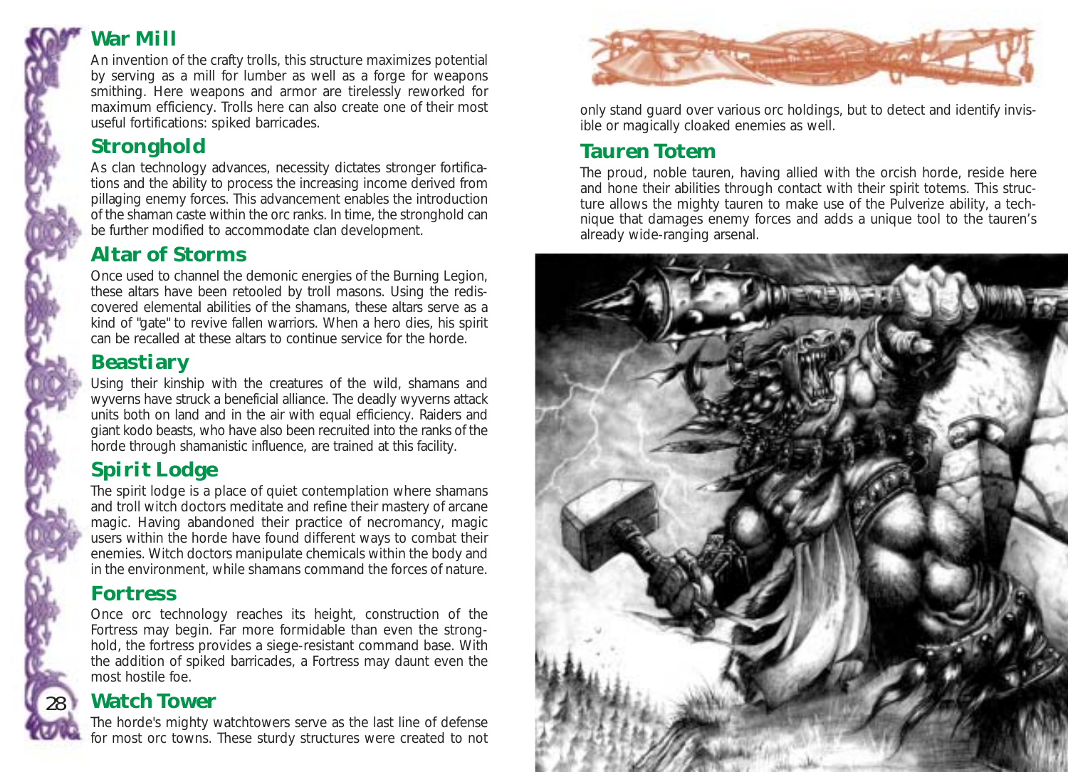## War Mill

An invention of the crafty trolls, this structure maximizes potential by serving as a mill for lumber as well as a forge for weapons smithing. Here weapons and armor are tirelessly reworked for maximum efficiency. Trolls here can also create one of their most useful fortifications: spiked barricades.

## Stronghold

As clan technology advances, necessity dictates stronger fortifications and the ability to process the increasing income derived from pillaging enemy forces. This advancement enables the introduction of the shaman caste within the orc ranks. In time, the stronghold can be further modified to accommodate clan development.

## Altar of Storms

Once used to channel the demonic energies of the Burning Legion, these altars have been retooled by troll masons. Using the rediscovered elemental abilities of the shamans, these altars serve as a kind of "gate" to revive fallen warriors. When a hero dies, his spirit can be recalled at these altars to continue service for the horde.

## Beastiary

Using their kinship with the creatures of the wild, shamans and wyverns have struck a beneficial alliance. The deadly wyverns attack units both on land and in the air with equal efficiency. Raiders and giant kodo beasts, who have also been recruited into the ranks of the horde through shamanistic influence, are trained at this facility.

## Spirit Lodge

The spirit lodge is a place of quiet contemplation where shamans and troll witch doctors meditate and refine their mastery of arcane magic. Having abandoned their practice of necromancy, magic users within the horde have found different ways to combat their enemies. Witch doctors manipulate chemicals within the body and in the environment, while shamans command the forces of nature.

## Fortress

Once orc technology reaches its height, construction of the Fortress may begin. Far more formidable than even the stronghold, the fortress provides a siege-resistant command base. With the addition of spiked barricades, a Fortress may daunt even the most hostile foe.

## Watch Tower

The horde's mighty watchtowers serve as the last line of defense for most orc towns. These sturdy structures were created to not only stand guard over various orc holdings, but to detect and identify invisible or magically cloaked enemies as well.

## Tauren Totem

The proud, noble tauren, having allied with the orcish horde, reside here and hone their abilities through contact with their spirit totems. This structure allows the mighty tauren to make use of the Pulverize ability, a technique that damages enemy forces and adds a unique tool to the tauren's already wide-ranging arsenal.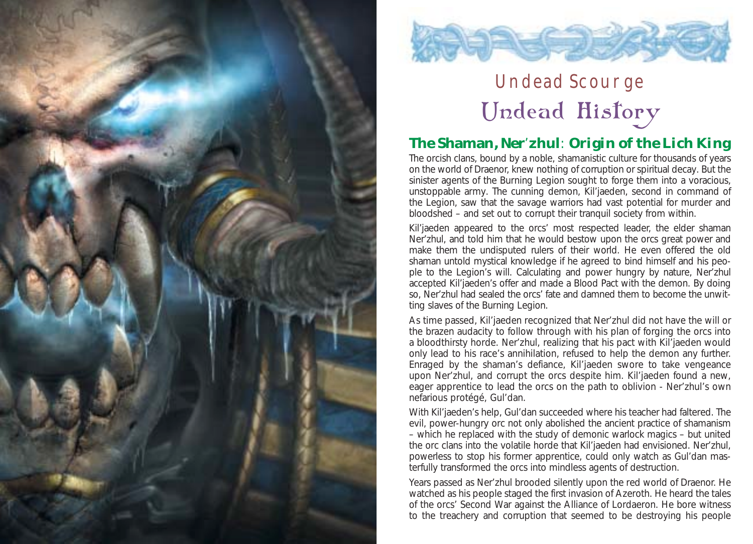# Undead Scourge

## Undead History

### The Shaman, Ner'zhul: Origin of the Lich King

The orcish clans, bound by a noble, shamanistic culture for thousands of years on the world of Draenor, knew nothing of corruption or spiritual decay. But the sinister agents of the Burning Legion sought to forge them into a voracious, unstoppable army. The cunning demon, Kil'jaeden, second in command of the Legion, saw that the savage warriors had vast potential for murder and bloodshed – and set out to corrupt their tranquil society from within.

Kil'jaeden appeared to the orcs' most respected leader, the elder shaman Ner'zhul, and told him that he would bestow upon the orcs great power and make them the undisputed rulers of their world. He even offered the old shaman untold mystical knowledge if he agreed to bind himself and his people to the Legion's will. Calculating and power hungry by nature, Ner'zhul accepted Kil'jaeden's offer and made a Blood Pact with the demon. By doing so, Ner'zhul had sealed the orcs' fate and damned them to become the unwitting slaves of the Burning Legion.

As time passed, Kil'jaeden recognized that Ner'zhul did not have the will or the brazen audacity to follow through with his plan of forging the orcs into a bloodthirsty horde. Ner'zhul, realizing that his pact with Kil'jaeden would only lead to his race's annihilation, refused to help the demon any further. Enraged by the shaman's defiance, Kil'jaeden swore to take vengeance upon Ner'zhul, and corrupt the orcs despite him. Kil'jaeden found a new, eager apprentice to lead the orcs on the path to oblivion - Ner'zhul's own nefarious protégé, Gul'dan.

With Kil'jaeden's help, Gul'dan succeeded where his teacher had faltered. The evil, power-hungry orc not only abolished the ancient practice of shamanism – which he replaced with the study of demonic warlock magics – but united the orc clans into the volatile horde that Kil'jaeden had envisioned. Ner'zhul, powerless to stop his former apprentice, could only watch as Gul'dan masterfully transformed the orcs into mindless agents of destruction.

Years passed as Ner'zhul brooded silently upon the red world of Draenor. He watched as his people staged the first invasion of Azeroth. He heard the tales of the orcs' Second War against the Alliance of Lordaeron. He bore witness to the treachery and corruption that seemed to be destroying his people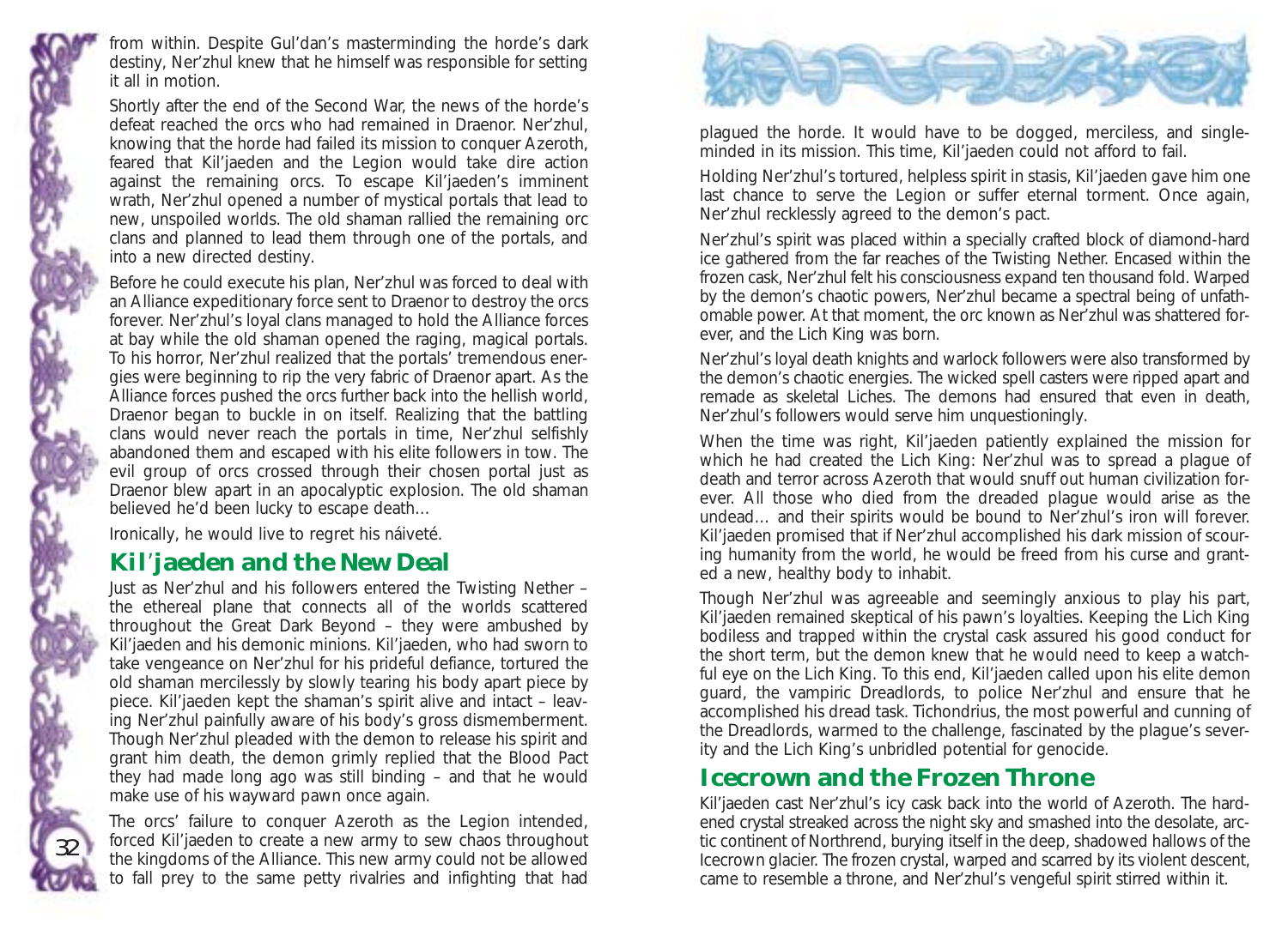from within. Despite Gul'dan's masterminding the horde's dark destiny, Ner'zhul knew that he himself was responsible for setting it all in motion.

Shortly after the end of the Second War, the news of the horde's defeat reached the orcs who had remained in Draenor. Ner'zhul, knowing that the horde had failed its mission to conquer Azeroth, feared that Kil'jaeden and the Legion would take dire action against the remaining orcs. To escape Kil'jaeden's imminent wrath, Ner'zhul opened a number of mystical portals that lead to new, unspoiled worlds. The old shaman rallied the remaining orc clans and planned to lead them through one of the portals, and into a new directed destiny.

Before he could execute his plan, Ner'zhul was forced to deal with an Alliance expeditionary force sent to Draenor to destroy the orcs forever. Ner'zhul's loyal clans managed to hold the Alliance forces at bay while the old shaman opened the raging, magical portals. To his horror, Ner'zhul realized that the portals' tremendous energies were beginning to rip the very fabric of Draenor apart. As the Alliance forces pushed the orcs further back into the hellish world, Draenor began to buckle in on itself. Realizing that the battling clans would never reach the portals in time, Ner'zhul selfishly abandoned them and escaped with his elite followers in tow. The evil group of orcs crossed through their chosen portal just as Draenor blew apart in an apocalyptic explosion. The old shaman believed he'd been lucky to escape death…

Ironically, he would live to regret his náiveté.

## Kil'jaeden and the New Deal

Just as Ner'zhul and his followers entered the Twisting Nether – the ethereal plane that connects all of the worlds scattered throughout the Great Dark Beyond – they were ambushed by Kil'jaeden and his demonic minions. Kil'jaeden, who had sworn to take vengeance on Ner'zhul for his prideful defiance, tortured the old shaman mercilessly by slowly tearing his body apart piece by piece. Kil'jaeden kept the shaman's spirit alive and intact – leaving Ner'zhul painfully aware of his body's gross dismemberment. Though Ner'zhul pleaded with the demon to release his spirit and grant him death, the demon grimly replied that the Blood Pact they had made long ago was still binding – and that he would make use of his wayward pawn once again.

The orcs' failure to conquer Azeroth as the Legion intended, forced Kil'jaeden to create a new army to sew chaos throughout the kingdoms of the Alliance. This new army could not be allowed to fall prey to the same petty rivalries and infighting that had plagued the horde. It would have to be dogged, merciless, and single-minded in its mission. This time, Kil'jaeden could not afford to fail.

Holding Ner'zhul's tortured, helpless spirit in stasis, Kil'jaeden gave him one last chance to serve the Legion or suffer eternal torment. Once again, Ner'zhul recklessly agreed to the demon's pact.

Ner'zhul's spirit was placed within a specially crafted block of diamond-hard ice gathered from the far reaches of the Twisting Nether. Encased within the frozen cask, Ner'zhul felt his consciousness expand ten thousand fold. Warped by the demon's chaotic powers, Ner'zhul became a spectral being of unfathomable power. At that moment, the orc known as Ner'zhul was shattered forever, and the Lich King was born.

Ner'zhul's loyal death knights and warlock followers were also transformed by the demon's chaotic energies. The wicked spell casters were ripped apart and remade as skeletal Liches. The demons had ensured that even in death, Ner'zhul's followers would serve him unquestioningly.

When the time was right, Kil'jaeden patiently explained the mission for which he had created the Lich King: Ner'zhul was to spread a plague of death and terror across Azeroth that would snuff out human civilization forever. All those who died from the dreaded plague would arise as the undead… and their spirits would be bound to Ner'zhul's iron will forever. Kil'jaeden promised that if Ner'zhul accomplished his dark mission of scouring humanity from the world, he would be freed from his curse and granted a new, healthy body to inhabit.

Though Ner'zhul was agreeable and seemingly anxious to play his part, Kil'jaeden remained skeptical of his pawn's loyalties. Keeping the Lich King bodiless and trapped within the crystal cask assured his good conduct for the short term, but the demon knew that he would need to keep a watchful eye on the Lich King. To this end, Kil'jaeden called upon his elite demon guard, the vampiric Dreadlords, to police Ner'zhul and ensure that he accomplished his dread task. Tichondrius, the most powerful and cunning of the Dreadlords, warmed to the challenge, fascinated by the plague's severity and the Lich King's unbridled potential for genocide.

## Icecrown and the Frozen Throne

Kil'jaeden cast Ner'zhul's icy cask back into the world of Azeroth. The hardened crystal streaked across the night sky and smashed into the desolate, arctic continent of Northrend, burying itself in the deep, shadowed hallows of the Icecrown glacier. The frozen crystal, warped and scarred by its violent descent, came to resemble a throne, and Ner'zhul's vengeful spirit stirred within it.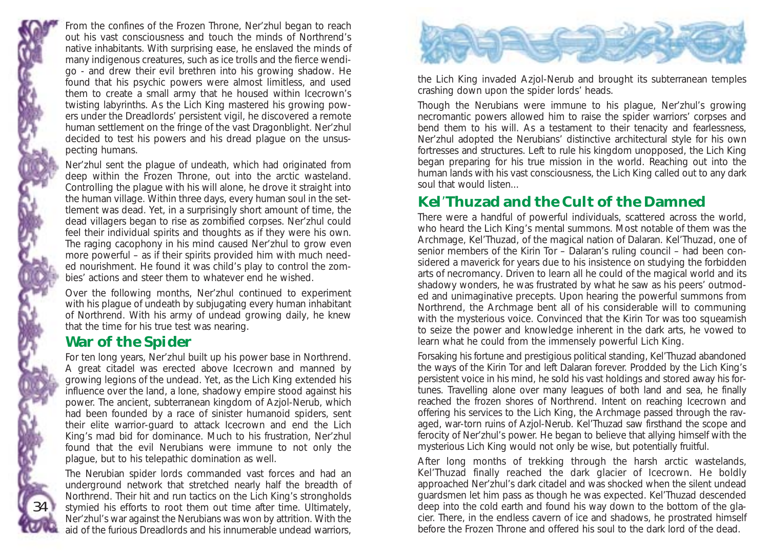From the confines of the Frozen Throne, Ner'zhul began to reach out his vast consciousness and touch the minds of Northrend's native inhabitants. With surprising ease, he enslaved the minds of many indigenous creatures, such as ice trolls and the fierce wendigo - and drew their evil brethren into his growing shadow. He found that his psychic powers were almost limitless, and used them to create a small army that he housed within Icecrown's twisting labyrinths. As the Lich King mastered his growing powers under the Dreadlords' persistent vigil, he discovered a remote human settlement on the fringe of the vast Dragonblight. Ner'zhul decided to test his powers and his dread plague on the unsuspecting humans.

Ner'zhul sent the plague of undeath, which had originated from deep within the Frozen Throne, out into the arctic wasteland. Controlling the plague with his will alone, he drove it straight into the human village. Within three days, every human soul in the settlement was dead. Yet, in a surprisingly short amount of time, the dead villagers began to rise as zombified corpses. Ner'zhul could feel their individual spirits and thoughts as if they were his own. The raging cacophony in his mind caused Ner'zhul to grow even more powerful – as if their spirits provided him with much needed nourishment. He found it was child's play to control the zombies' actions and steer them to whatever end he wished.

Over the following months, Ner'zhul continued to experiment with his plague of undeath by subjugating every human inhabitant of Northrend. With his army of undead growing daily, he knew that the time for his true test was nearing.

## War of the Spider

For ten long years, Ner'zhul built up his power base in Northrend. A great citadel was erected above Icecrown and manned by growing legions of the undead. Yet, as the Lich King extended his influence over the land, a lone, shadowy empire stood against his power. The ancient, subterranean kingdom of Azjol-Nerub, which had been founded by a race of sinister humanoid spiders, sent their elite warrior-guard to attack Icecrown and end the Lich King's mad bid for dominance. Much to his frustration, Ner'zhul found that the evil Nerubians were immune to not only the plague, but to his telepathic domination as well.

The Nerubian spider lords commanded vast forces and had an underground network that stretched nearly half the breadth of Northrend. Their hit and run tactics on the Lich King's strongholds stymied his efforts to root them out time after time. Ultimately, Ner'zhul's war against the Nerubians was won by attrition. With the aid of the furious Dreadlords and his innumerable undead warriors, the Lich King invaded Azjol-Nerub and brought its subterranean temples crashing down upon the spider lords' heads.

Though the Nerubians were immune to his plague, Ner'zhul's growing necromantic powers allowed him to raise the spider warriors' corpses and bend them to his will. As a testament to their tenacity and fearlessness, Ner'zhul adopted the Nerubians' distinctive architectural style for his own fortresses and structures. Left to rule his kingdom unopposed, the Lich King began preparing for his true mission in the world. Reaching out into the human lands with his vast consciousness, the Lich King called out to any dark soul that would listen...

## Kel'Thuzad and the Cult of the Damned

There were a handful of powerful individuals, scattered across the world, who heard the Lich King's mental summons. Most notable of them was the Archmage, Kel'Thuzad, of the magical nation of Dalaran. Kel'Thuzad, one of senior members of the Kirin Tor – Dalaran's ruling council – had been considered a maverick for years due to his insistence on studying the forbidden arts of necromancy. Driven to learn all he could of the magical world and its shadowy wonders, he was frustrated by what he saw as his peers' outmoded and unimaginative precepts. Upon hearing the powerful summons from Northrend, the Archmage bent all of his considerable will to communing with the mysterious voice. Convinced that the Kirin Tor was too squeamish to seize the power and knowledge inherent in the dark arts, he vowed to learn what he could from the immensely powerful Lich King.

Forsaking his fortune and prestigious political standing, Kel'Thuzad abandoned the ways of the Kirin Tor and left Dalaran forever. Prodded by the Lich King's persistent voice in his mind, he sold his vast holdings and stored away his fortunes. Travelling alone over many leagues of both land and sea, he finally reached the frozen shores of Northrend. Intent on reaching Icecrown and offering his services to the Lich King, the Archmage passed through the ravaged, war-torn ruins of Azjol-Nerub. Kel'Thuzad saw firsthand the scope and ferocity of Ner'zhul's power. He began to believe that allying himself with the mysterious Lich King would not only be wise, but potentially fruitful.

After long months of trekking through the harsh arctic wastelands, Kel'Thuzad finally reached the dark glacier of Icecrown. He boldly approached Ner'zhul's dark citadel and was shocked when the silent undead guardsmen let him pass as though he was expected. Kel'Thuzad descended deep into the cold earth and found his way down to the bottom of the glacier. There, in the endless cavern of ice and shadows, he prostrated himself before the Frozen Throne and offered his soul to the dark lord of the dead.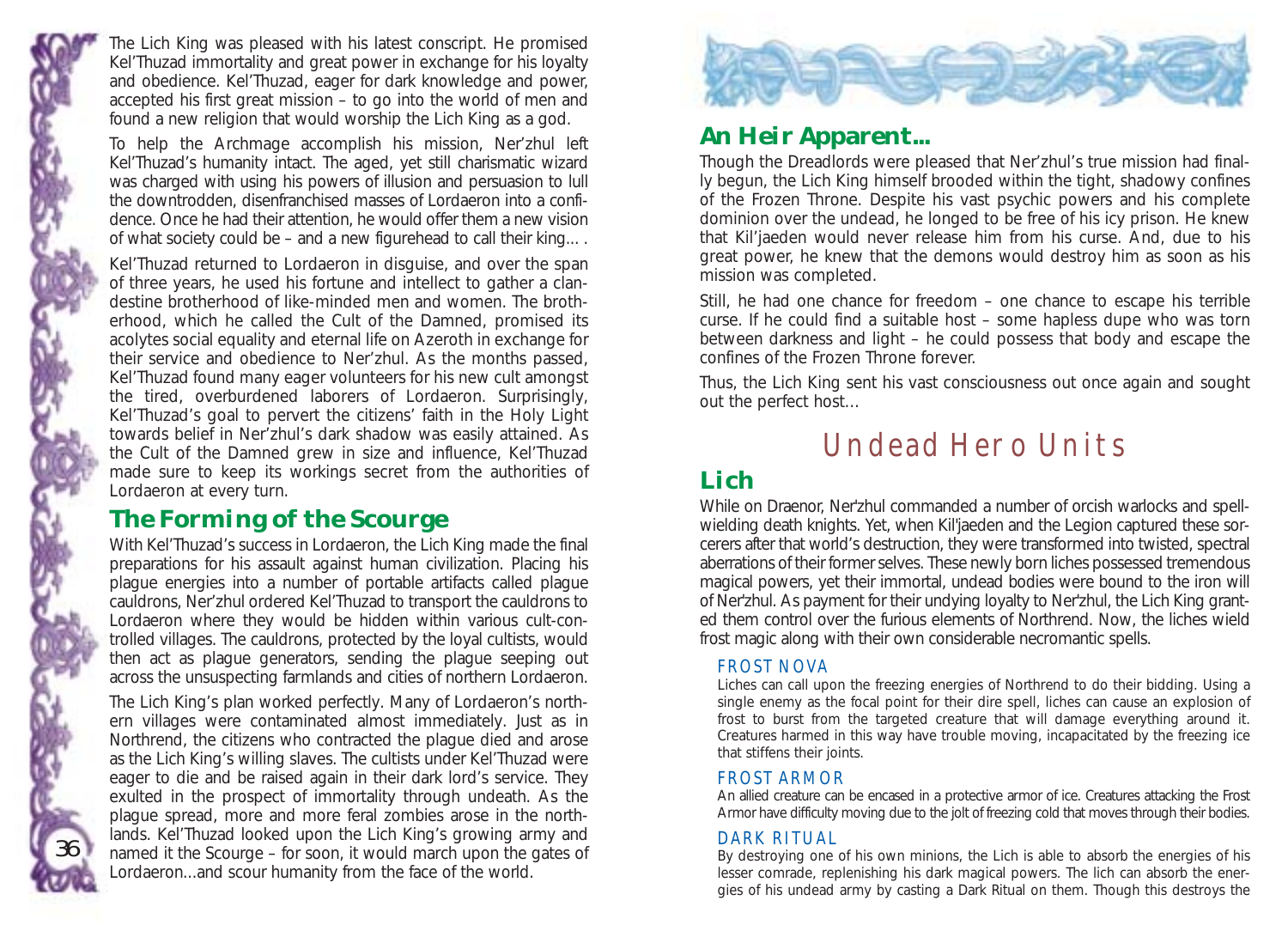The Lich King was pleased with his latest conscript. He promised Kel'Thuzad immortality and great power in exchange for his loyalty and obedience. Kel'Thuzad, eager for dark knowledge and power, accepted his first great mission – to go into the world of men and found a new religion that would worship the Lich King as a god.

To help the Archmage accomplish his mission, Ner'zhul left Kel'Thuzad's humanity intact. The aged, yet still charismatic wizard was charged with using his powers of illusion and persuasion to lull the downtrodden, disenfranchised masses of Lordaeron into a confidence. Once he had their attention, he would offer them a new vision of what society could be – and a new figurehead to call their king... .

Kel'Thuzad returned to Lordaeron in disguise, and over the span of three years, he used his fortune and intellect to gather a clandestine brotherhood of like-minded men and women. The brotherhood, which he called the Cult of the Damned, promised its acolytes social equality and eternal life on Azeroth in exchange for their service and obedience to Ner'zhul. As the months passed, Kel'Thuzad found many eager volunteers for his new cult amongst the tired, overburdened laborers of Lordaeron. Surprisingly, Kel'Thuzad's goal to pervert the citizens' faith in the Holy Light towards belief in Ner'zhul's dark shadow was easily attained. As the Cult of the Damned grew in size and influence, Kel'Thuzad made sure to keep its workings secret from the authorities of Lordaeron at every turn.

## The Forming of the Scourge

With Kel'Thuzad's success in Lordaeron, the Lich King made the final preparations for his assault against human civilization. Placing his plague energies into a number of portable artifacts called plague cauldrons, Ner'zhul ordered Kel'Thuzad to transport the cauldrons to Lordaeron where they would be hidden within various cult-controlled villages. The cauldrons, protected by the loyal cultists, would then act as plague generators, sending the plague seeping out across the unsuspecting farmlands and cities of northern Lordaeron.

The Lich King's plan worked perfectly. Many of Lordaeron's northern villages were contaminated almost immediately. Just as in Northrend, the citizens who contracted the plague died and arose as the Lich King's willing slaves. The cultists under Kel'Thuzad were eager to die and be raised again in their dark lord's service. They exulted in the prospect of immortality through undeath. As the plague spread, more and more feral zombies arose in the northlands. Kel'Thuzad looked upon the Lich King's growing army and named it the Scourge – for soon, it would march upon the gates of Lordaeron...and scour humanity from the face of the world.

## An Heir Apparent...

Though the Dreadlords were pleased that Ner'zhul's true mission had finally begun, the Lich King himself brooded within the tight, shadowy confines of the Frozen Throne. Despite his vast psychic powers and his complete dominion over the undead, he longed to be free of his icy prison. He knew that Kil'jaeden would never release him from his curse. And, due to his great power, he knew that the demons would destroy him as soon as his mission was completed.

Still, he had one chance for freedom – one chance to escape his terrible curse. If he could find a suitable host – some hapless dupe who was torn between darkness and light – he could possess that body and escape the confines of the Frozen Throne forever.

Thus, the Lich King sent his vast consciousness out once again and sought out the perfect host...

# Undead Hero Units

## Lich

While on Draenor, Ner'zhul commanded a number of orcish warlocks and spell-wielding death knights. Yet, when Kil'jaeden and the Legion captured these sorcerers after that world's destruction, they were transformed into twisted, spectral aberrations of their former selves. These newly born liches possessed tremendous magical powers, yet their immortal, undead bodies were bound to the iron will of Ner'zhul. As payment for their undying loyalty to Ner'zhul, the Lich King granted them control over the furious elements of Northrend. Now, the liches wield frost magic along with their own considerable necromantic spells.

### FROST NOVA

Liches can call upon the freezing energies of Northrend to do their bidding. Using a single enemy as the focal point for their dire spell, liches can cause an explosion of frost to burst from the targeted creature that will damage everything around it. Creatures harmed in this way have trouble moving, incapacitated by the freezing ice that stiffens their joints.

### FROST ARMOR

An allied creature can be encased in a protective armor of ice. Creatures attacking the Frost Armor have difficulty moving due to the jolt of freezing cold that moves through their bodies.

### DARK RITUAL

By destroying one of his own minions, the Lich is able to absorb the energies of his lesser comrade, replenishing his dark magical powers. The lich can absorb the energies of his undead army by casting a Dark Ritual on them. Though this destroys the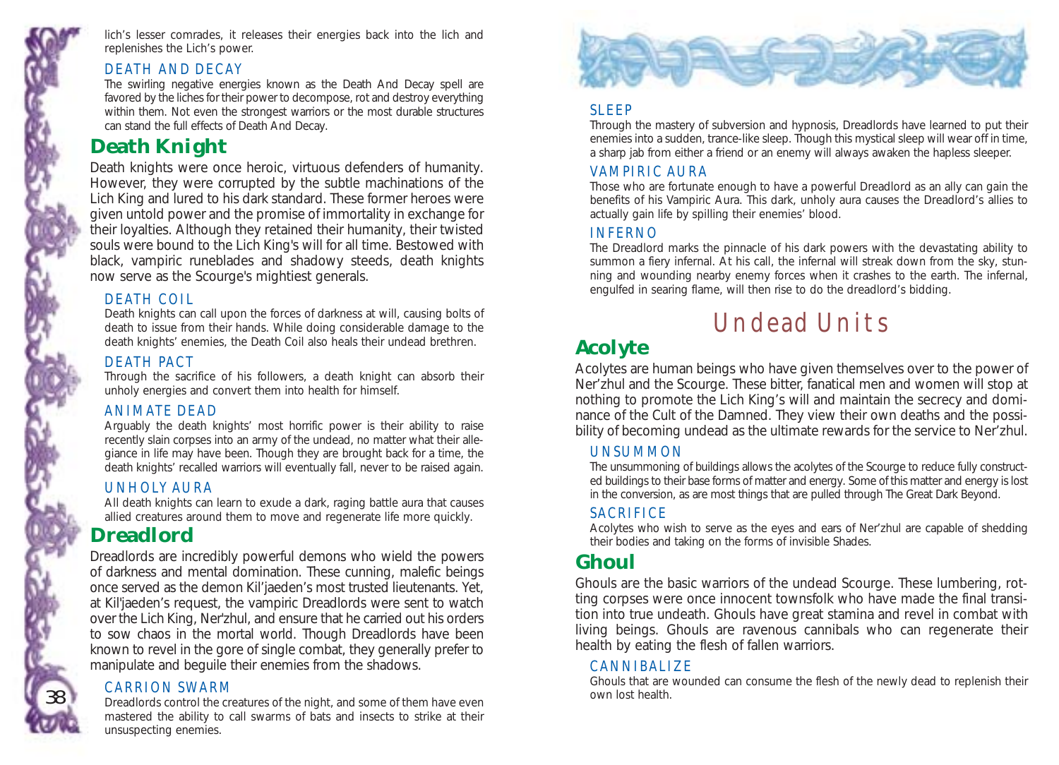lich's lesser comrades, it releases their energies back into the lich and replenishes the Lich's power.

### DEATH AND DECAY

The swirling negative energies known as the Death And Decay spell are favored by the liches for their power to decompose, rot and destroy everything within them. Not even the strongest warriors or the most durable structures can stand the full effects of Death And Decay.

## Death Knight

Death knights were once heroic, virtuous defenders of humanity. However, they were corrupted by the subtle machinations of the Lich King and lured to his dark standard. These former heroes were given untold power and the promise of immortality in exchange for their loyalties. Although they retained their humanity, their twisted souls were bound to the Lich King's will for all time. Bestowed with black, vampiric runeblades and shadowy steeds, death knights now serve as the Scourge's mightiest generals.

### DEATH COIL

Death knights can call upon the forces of darkness at will, causing bolts of death to issue from their hands. While doing considerable damage to the death knights' enemies, the Death Coil also heals their undead brethren.

### DEATH PACT

Through the sacrifice of his followers, a death knight can absorb their unholy energies and convert them into health for himself.

### ANIMATE DEAD

Arguably the death knights' most horrific power is their ability to raise recently slain corpses into an army of the undead, no matter what their allegiance in life may have been. Though they are brought back for a time, the death knights' recalled warriors will eventually fall, never to be raised again.

### UNHOLY AURA

All death knights can learn to exude a dark, raging battle aura that causes allied creatures around them to move and regenerate life more quickly.

## Dreadlord

Dreadlords are incredibly powerful demons who wield the powers of darkness and mental domination. These cunning, malefic beings once served as the demon Kil'jaeden's most trusted lieutenants. Yet, at Kil'jaeden's request, the vampiric Dreadlords were sent to watch over the Lich King, Ner'zhul, and ensure that he carried out his orders to sow chaos in the mortal world. Though Dreadlords have been known to revel in the gore of single combat, they generally prefer to manipulate and beguile their enemies from the shadows.

### CARRION SWARM

Dreadlords control the creatures of the night, and some of them have even mastered the ability to call swarms of bats and insects to strike at their unsuspecting enemies.

### SLEEP

Through the mastery of subversion and hypnosis, Dreadlords have learned to put their enemies into a sudden, trance-like sleep. Though this mystical sleep will wear off in time, a sharp jab from either a friend or an enemy will always awaken the hapless sleeper.

### VAMPIRIC AURA

Those who are fortunate enough to have a powerful Dreadlord as an ally can gain the benefits of his Vampiric Aura. This dark, unholy aura causes the Dreadlord's allies to actually gain life by spilling their enemies' blood.

### INFERNO

The Dreadlord marks the pinnacle of his dark powers with the devastating ability to summon a fiery infernal. At his call, the infernal will streak down from the sky, stunning and wounding nearby enemy forces when it crashes to the earth. The infernal, engulfed in searing flame, will then rise to do the dreadlord's bidding.

# Undead Units

## Acolyte

Acolytes are human beings who have given themselves over to the power of Ner'zhul and the Scourge. These bitter, fanatical men and women will stop at nothing to promote the Lich King's will and maintain the secrecy and dominance of the Cult of the Damned. They view their own deaths and the possibility of becoming undead as the ultimate rewards for the service to Ner'zhul.

### UNSUMMON

The unsummoning of buildings allows the acolytes of the Scourge to reduce fully constructed buildings to their base forms of matter and energy. Some of this matter and energy is lost in the conversion, as are most things that are pulled through The Great Dark Beyond.

### SACRIFICE

Acolytes who wish to serve as the eyes and ears of Ner'zhul are capable of shedding their bodies and taking on the forms of invisible Shades.

## Ghoul

Ghouls are the basic warriors of the undead Scourge. These lumbering, rotting corpses were once innocent townsfolk who have made the final transition into true undeath. Ghouls have great stamina and revel in combat with living beings. Ghouls are ravenous cannibals who can regenerate their health by eating the flesh of fallen warriors.

### CANNIBALIZE

Ghouls that are wounded can consume the flesh of the newly dead to replenish their own lost health.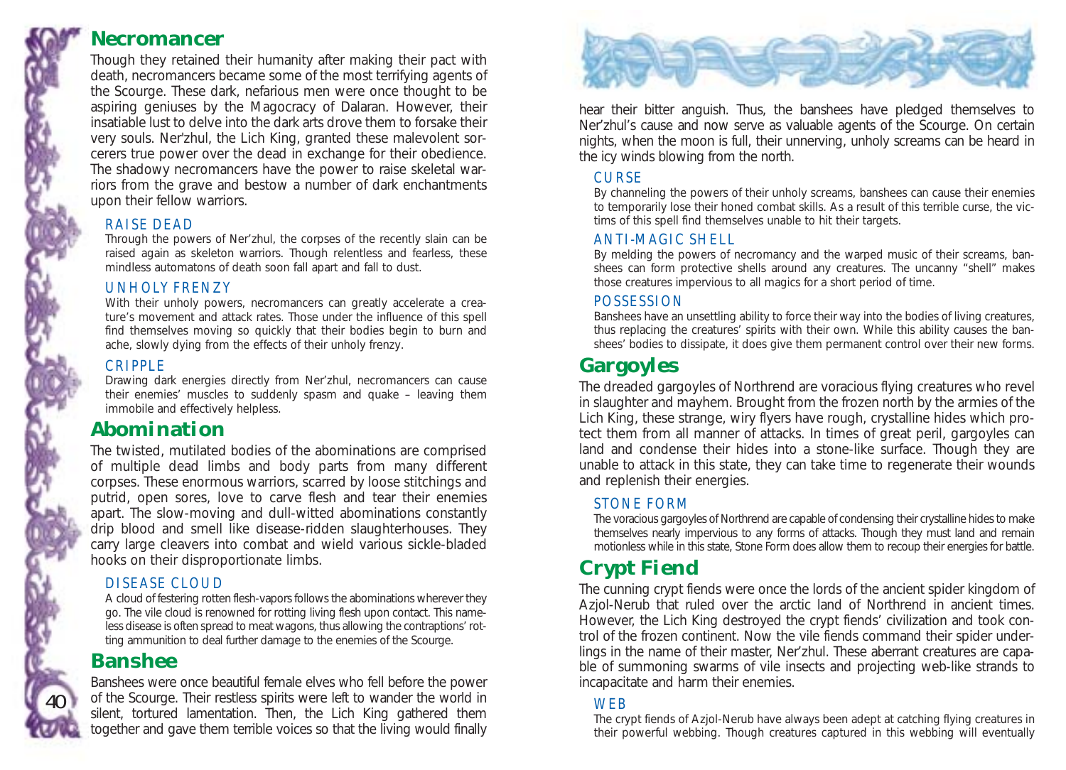## Necromancer

Though they retained their humanity after making their pact with death, necromancers became some of the most terrifying agents of the Scourge. These dark, nefarious men were once thought to be aspiring geniuses by the Magocracy of Dalaran. However, their insatiable lust to delve into the dark arts drove them to forsake their very souls. Ner'zhul, the Lich King, granted these malevolent sorcerers true power over the dead in exchange for their obedience. The shadowy necromancers have the power to raise skeletal warriors from the grave and bestow a number of dark enchantments upon their fellow warriors.

### RAISE DEAD

Through the powers of Ner'zhul, the corpses of the recently slain can be raised again as skeleton warriors. Though relentless and fearless, these mindless automatons of death soon fall apart and fall to dust.

### UNHOLY FRENZY

With their unholy powers, necromancers can greatly accelerate a creature's movement and attack rates. Those under the influence of this spell find themselves moving so quickly that their bodies begin to burn and ache, slowly dying from the effects of their unholy frenzy.

### CRIPPLE

Drawing dark energies directly from Ner'zhul, necromancers can cause their enemies' muscles to suddenly spasm and quake – leaving them immobile and effectively helpless.

## Abomination

The twisted, mutilated bodies of the abominations are comprised of multiple dead limbs and body parts from many different corpses. These enormous warriors, scarred by loose stitchings and putrid, open sores, love to carve flesh and tear their enemies apart. The slow-moving and dull-witted abominations constantly drip blood and smell like disease-ridden slaughterhouses. They carry large cleavers into combat and wield various sickle-bladed hooks on their disproportionate limbs.

### DISEASE CLOUD

A cloud of festering rotten flesh-vapors follows the abominations wherever they go. The vile cloud is renowned for rotting living flesh upon contact. This nameless disease is often spread to meat wagons, thus allowing the contraptions' rotting ammunition to deal further damage to the enemies of the Scourge.

## Banshee

Banshees were once beautiful female elves who fell before the power of the Scourge. Their restless spirits were left to wander the world in silent, tortured lamentation. Then, the Lich King gathered them together and gave them terrible voices so that the living would finally hear their bitter anguish. Thus, the banshees have pledged themselves to Ner'zhul's cause and now serve as valuable agents of the Scourge. On certain nights, when the moon is full, their unnerving, unholy screams can be heard in the icy winds blowing from the north.

### CURSE

By channeling the powers of their unholy screams, banshees can cause their enemies to temporarily lose their honed combat skills. As a result of this terrible curse, the victims of this spell find themselves unable to hit their targets.

### ANTI-MAGIC SHELL

By melding the powers of necromancy and the warped music of their screams, banshees can form protective shells around any creatures. The uncanny "shell" makes those creatures impervious to all magics for a short period of time.

### POSSESSION

Banshees have an unsettling ability to force their way into the bodies of living creatures, thus replacing the creatures' spirits with their own. While this ability causes the banshees' bodies to dissipate, it does give them permanent control over their new forms.

## Gargoyles

The dreaded gargoyles of Northrend are voracious flying creatures who revel in slaughter and mayhem. Brought from the frozen north by the armies of the Lich King, these strange, wiry flyers have rough, crystalline hides which protect them from all manner of attacks. In times of great peril, gargoyles can land and condense their hides into a stone-like surface. Though they are unable to attack in this state, they can take time to regenerate their wounds and replenish their energies.

### STONE FORM

The voracious gargoyles of Northrend are capable of condensing their crystalline hides to make themselves nearly impervious to any forms of attacks. Though they must land and remain motionless while in this state, Stone Form does allow them to recoup their energies for battle.

## Crypt Fiend

The cunning crypt fiends were once the lords of the ancient spider kingdom of Azjol-Nerub that ruled over the arctic land of Northrend in ancient times. However, the Lich King destroyed the crypt fiends' civilization and took control of the frozen continent. Now the vile fiends command their spider underlings in the name of their master, Ner'zhul. These aberrant creatures are capable of summoning swarms of vile insects and projecting web-like strands to incapacitate and harm their enemies.

### WEB

The crypt fiends of Azjol-Nerub have always been adept at catching flying creatures in their powerful webbing. Though creatures captured in this webbing will eventually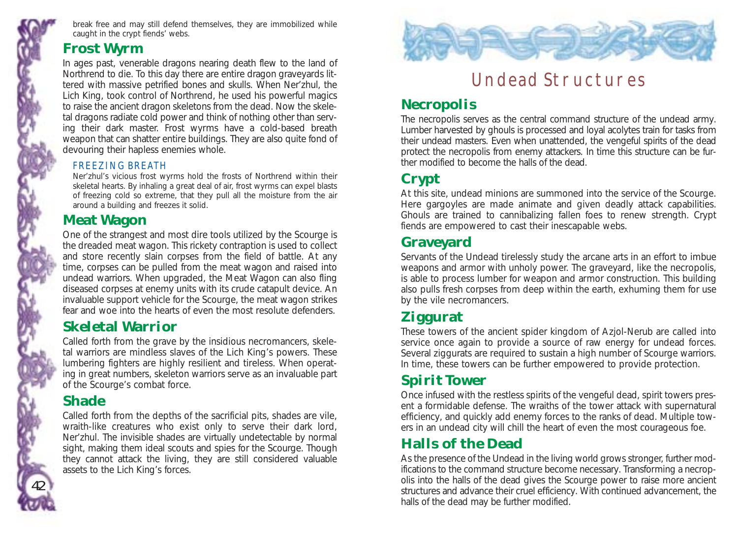break free and may still defend themselves, they are immobilized while caught in the crypt fiends' webs.

## Frost Wyrm

In ages past, venerable dragons nearing death flew to the land of Northrend to die. To this day there are entire dragon graveyards littered with massive petrified bones and skulls. When Ner'zhul, the Lich King, took control of Northrend, he used his powerful magics to raise the ancient dragon skeletons from the dead. Now the skeletal dragons radiate cold power and think of nothing other than serving their dark master. Frost wyrms have a cold-based breath weapon that can shatter entire buildings. They are also quite fond of devouring their hapless enemies whole.

### FREEZING BREATH

Ner'zhul's vicious frost wyrms hold the frosts of Northrend within their skeletal hearts. By inhaling a great deal of air, frost wyrms can expel blasts of freezing cold so extreme, that they pull all the moisture from the air around a building and freezes it solid.

## Meat Wagon

One of the strangest and most dire tools utilized by the Scourge is the dreaded meat wagon. This rickety contraption is used to collect and store recently slain corpses from the field of battle. At any time, corpses can be pulled from the meat wagon and raised into undead warriors. When upgraded, the Meat Wagon can also fling diseased corpses at enemy units with its crude catapult device. An invaluable support vehicle for the Scourge, the meat wagon strikes fear and woe into the hearts of even the most resolute defenders.

## Skeletal Warrior

Called forth from the grave by the insidious necromancers, skeletal warriors are mindless slaves of the Lich King's powers. These lumbering fighters are highly resilient and tireless. When operating in great numbers, skeleton warriors serve as an invaluable part of the Scourge's combat force.

## Shade

Called forth from the depths of the sacrificial pits, shades are vile, wraith-like creatures who exist only to serve their dark lord, Ner'zhul. The invisible shades are virtually undetectable by normal sight, making them ideal scouts and spies for the Scourge. Though they cannot attack the living, they are still considered valuable assets to the Lich King's forces.

# Undead Structures

## Necropolis

The necropolis serves as the central command structure of the undead army. Lumber harvested by ghouls is processed and loyal acolytes train for tasks from their undead masters. Even when unattended, the vengeful spirits of the dead protect the necropolis from enemy attackers. In time this structure can be further modified to become the halls of the dead.

## Crypt

At this site, undead minions are summoned into the service of the Scourge. Here gargoyles are made animate and given deadly attack capabilities. Ghouls are trained to cannibalizing fallen foes to renew strength. Crypt fiends are empowered to cast their inescapable webs.

## Graveyard

Servants of the Undead tirelessly study the arcane arts in an effort to imbue weapons and armor with unholy power. The graveyard, like the necropolis, is able to process lumber for weapon and armor construction. This building also pulls fresh corpses from deep within the earth, exhuming them for use by the vile necromancers.

## Ziggurat

These towers of the ancient spider kingdom of Azjol-Nerub are called into service once again to provide a source of raw energy for undead forces. Several ziggurats are required to sustain a high number of Scourge warriors. In time, these towers can be further empowered to provide protection.

## Spirit Tower

Once infused with the restless spirits of the vengeful dead, spirit towers present a formidable defense. The wraiths of the tower attack with supernatural efficiency, and quickly add enemy forces to the ranks of dead. Multiple towers in an undead city will chill the heart of even the most courageous foe.

## Halls of the Dead

As the presence of the Undead in the living world grows stronger, further modifications to the command structure become necessary. Transforming a necropolis into the halls of the dead gives the Scourge power to raise more ancient structures and advance their cruel efficiency. With continued advancement, the halls of the dead may be further modified.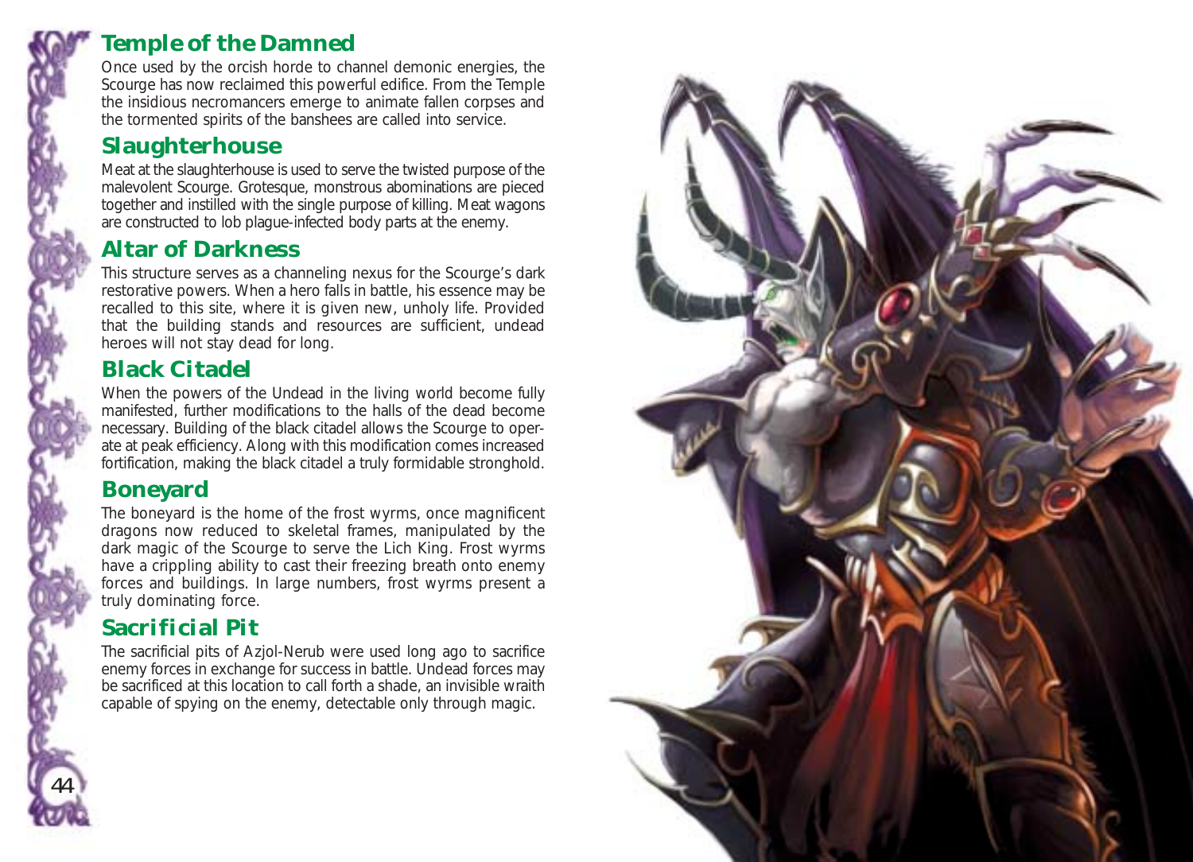## Temple of the Damned

Once used by the orcish horde to channel demonic energies, the Scourge has now reclaimed this powerful edifice. From the Temple the insidious necromancers emerge to animate fallen corpses and the tormented spirits of the banshees are called into service.

## Slaughterhouse

Meat at the slaughterhouse is used to serve the twisted purpose of the malevolent Scourge. Grotesque, monstrous abominations are pieced together and instilled with the single purpose of killing. Meat wagons are constructed to lob plague-infected body parts at the enemy.

## Altar of Darkness

This structure serves as a channeling nexus for the Scourge's dark restorative powers. When a hero falls in battle, his essence may be recalled to this site, where it is given new, unholy life. Provided that the building stands and resources are sufficient, undead heroes will not stay dead for long.

## Black Citadel

When the powers of the Undead in the living world become fully manifested, further modifications to the halls of the dead become necessary. Building of the black citadel allows the Scourge to operate at peak efficiency. Along with this modification comes increased fortification, making the black citadel a truly formidable stronghold.

## Boneyard

The boneyard is the home of the frost wyrms, once magnificent dragons now reduced to skeletal frames, manipulated by the dark magic of the Scourge to serve the Lich King. Frost wyrms have a crippling ability to cast their freezing breath onto enemy forces and buildings. In large numbers, frost wyrms present a truly dominating force.

## Sacrificial Pit

The sacrificial pits of Azjol-Nerub were used long ago to sacrifice enemy forces in exchange for success in battle. Undead forces may be sacrificed at this location to call forth a shade, an invisible wraith capable of spying on the enemy, detectable only through magic.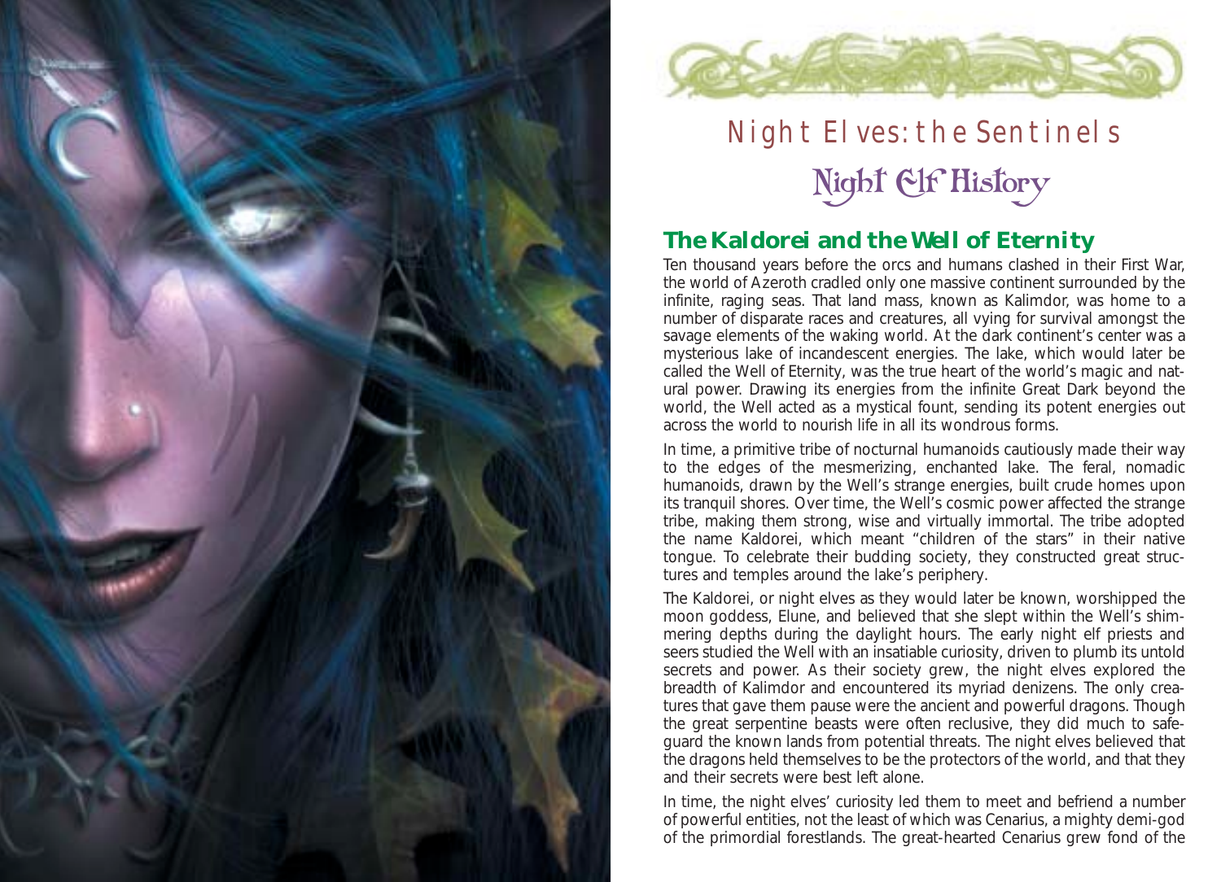# Night Elves: the Sentinels

## Night Elf History

### The Kaldorei and the Well of Eternity

Ten thousand years before the orcs and humans clashed in their First War, the world of Azeroth cradled only one massive continent surrounded by the infinite, raging seas. That land mass, known as Kalimdor, was home to a number of disparate races and creatures, all vying for survival amongst the savage elements of the waking world. At the dark continent's center was a mysterious lake of incandescent energies. The lake, which would later be called the Well of Eternity, was the true heart of the world's magic and natural power. Drawing its energies from the infinite Great Dark beyond the world, the Well acted as a mystical fount, sending its potent energies out across the world to nourish life in all its wondrous forms.

In time, a primitive tribe of nocturnal humanoids cautiously made their way to the edges of the mesmerizing, enchanted lake. The feral, nomadic humanoids, drawn by the Well's strange energies, built crude homes upon its tranquil shores. Over time, the Well's cosmic power affected the strange tribe, making them strong, wise and virtually immortal. The tribe adopted the name Kaldorei, which meant "children of the stars" in their native tongue. To celebrate their budding society, they constructed great structures and temples around the lake's periphery.

The Kaldorei, or night elves as they would later be known, worshipped the moon goddess, Elune, and believed that she slept within the Well's shimmering depths during the daylight hours. The early night elf priests and seers studied the Well with an insatiable curiosity, driven to plumb its untold secrets and power. As their society grew, the night elves explored the breadth of Kalimdor and encountered its myriad denizens. The only creatures that gave them pause were the ancient and powerful dragons. Though the great serpentine beasts were often reclusive, they did much to safeguard the known lands from potential threats. The night elves believed that the dragons held themselves to be the protectors of the world, and that they and their secrets were best left alone.

In time, the night elves' curiosity led them to meet and befriend a number of powerful entities, not the least of which was Cenarius, a mighty demi-god of the primordial forestlands. The great-hearted Cenarius grew fond of the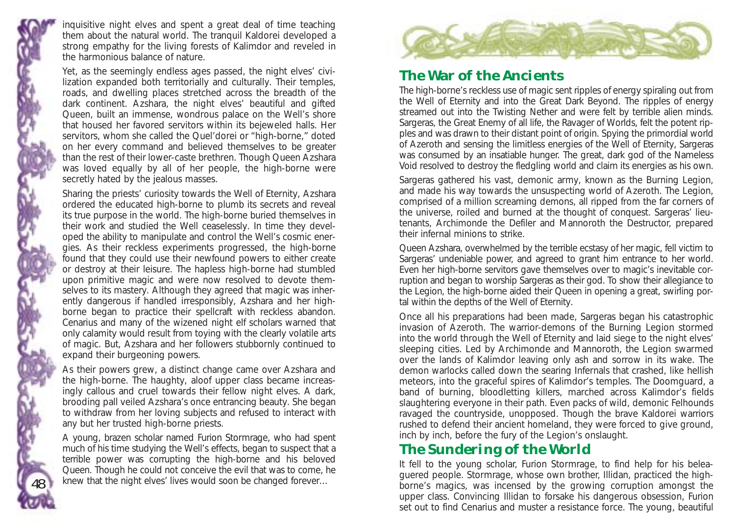inquisitive night elves and spent a great deal of time teaching them about the natural world. The tranquil Kaldorei developed a strong empathy for the living forests of Kalimdor and reveled in the harmonious balance of nature.

Yet, as the seemingly endless ages passed, the night elves' civilization expanded both territorially and culturally. Their temples, roads, and dwelling places stretched across the breadth of the dark continent. Azshara, the night elves' beautiful and gifted Queen, built an immense, wondrous palace on the Well's shore that housed her favored servitors within its bejeweled halls. Her servitors, whom she called the Quel'dorei or "high-borne," doted on her every command and believed themselves to be greater than the rest of their lower-caste brethren. Though Queen Azshara was loved equally by all of her people, the high-borne were secretly hated by the jealous masses.

Sharing the priests' curiosity towards the Well of Eternity, Azshara ordered the educated high-borne to plumb its secrets and reveal its true purpose in the world. The high-borne buried themselves in their work and studied the Well ceaselessly. In time they developed the ability to manipulate and control the Well's cosmic energies. As their reckless experiments progressed, the high-borne found that they could use their newfound powers to either create or destroy at their leisure. The hapless high-borne had stumbled upon primitive magic and were now resolved to devote themselves to its mastery. Although they agreed that magic was inherently dangerous if handled irresponsibly, Azshara and her high-borne began to practice their spellcraft with reckless abandon. Cenarius and many of the wizened night elf scholars warned that only calamity would result from toying with the clearly volatile arts of magic. But, Azshara and her followers stubbornly continued to expand their burgeoning powers.

As their powers grew, a distinct change came over Azshara and the high-borne. The haughty, aloof upper class became increasingly callous and cruel towards their fellow night elves. A dark, brooding pall veiled Azshara's once entrancing beauty. She began to withdraw from her loving subjects and refused to interact with any but her trusted high-borne priests.

A young, brazen scholar named Furion Stormrage, who had spent much of his time studying the Well's effects, began to suspect that a terrible power was corrupting the high-borne and his beloved Queen. Though he could not conceive the evil that was to come, he knew that the night elves' lives would soon be changed forever...

## The War of the Ancients

The high-borne's reckless use of magic sent ripples of energy spiraling out from the Well of Eternity and into the Great Dark Beyond. The ripples of energy streamed out into the Twisting Nether and were felt by terrible alien minds. Sargeras, the Great Enemy of all life, the Ravager of Worlds, felt the potent ripples and was drawn to their distant point of origin. Spying the primordial world of Azeroth and sensing the limitless energies of the Well of Eternity, Sargeras was consumed by an insatiable hunger. The great, dark god of the Nameless Void resolved to destroy the fledgling world and claim its energies as his own.

Sargeras gathered his vast, demonic army, known as the Burning Legion, and made his way towards the unsuspecting world of Azeroth. The Legion, comprised of a million screaming demons, all ripped from the far corners of the universe, roiled and burned at the thought of conquest. Sargeras' lieutenants, Archimonde the Defiler and Mannoroth the Destructor, prepared their infernal minions to strike.

Queen Azshara, overwhelmed by the terrible ecstasy of her magic, fell victim to Sargeras' undeniable power, and agreed to grant him entrance to her world. Even her high-borne servitors gave themselves over to magic's inevitable corruption and began to worship Sargeras as their god. To show their allegiance to the Legion, the high-borne aided their Queen in opening a great, swirling portal within the depths of the Well of Eternity.

Once all his preparations had been made, Sargeras began his catastrophic invasion of Azeroth. The warrior-demons of the Burning Legion stormed into the world through the Well of Eternity and laid siege to the night elves' sleeping cities. Led by Archimonde and Mannoroth, the Legion swarmed over the lands of Kalimdor leaving only ash and sorrow in its wake. The demon warlocks called down the searing Infernals that crashed, like hellish meteors, into the graceful spires of Kalimdor's temples. The Doomguard, a band of burning, bloodletting killers, marched across Kalimdor's fields slaughtering everyone in their path. Even packs of wild, demonic Felhounds ravaged the countryside, unopposed. Though the brave Kaldorei warriors rushed to defend their ancient homeland, they were forced to give ground, inch by inch, before the fury of the Legion's onslaught.

## The Sundering of the World

It fell to the young scholar, Furion Stormrage, to find help for his beleaguered people. Stormrage, whose own brother, Illidan, practiced the high-borne's magics, was incensed by the growing corruption amongst the upper class. Convincing Illidan to forsake his dangerous obsession, Furion set out to find Cenarius and muster a resistance force. The young, beautiful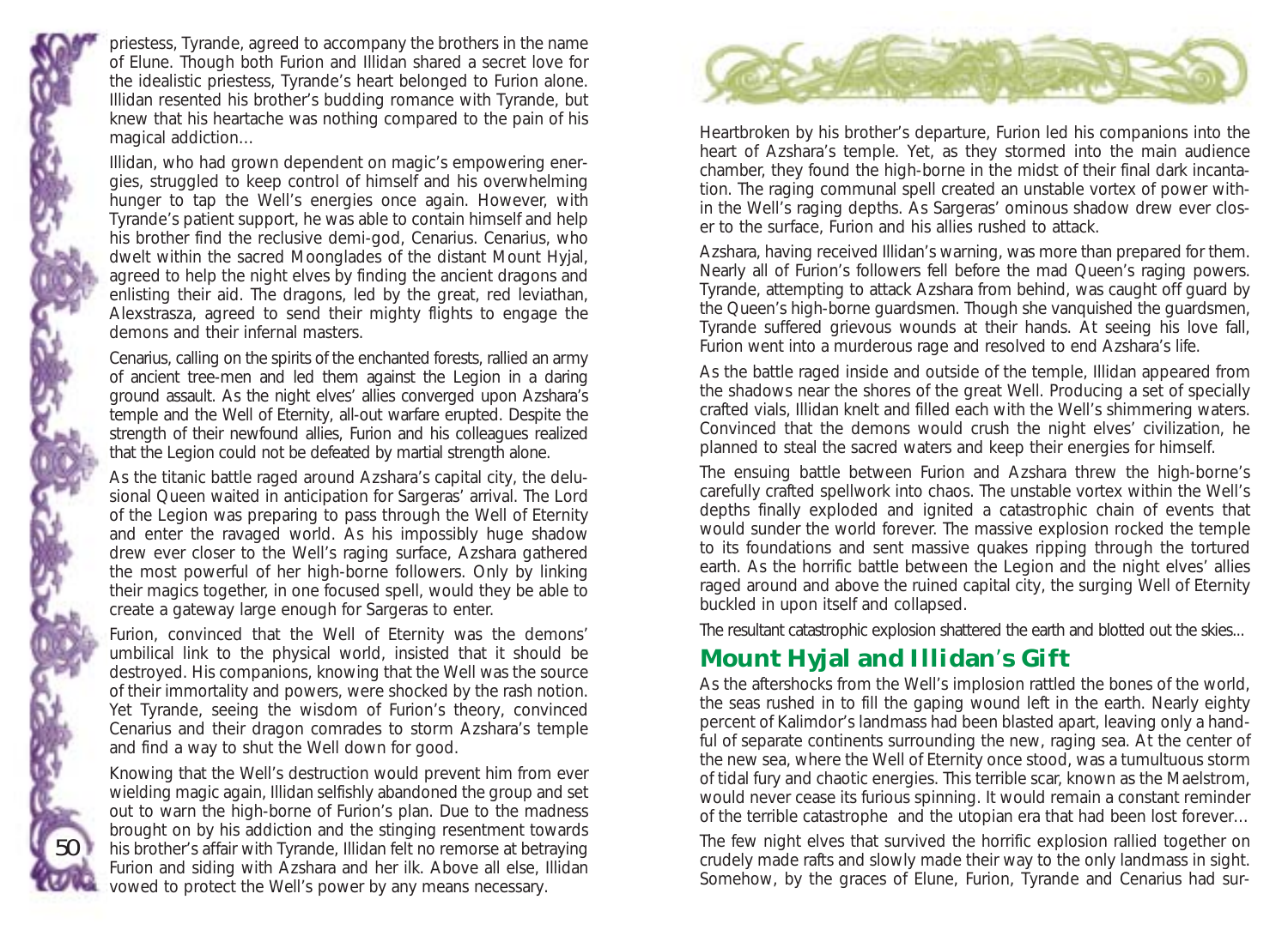priestess, Tyrande, agreed to accompany the brothers in the name of Elune. Though both Furion and Illidan shared a secret love for the idealistic priestess, Tyrande's heart belonged to Furion alone. Illidan resented his brother's budding romance with Tyrande, but knew that his heartache was nothing compared to the pain of his magical addiction...

Illidan, who had grown dependent on magic's empowering energies, struggled to keep control of himself and his overwhelming hunger to tap the Well's energies once again. However, with Tyrande's patient support, he was able to contain himself and help his brother find the reclusive demi-god, Cenarius. Cenarius, who dwelt within the sacred Moonglades of the distant Mount Hyjal, agreed to help the night elves by finding the ancient dragons and enlisting their aid. The dragons, led by the great, red leviathan, Alexstrasza, agreed to send their mighty flights to engage the demons and their infernal masters.

Cenarius, calling on the spirits of the enchanted forests, rallied an army of ancient tree-men and led them against the Legion in a daring ground assault. As the night elves' allies converged upon Azshara's temple and the Well of Eternity, all-out warfare erupted. Despite the strength of their newfound allies, Furion and his colleagues realized that the Legion could not be defeated by martial strength alone.

As the titanic battle raged around Azshara's capital city, the delusional Queen waited in anticipation for Sargeras' arrival. The Lord of the Legion was preparing to pass through the Well of Eternity and enter the ravaged world. As his impossibly huge shadow drew ever closer to the Well's raging surface, Azshara gathered the most powerful of her high-borne followers. Only by linking their magics together, in one focused spell, would they be able to create a gateway large enough for Sargeras to enter.

Furion, convinced that the Well of Eternity was the demons' umbilical link to the physical world, insisted that it should be destroyed. His companions, knowing that the Well was the source of their immortality and powers, were shocked by the rash notion. Yet Tyrande, seeing the wisdom of Furion's theory, convinced Cenarius and their dragon comrades to storm Azshara's temple and find a way to shut the Well down for good.

Knowing that the Well's destruction would prevent him from ever wielding magic again, Illidan selfishly abandoned the group and set out to warn the high-borne of Furion's plan. Due to the madness brought on by his addiction and the stinging resentment towards his brother's affair with Tyrande, Illidan felt no remorse at betraying Furion and siding with Azshara and her ilk. Above all else, Illidan vowed to protect the Well's power by any means necessary.

Heartbroken by his brother's departure, Furion led his companions into the heart of Azshara's temple. Yet, as they stormed into the main audience chamber, they found the high-borne in the midst of their final dark incantation. The raging communal spell created an unstable vortex of power within the Well's raging depths. As Sargeras' ominous shadow drew ever closer to the surface, Furion and his allies rushed to attack.

Azshara, having received Illidan's warning, was more than prepared for them. Nearly all of Furion's followers fell before the mad Queen's raging powers. Tyrande, attempting to attack Azshara from behind, was caught off guard by the Queen's high-borne guardsmen. Though she vanquished the guardsmen, Tyrande suffered grievous wounds at their hands. At seeing his love fall, Furion went into a murderous rage and resolved to end Azshara's life.

As the battle raged inside and outside of the temple, Illidan appeared from the shadows near the shores of the great Well. Producing a set of specially crafted vials, Illidan knelt and filled each with the Well's shimmering waters. Convinced that the demons would crush the night elves' civilization, he planned to steal the sacred waters and keep their energies for himself.

The ensuing battle between Furion and Azshara threw the high-borne's carefully crafted spellwork into chaos. The unstable vortex within the Well's depths finally exploded and ignited a catastrophic chain of events that would sunder the world forever. The massive explosion rocked the temple to its foundations and sent massive quakes ripping through the tortured earth. As the horrific battle between the Legion and the night elves' allies raged around and above the ruined capital city, the surging Well of Eternity buckled in upon itself and collapsed.

The resultant catastrophic explosion shattered the earth and blotted out the skies...

## Mount Hyjal and Illidan's Gift

As the aftershocks from the Well's implosion rattled the bones of the world, the seas rushed in to fill the gaping wound left in the earth. Nearly eighty percent of Kalimdor's landmass had been blasted apart, leaving only a handful of separate continents surrounding the new, raging sea. At the center of the new sea, where the Well of Eternity once stood, was a tumultuous storm of tidal fury and chaotic energies. This terrible scar, known as the Maelstrom, would never cease its furious spinning. It would remain a constant reminder of the terrible catastrophe and the utopian era that had been lost forever...

The few night elves that survived the horrific explosion rallied together on crudely made rafts and slowly made their way to the only landmass in sight. Somehow, by the graces of Elune, Furion, Tyrande and Cenarius had sur-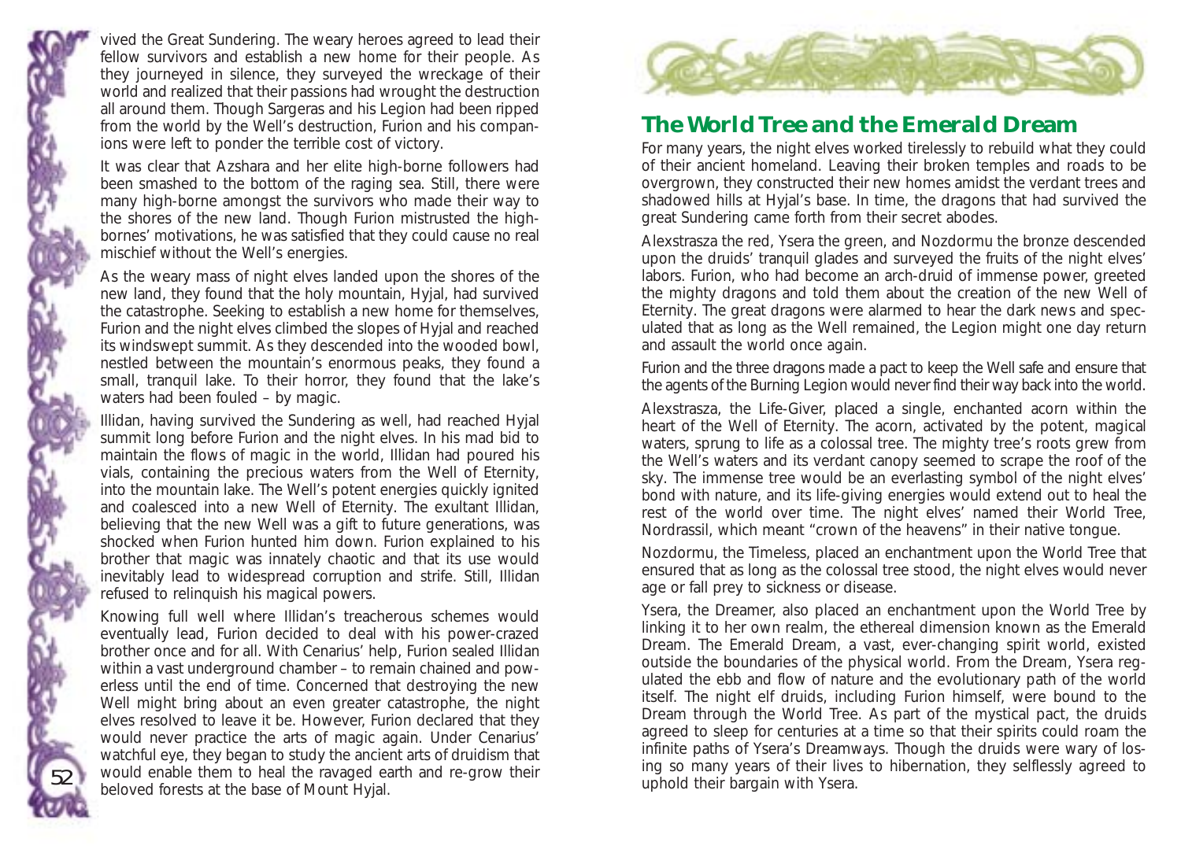vived the Great Sundering. The weary heroes agreed to lead their fellow survivors and establish a new home for their people. As they journeyed in silence, they surveyed the wreckage of their world and realized that their passions had wrought the destruction all around them. Though Sargeras and his Legion had been ripped from the world by the Well's destruction, Furion and his companions were left to ponder the terrible cost of victory.

It was clear that Azshara and her elite high-borne followers had been smashed to the bottom of the raging sea. Still, there were many high-borne amongst the survivors who made their way to the shores of the new land. Though Furion mistrusted the high-bornes' motivations, he was satisfied that they could cause no real mischief without the Well's energies.

As the weary mass of night elves landed upon the shores of the new land, they found that the holy mountain, Hyjal, had survived the catastrophe. Seeking to establish a new home for themselves, Furion and the night elves climbed the slopes of Hyjal and reached its windswept summit. As they descended into the wooded bowl, nestled between the mountain's enormous peaks, they found a small, tranquil lake. To their horror, they found that the lake's waters had been fouled – by magic.

Illidan, having survived the Sundering as well, had reached Hyjal summit long before Furion and the night elves. In his mad bid to maintain the flows of magic in the world, Illidan had poured his vials, containing the precious waters from the Well of Eternity, into the mountain lake. The Well's potent energies quickly ignited and coalesced into a new Well of Eternity. The exultant Illidan, believing that the new Well was a gift to future generations, was shocked when Furion hunted him down. Furion explained to his brother that magic was innately chaotic and that its use would inevitably lead to widespread corruption and strife. Still, Illidan refused to relinquish his magical powers.

Knowing full well where Illidan's treacherous schemes would eventually lead, Furion decided to deal with his power-crazed brother once and for all. With Cenarius' help, Furion sealed Illidan within a vast underground chamber – to remain chained and powerless until the end of time. Concerned that destroying the new Well might bring about an even greater catastrophe, the night elves resolved to leave it be. However, Furion declared that they would never practice the arts of magic again. Under Cenarius' watchful eye, they began to study the ancient arts of druidism that would enable them to heal the ravaged earth and re-grow their beloved forests at the base of Mount Hyjal.

## The World Tree and the Emerald Dream

For many years, the night elves worked tirelessly to rebuild what they could of their ancient homeland. Leaving their broken temples and roads to be overgrown, they constructed their new homes amidst the verdant trees and shadowed hills at Hyjal's base. In time, the dragons that had survived the great Sundering came forth from their secret abodes.

Alexstrasza the red, Ysera the green, and Nozdormu the bronze descended upon the druids' tranquil glades and surveyed the fruits of the night elves' labors. Furion, who had become an arch-druid of immense power, greeted the mighty dragons and told them about the creation of the new Well of Eternity. The great dragons were alarmed to hear the dark news and speculated that as long as the Well remained, the Legion might one day return and assault the world once again.

Furion and the three dragons made a pact to keep the Well safe and ensure that the agents of the Burning Legion would never find their way back into the world.

Alexstrasza, the Life-Giver, placed a single, enchanted acorn within the heart of the Well of Eternity. The acorn, activated by the potent, magical waters, sprung to life as a colossal tree. The mighty tree's roots grew from the Well's waters and its verdant canopy seemed to scrape the roof of the sky. The immense tree would be an everlasting symbol of the night elves' bond with nature, and its life-giving energies would extend out to heal the rest of the world over time. The night elves' named their World Tree, Nordrassil, which meant "crown of the heavens" in their native tongue.

Nozdormu, the Timeless, placed an enchantment upon the World Tree that ensured that as long as the colossal tree stood, the night elves would never age or fall prey to sickness or disease.

Ysera, the Dreamer, also placed an enchantment upon the World Tree by linking it to her own realm, the ethereal dimension known as the Emerald Dream. The Emerald Dream, a vast, ever-changing spirit world, existed outside the boundaries of the physical world. From the Dream, Ysera regulated the ebb and flow of nature and the evolutionary path of the world itself. The night elf druids, including Furion himself, were bound to the Dream through the World Tree. As part of the mystical pact, the druids agreed to sleep for centuries at a time so that their spirits could roam the infinite paths of Ysera's Dreamways. Though the druids were wary of losing so many years of their lives to hibernation, they selflessly agreed to uphold their bargain with Ysera.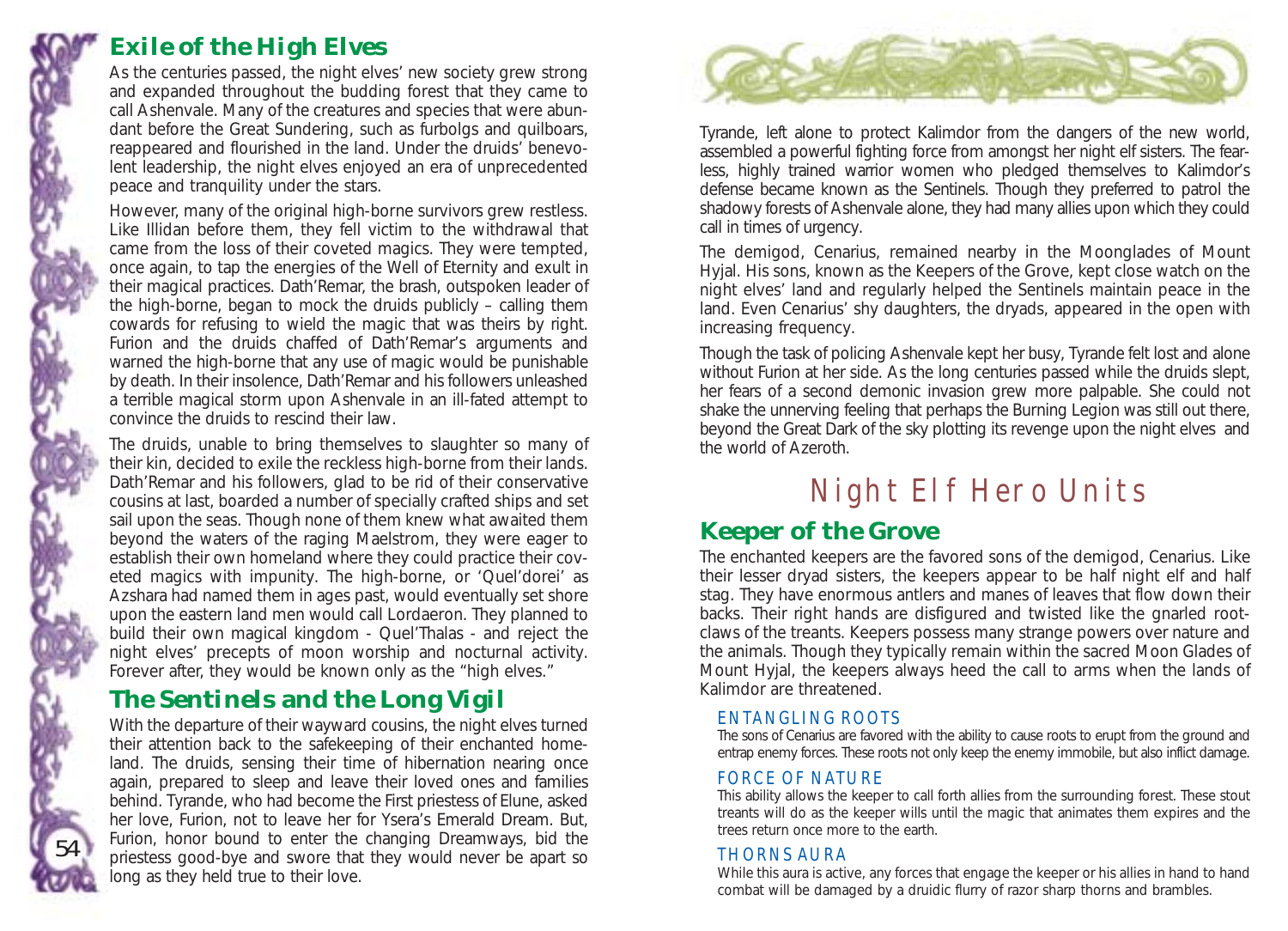## Exile of the High Elves

As the centuries passed, the night elves' new society grew strong and expanded throughout the budding forest that they came to call Ashenvale. Many of the creatures and species that were abundant before the Great Sundering, such as furbolgs and quilboars, reappeared and flourished in the land. Under the druids' benevolent leadership, the night elves enjoyed an era of unprecedented peace and tranquility under the stars.

However, many of the original high-borne survivors grew restless. Like Illidan before them, they fell victim to the withdrawal that came from the loss of their coveted magics. They were tempted, once again, to tap the energies of the Well of Eternity and exult in their magical practices. Dath'Remar, the brash, outspoken leader of the high-borne, began to mock the druids publicly – calling them cowards for refusing to wield the magic that was theirs by right. Furion and the druids chaffed of Dath'Remar's arguments and warned the high-borne that any use of magic would be punishable by death. In their insolence, Dath'Remar and his followers unleashed a terrible magical storm upon Ashenvale in an ill-fated attempt to convince the druids to rescind their law.

The druids, unable to bring themselves to slaughter so many of their kin, decided to exile the reckless high-borne from their lands. Dath'Remar and his followers, glad to be rid of their conservative cousins at last, boarded a number of specially crafted ships and set sail upon the seas. Though none of them knew what awaited them beyond the waters of the raging Maelstrom, they were eager to establish their own homeland where they could practice their coveted magics with impunity. The high-borne, or 'Quel'dorei' as Azshara had named them in ages past, would eventually set shore upon the eastern land men would call Lordaeron. They planned to build their own magical kingdom - Quel'Thalas - and reject the night elves' precepts of moon worship and nocturnal activity. Forever after, they would be known only as the "high elves."

## The Sentinels and the Long Vigil

With the departure of their wayward cousins, the night elves turned their attention back to the safekeeping of their enchanted homeland. The druids, sensing their time of hibernation nearing once again, prepared to sleep and leave their loved ones and families behind. Tyrande, who had become the First priestess of Elune, asked her love, Furion, not to leave her for Ysera's Emerald Dream. But, Furion, honor bound to enter the changing Dreamways, bid the priestess good-bye and swore that they would never be apart so long as they held true to their love.

Tyrande, left alone to protect Kalimdor from the dangers of the new world, assembled a powerful fighting force from amongst her night elf sisters. The fearless, highly trained warrior women who pledged themselves to Kalimdor's defense became known as the Sentinels. Though they preferred to patrol the shadowy forests of Ashenvale alone, they had many allies upon which they could call in times of urgency.

The demigod, Cenarius, remained nearby in the Moonglades of Mount Hyjal. His sons, known as the Keepers of the Grove, kept close watch on the night elves' land and regularly helped the Sentinels maintain peace in the land. Even Cenarius' shy daughters, the dryads, appeared in the open with increasing frequency.

Though the task of policing Ashenvale kept her busy, Tyrande felt lost and alone without Furion at her side. As the long centuries passed while the druids slept, her fears of a second demonic invasion grew more palpable. She could not shake the unnerving feeling that perhaps the Burning Legion was still out there, beyond the Great Dark of the sky plotting its revenge upon the night elves and the world of Azeroth.

# Night Elf Hero Units

## Keeper of the Grove

The enchanted keepers are the favored sons of the demigod, Cenarius. Like their lesser dryad sisters, the keepers appear to be half night elf and half stag. They have enormous antlers and manes of leaves that flow down their backs. Their right hands are disfigured and twisted like the gnarled root-claws of the treants. Keepers possess many strange powers over nature and the animals. Though they typically remain within the sacred Moon Glades of Mount Hyjal, the keepers always heed the call to arms when the lands of Kalimdor are threatened.

### ENTANGLING ROOTS

The sons of Cenarius are favored with the ability to cause roots to erupt from the ground and entrap enemy forces. These roots not only keep the enemy immobile, but also inflict damage.

### FORCE OF NATURE

This ability allows the keeper to call forth allies from the surrounding forest. These stout treants will do as the keeper wills until the magic that animates them expires and the trees return once more to the earth.

### THORNS AURA

While this aura is active, any forces that engage the keeper or his allies in hand to hand combat will be damaged by a druidic flurry of razor sharp thorns and brambles.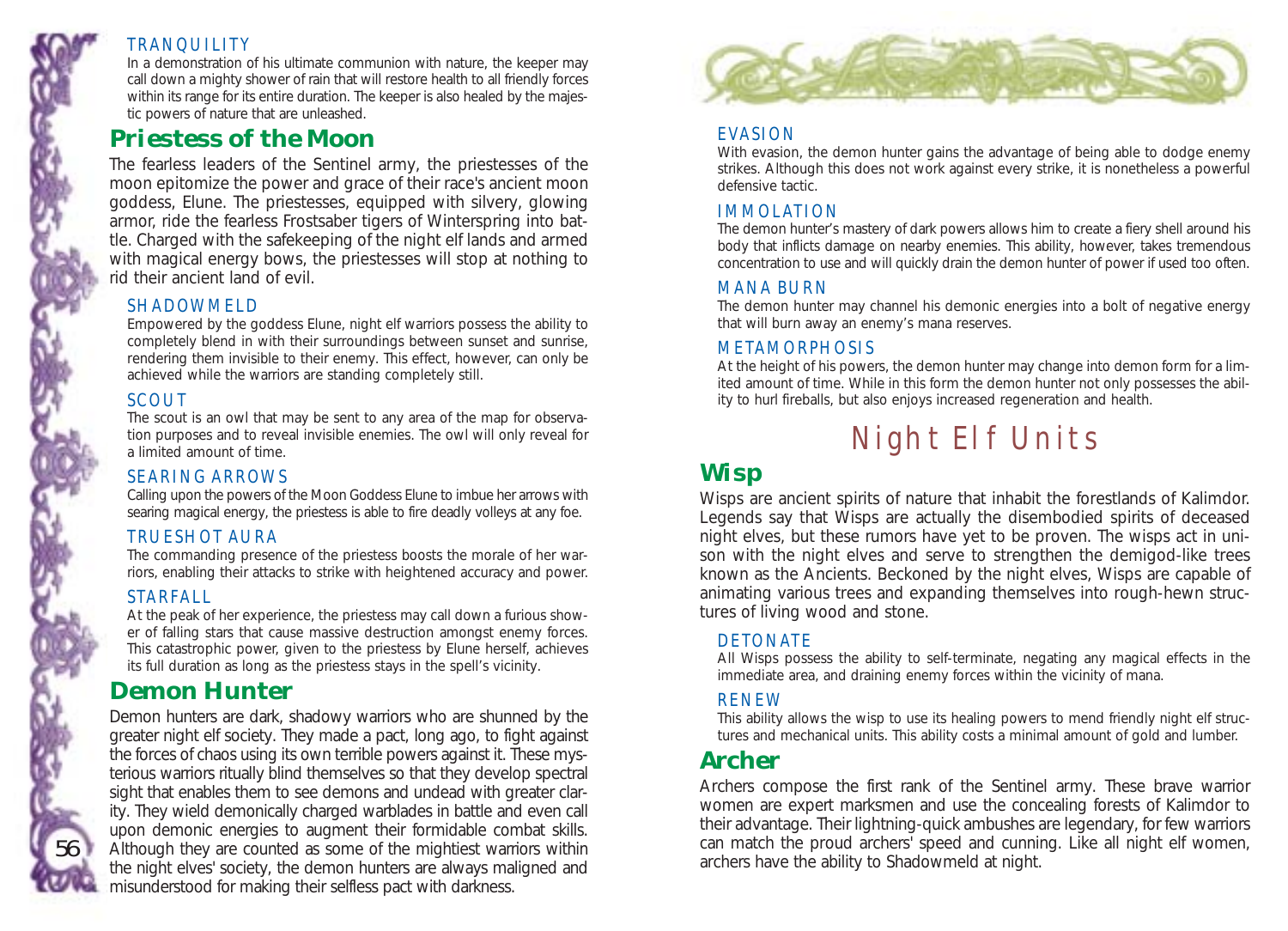#### TRANQUILITY

In a demonstration of his ultimate communion with nature, the keeper may call down a mighty shower of rain that will restore health to all friendly forces within its range for its entire duration. The keeper is also healed by the majestic powers of nature that are unleashed.

## Priestess of the Moon

The fearless leaders of the Sentinel army, the priestesses of the moon epitomize the power and grace of their race's ancient moon goddess, Elune. The priestesses, equipped with silvery, glowing armor, ride the fearless Frostsaber tigers of Winterspring into battle. Charged with the safekeeping of the night elf lands and armed with magical energy bows, the priestesses will stop at nothing to rid their ancient land of evil.

#### SHADOWMELD

Empowered by the goddess Elune, night elf warriors possess the ability to completely blend in with their surroundings between sunset and sunrise, rendering them invisible to their enemy. This effect, however, can only be achieved while the warriors are standing completely still.

#### SCOUT

The scout is an owl that may be sent to any area of the map for observation purposes and to reveal invisible enemies. The owl will only reveal for a limited amount of time.

#### SEARING ARROWS

Calling upon the powers of the Moon Goddess Elune to imbue her arrows with searing magical energy, the priestess is able to fire deadly volleys at any foe.

#### TRUESHOT AURA

The commanding presence of the priestess boosts the morale of her warriors, enabling their attacks to strike with heightened accuracy and power.

#### STARFALL

At the peak of her experience, the priestess may call down a furious shower of falling stars that cause massive destruction amongst enemy forces. This catastrophic power, given to the priestess by Elune herself, achieves its full duration as long as the priestess stays in the spell's vicinity.

## Demon Hunter

Demon hunters are dark, shadowy warriors who are shunned by the greater night elf society. They made a pact, long ago, to fight against the forces of chaos using its own terrible powers against it. These mysterious warriors ritually blind themselves so that they develop spectral sight that enables them to see demons and undead with greater clarity. They wield demonically charged warblades in battle and even call upon demonic energies to augment their formidable combat skills. Although they are counted as some of the mightiest warriors within the night elves' society, the demon hunters are always maligned and misunderstood for making their selfless pact with darkness.

#### EVASION

With evasion, the demon hunter gains the advantage of being able to dodge enemy strikes. Although this does not work against every strike, it is nonetheless a powerful defensive tactic.

#### IMMOLATION

The demon hunter's mastery of dark powers allows him to create a fiery shell around his body that inflicts damage on nearby enemies. This ability, however, takes tremendous concentration to use and will quickly drain the demon hunter of power if used too often.

#### MANA BURN

The demon hunter may channel his demonic energies into a bolt of negative energy that will burn away an enemy's mana reserves.

#### METAMORPHOSIS

At the height of his powers, the demon hunter may change into demon form for a limited amount of time. While in this form the demon hunter not only possesses the ability to hurl fireballs, but also enjoys increased regeneration and health.

# Night Elf Units

## Wisp

Wisps are ancient spirits of nature that inhabit the forestlands of Kalimdor. Legends say that Wisps are actually the disembodied spirits of deceased night elves, but these rumors have yet to be proven. The wisps act in unison with the night elves and serve to strengthen the demigod-like trees known as the Ancients. Beckoned by the night elves, Wisps are capable of animating various trees and expanding themselves into rough-hewn structures of living wood and stone.

#### DETONATE

All Wisps possess the ability to self-terminate, negating any magical effects in the immediate area, and draining enemy forces within the vicinity of mana.

#### RENEW

This ability allows the wisp to use its healing powers to mend friendly night elf structures and mechanical units. This ability costs a minimal amount of gold and lumber.

## Archer

Archers compose the first rank of the Sentinel army. These brave warrior women are expert marksmen and use the concealing forests of Kalimdor to their advantage. Their lightning-quick ambushes are legendary, for few warriors can match the proud archers' speed and cunning. Like all night elf women, archers have the ability to Shadowmeld at night.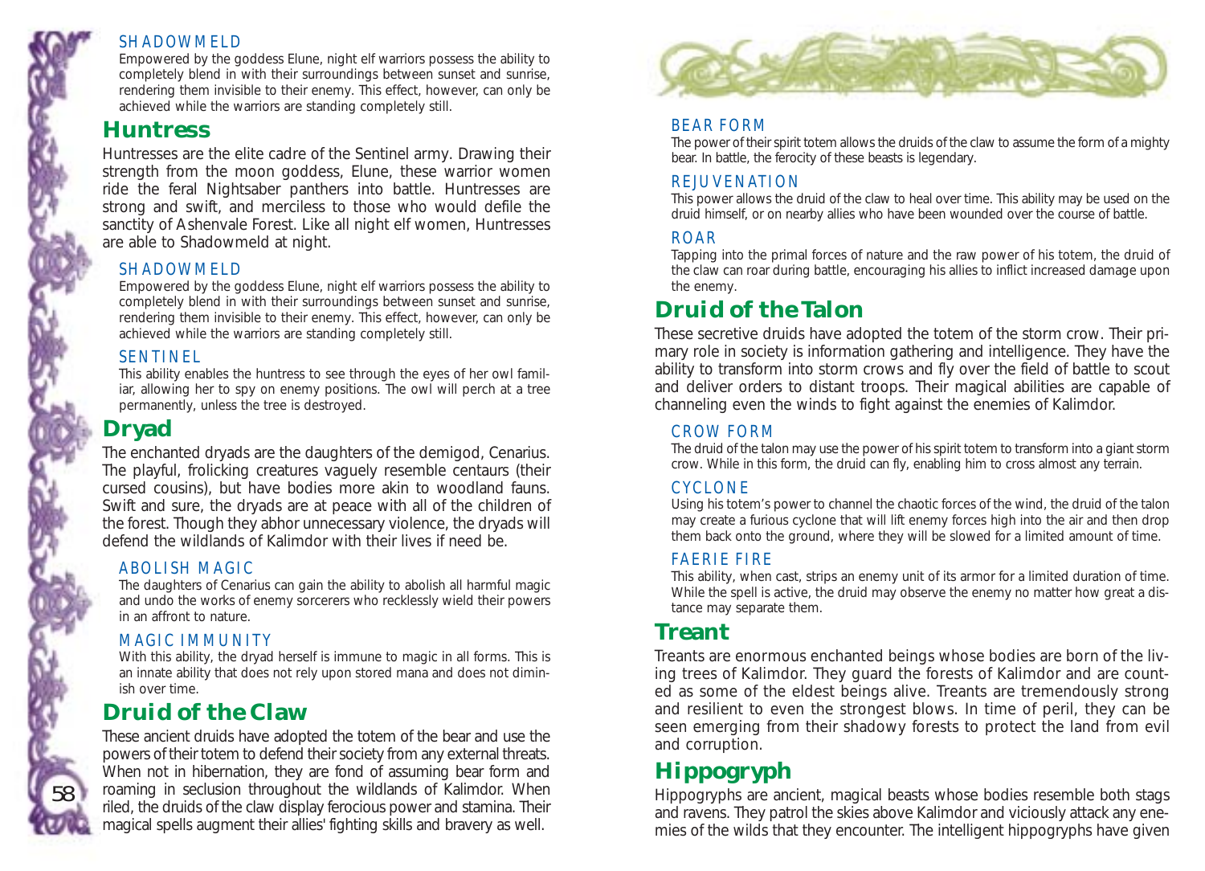#### SHADOWMELD

Empowered by the goddess Elune, night elf warriors possess the ability to completely blend in with their surroundings between sunset and sunrise, rendering them invisible to their enemy. This effect, however, can only be achieved while the warriors are standing completely still.

## Huntress

Huntresses are the elite cadre of the Sentinel army. Drawing their strength from the moon goddess, Elune, these warrior women ride the feral Nightsaber panthers into battle. Huntresses are strong and swift, and merciless to those who would defile the sanctity of Ashenvale Forest. Like all night elf women, Huntresses are able to Shadowmeld at night.

#### SHADOWMELD

Empowered by the goddess Elune, night elf warriors possess the ability to completely blend in with their surroundings between sunset and sunrise, rendering them invisible to their enemy. This effect, however, can only be achieved while the warriors are standing completely still.

#### SENTINEL

This ability enables the huntress to see through the eyes of her owl familiar, allowing her to spy on enemy positions. The owl will perch at a tree permanently, unless the tree is destroyed.

## Dryad

The enchanted dryads are the daughters of the demigod, Cenarius. The playful, frolicking creatures vaguely resemble centaurs (their cursed cousins), but have bodies more akin to woodland fauns. Swift and sure, the dryads are at peace with all of the children of the forest. Though they abhor unnecessary violence, the dryads will defend the wildlands of Kalimdor with their lives if need be.

#### ABOLISH MAGIC

The daughters of Cenarius can gain the ability to abolish all harmful magic and undo the works of enemy sorcerers who recklessly wield their powers in an affront to nature.

#### MAGIC IMMUNITY

With this ability, the dryad herself is immune to magic in all forms. This is an innate ability that does not rely upon stored mana and does not diminish over time.

## Druid of the Claw

These ancient druids have adopted the totem of the bear and use the powers of their totem to defend their society from any external threats. When not in hibernation, they are fond of assuming bear form and roaming in seclusion throughout the wildlands of Kalimdor. When riled, the druids of the claw display ferocious power and stamina. Their magical spells augment their allies' fighting skills and bravery as well.

#### BEAR FORM

The power of their spirit totem allows the druids of the claw to assume the form of a mighty bear. In battle, the ferocity of these beasts is legendary.

#### REJUVENATION

This power allows the druid of the claw to heal over time. This ability may be used on the druid himself, or on nearby allies who have been wounded over the course of battle.

#### ROAR

Tapping into the primal forces of nature and the raw power of his totem, the druid of the claw can roar during battle, encouraging his allies to inflict increased damage upon the enemy.

## Druid of the Talon

These secretive druids have adopted the totem of the storm crow. Their primary role in society is information gathering and intelligence. They have the ability to transform into storm crows and fly over the field of battle to scout and deliver orders to distant troops. Their magical abilities are capable of channeling even the winds to fight against the enemies of Kalimdor.

#### CROW FORM

The druid of the talon may use the power of his spirit totem to transform into a giant storm crow. While in this form, the druid can fly, enabling him to cross almost any terrain.

#### CYCLONE

Using his totem's power to channel the chaotic forces of the wind, the druid of the talon may create a furious cyclone that will lift enemy forces high into the air and then drop them back onto the ground, where they will be slowed for a limited amount of time.

#### FAERIE FIRE

This ability, when cast, strips an enemy unit of its armor for a limited duration of time. While the spell is active, the druid may observe the enemy no matter how great a distance may separate them.

## Treant

Treants are enormous enchanted beings whose bodies are born of the living trees of Kalimdor. They guard the forests of Kalimdor and are counted as some of the eldest beings alive. Treants are tremendously strong and resilient to even the strongest blows. In time of peril, they can be seen emerging from their shadowy forests to protect the land from evil and corruption.

## Hippogryph

Hippogryphs are ancient, magical beasts whose bodies resemble both stags and ravens. They patrol the skies above Kalimdor and viciously attack any enemies of the wilds that they encounter. The intelligent hippogryphs have given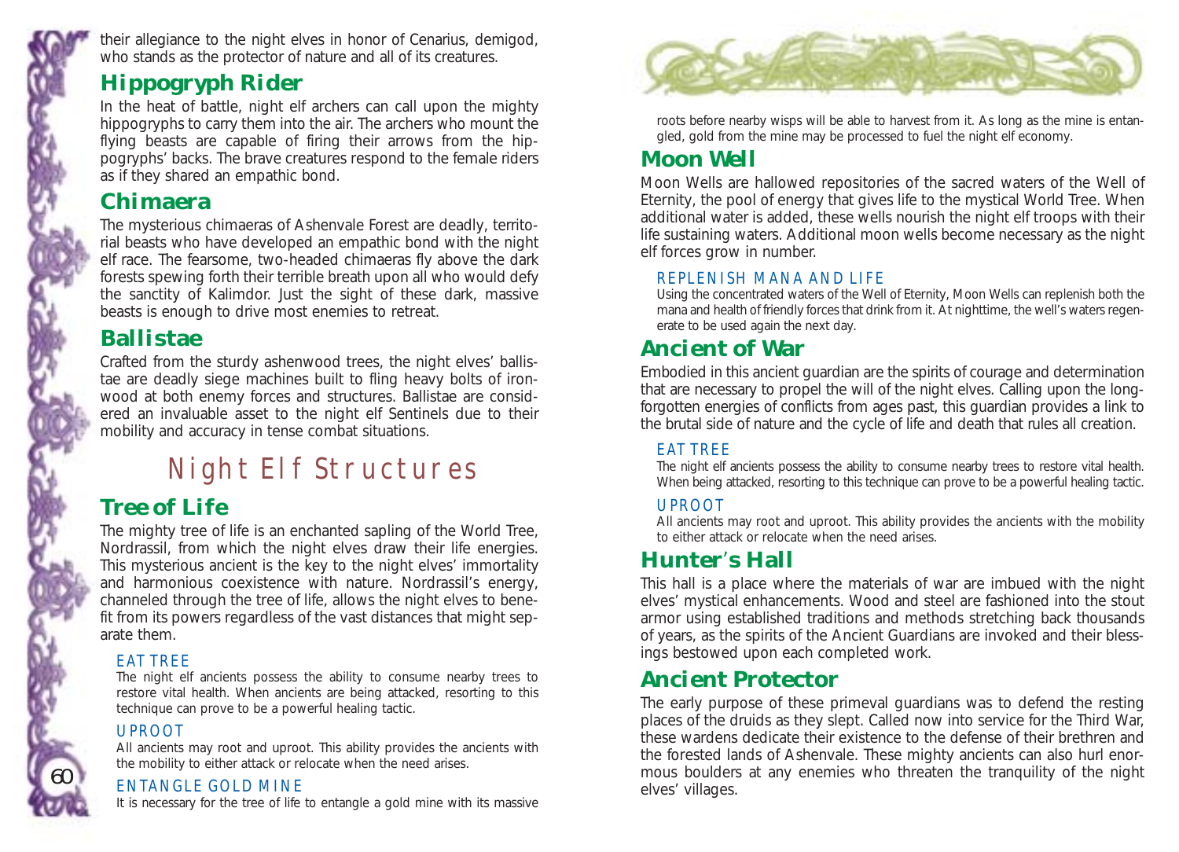their allegiance to the night elves in honor of Cenarius, demigod, who stands as the protector of nature and all of its creatures.

## Hippogryph Rider

In the heat of battle, night elf archers can call upon the mighty hippogryphs to carry them into the air. The archers who mount the flying beasts are capable of firing their arrows from the hippogryphs' backs. The brave creatures respond to the female riders as if they shared an empathic bond.

## Chimaera

The mysterious chimaeras of Ashenvale Forest are deadly, territorial beasts who have developed an empathic bond with the night elf race. The fearsome, two-headed chimaeras fly above the dark forests spewing forth their terrible breath upon all who would defy the sanctity of Kalimdor. Just the sight of these dark, massive beasts is enough to drive most enemies to retreat.

## Ballistae

Crafted from the sturdy ashenwood trees, the night elves' ballistae are deadly siege machines built to fling heavy bolts of ironwood at both enemy forces and structures. Ballistae are considered an invaluable asset to the night elf Sentinels due to their mobility and accuracy in tense combat situations.

# Night Elf Structures

## Tree of Life

The mighty tree of life is an enchanted sapling of the World Tree, Nordrassil, from which the night elves draw their life energies. This mysterious ancient is the key to the night elves' immortality and harmonious coexistence with nature. Nordrassil's energy, channeled through the tree of life, allows the night elves to benefit from its powers regardless of the vast distances that might separate them.

### EAT TREE

The night elf ancients possess the ability to consume nearby trees to restore vital health. When ancients are being attacked, resorting to this technique can prove to be a powerful healing tactic.

### UPROOT

All ancients may root and uproot. This ability provides the ancients with the mobility to either attack or relocate when the need arises.

### ENTANGLE GOLD MINE

It is necessary for the tree of life to entangle a gold mine with its massive roots before nearby wisps will be able to harvest from it. As long as the mine is entangled, gold from the mine may be processed to fuel the night elf economy.

## Moon Well

Moon Wells are hallowed repositories of the sacred waters of the Well of Eternity, the pool of energy that gives life to the mystical World Tree. When additional water is added, these wells nourish the night elf troops with their life sustaining waters. Additional moon wells become necessary as the night elf forces grow in number.

### REPLENISH MANA AND LIFE

Using the concentrated waters of the Well of Eternity, Moon Wells can replenish both the mana and health of friendly forces that drink from it. At nighttime, the well's waters regenerate to be used again the next day.

## Ancient of War

Embodied in this ancient guardian are the spirits of courage and determination that are necessary to propel the will of the night elves. Calling upon the long-forgotten energies of conflicts from ages past, this guardian provides a link to the brutal side of nature and the cycle of life and death that rules all creation.

### EAT TREE

The night elf ancients possess the ability to consume nearby trees to restore vital health. When being attacked, resorting to this technique can prove to be a powerful healing tactic.

### UPROOT

All ancients may root and uproot. This ability provides the ancients with the mobility to either attack or relocate when the need arises.

## Hunter's Hall

This hall is a place where the materials of war are imbued with the night elves' mystical enhancements. Wood and steel are fashioned into the stout armor using established traditions and methods stretching back thousands of years, as the spirits of the Ancient Guardians are invoked and their blessings bestowed upon each completed work.

## Ancient Protector

The early purpose of these primeval guardians was to defend the resting places of the druids as they slept. Called now into service for the Third War, these wardens dedicate their existence to the defense of their brethren and the forested lands of Ashenvale. These mighty ancients can also hurl enormous boulders at any enemies who threaten the tranquility of the night elves' villages.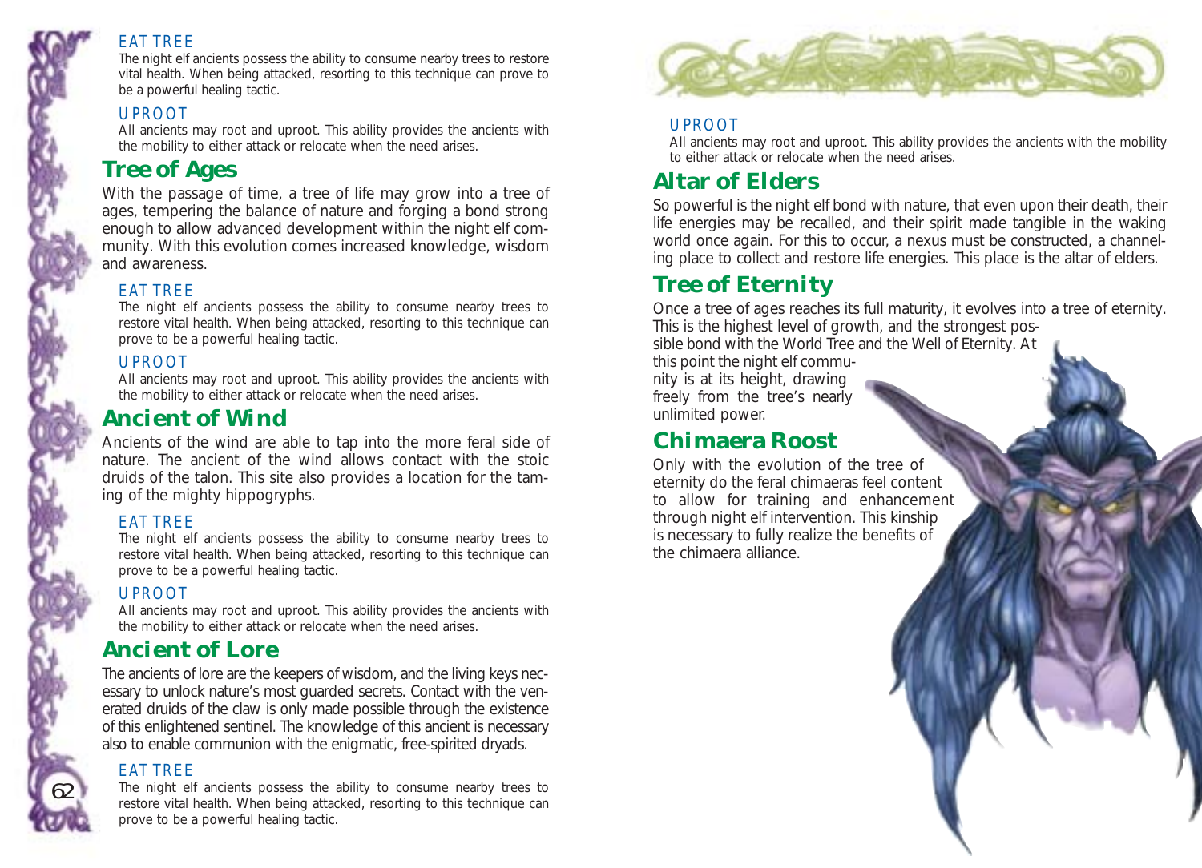#### EAT TREE

The night elf ancients possess the ability to consume nearby trees to restore vital health. When being attacked, resorting to this technique can prove to be a powerful healing tactic.

#### UPROOT

All ancients may root and uproot. This ability provides the ancients with the mobility to either attack or relocate when the need arises.

## Tree of Ages

With the passage of time, a tree of life may grow into a tree of ages, tempering the balance of nature and forging a bond strong enough to allow advanced development within the night elf community. With this evolution comes increased knowledge, wisdom and awareness.

#### EAT TREE

The night elf ancients possess the ability to consume nearby trees to restore vital health. When being attacked, resorting to this technique can prove to be a powerful healing tactic.

#### UPROOT

All ancients may root and uproot. This ability provides the ancients with the mobility to either attack or relocate when the need arises.

## Ancient of Wind

Ancients of the wind are able to tap into the more feral side of nature. The ancient of the wind allows contact with the stoic druids of the talon. This site also provides a location for the taming of the mighty hippogryphs.

#### EAT TREE

The night elf ancients possess the ability to consume nearby trees to restore vital health. When being attacked, resorting to this technique can prove to be a powerful healing tactic.

#### UPROOT

All ancients may root and uproot. This ability provides the ancients with the mobility to either attack or relocate when the need arises.

## Ancient of Lore

The ancients of lore are the keepers of wisdom, and the living keys necessary to unlock nature's most guarded secrets. Contact with the venerated druids of the claw is only made possible through the existence of this enlightened sentinel. The knowledge of this ancient is necessary also to enable communion with the enigmatic, free-spirited dryads.

#### EAT TREE

The night elf ancients possess the ability to consume nearby trees to restore vital health. When being attacked, resorting to this technique can prove to be a powerful healing tactic.

#### UPROOT

All ancients may root and uproot. This ability provides the ancients with the mobility to either attack or relocate when the need arises.

## Altar of Elders

So powerful is the night elf bond with nature, that even upon their death, their life energies may be recalled, and their spirit made tangible in the waking world once again. For this to occur, a nexus must be constructed, a channeling place to collect and restore life energies. This place is the altar of elders.

## Tree of Eternity

Once a tree of ages reaches its full maturity, it evolves into a tree of eternity. This is the highest level of growth, and the strongest possible bond with the World Tree and the Well of Eternity. At this point the night elf community is at its height, drawing freely from the tree's nearly unlimited power.

## Chimaera Roost

Only with the evolution of the tree of eternity do the feral chimaeras feel content to allow for training and enhancement through night elf intervention. This kinship is necessary to fully realize the benefits of the chimaera alliance.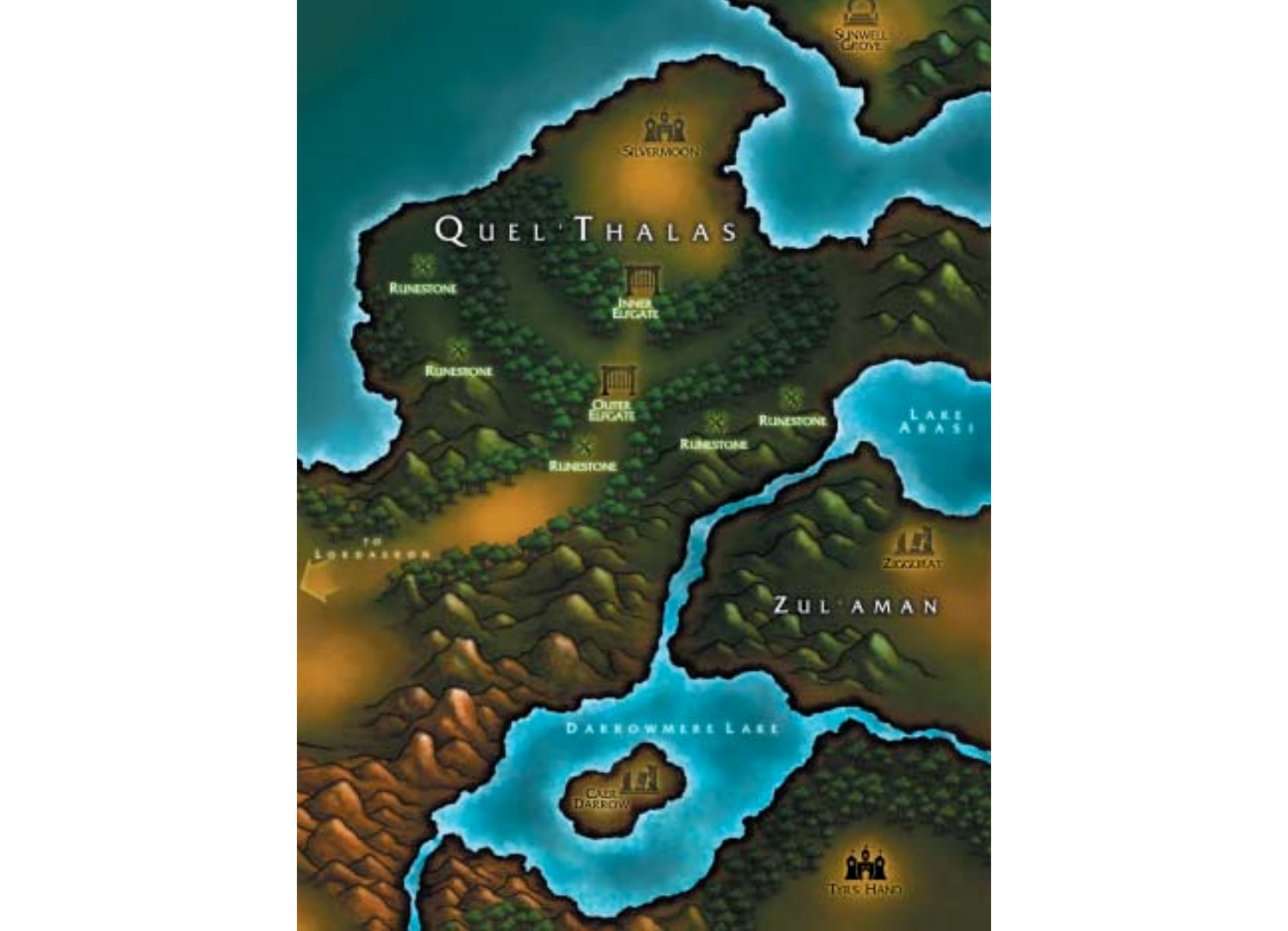Sunwell Grove

Silvermoon

Quel'Thalas

Runestone

Inner Elfgate

Runestone

Outer Elfgate

Runestone

Runestone

Runestone

Lake Abasi

To Lordaeron

Ziggurat

Zul'aman

Darrowmere Lake

Caer Darrow

Tyr's Hand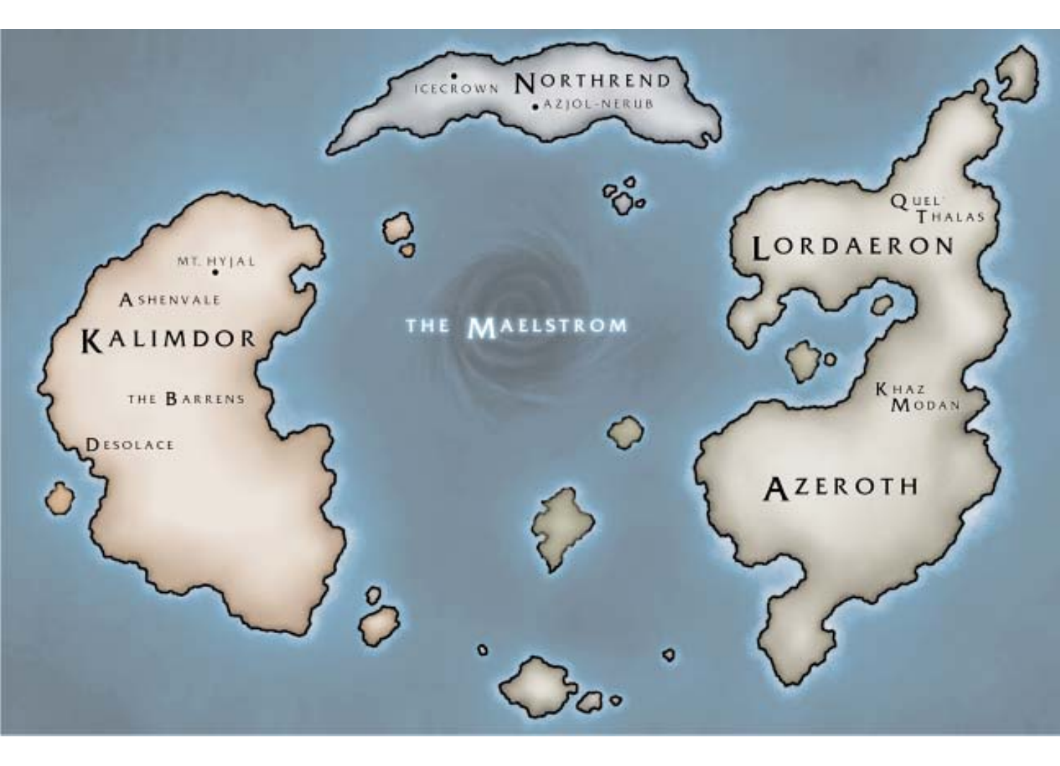ICECROWN NORTHREND

AZJOL-NERUB

MT. HYJAL

ASHENVALE

KALIMDOR

THE BARRENS

DESOLACE

THE MAELSTROM

QUEL' THALAS

LORDAERON

KHAZ MODAN

AZEROTH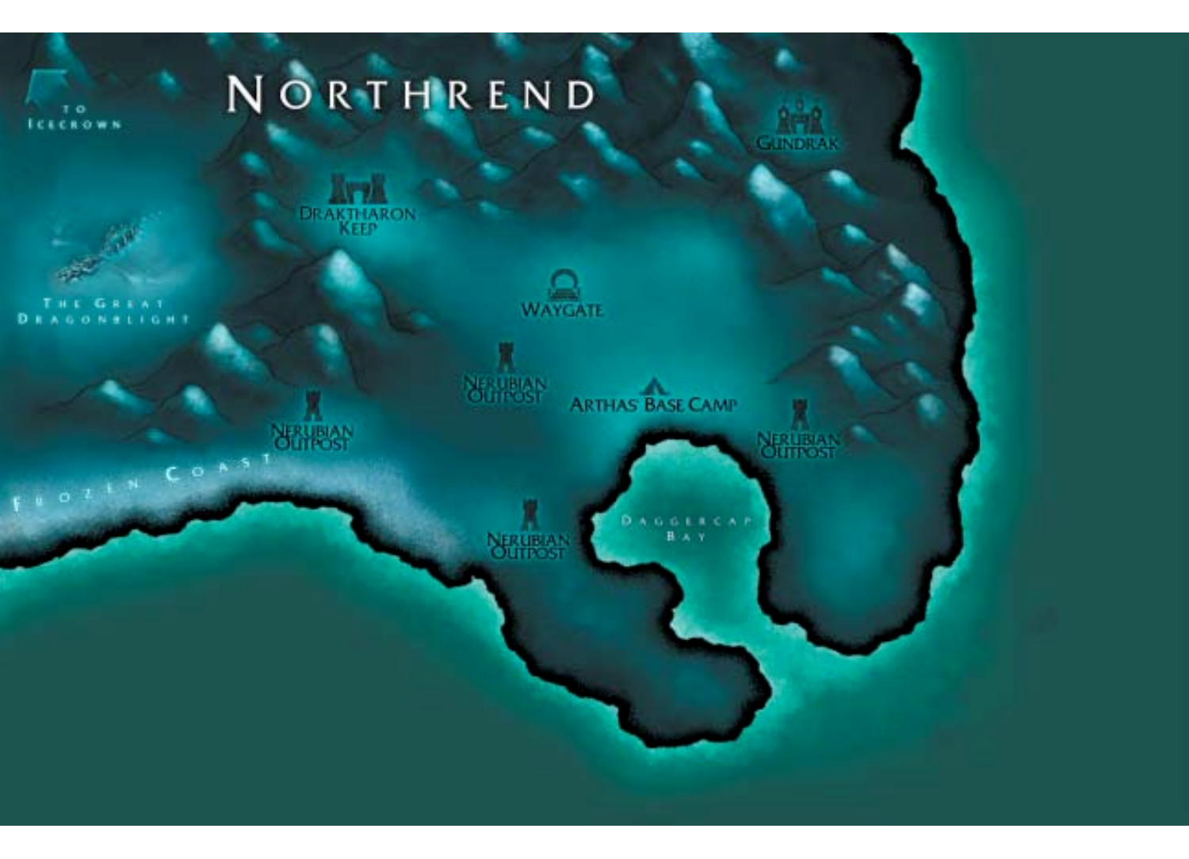# NORTHREND

TO ICECROWN

DRAKTHARON KEEP

GUNDRAK

THE GREAT DRAGONBLIGHT

WAYGATE

NERUBIAN OUTPOST

ARTHAS BASE CAMP

NERUBIAN OUTPOST

NERUBIAN OUTPOST

FROZEN COAST

NERUBIAN OUTPOST

DAGGERCAP BAY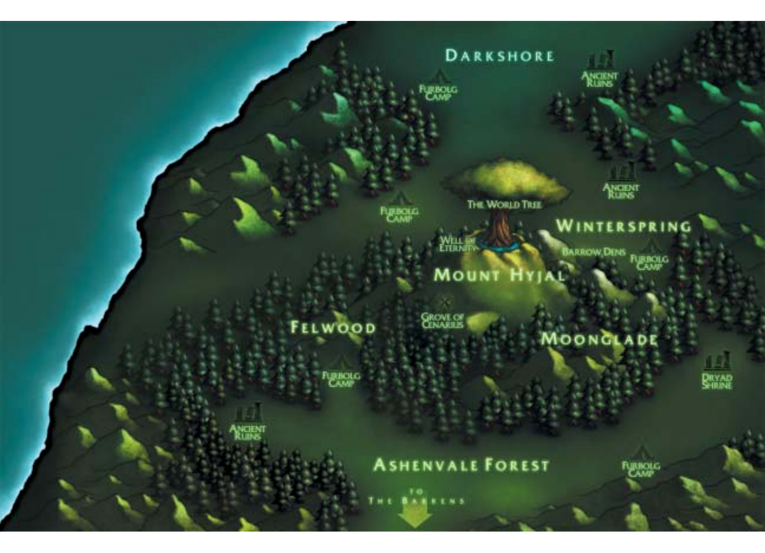Darkshore

Furbolg Camp

Ancient Ruins

Furbolg Camp

The World Tree

Ancient Ruins

Well of Eternity

Winterspring

Barrow Dens

Furbolg Camp

Mount Hyjal

Grove of Cenarius

Felwood

Moonglade

Furbolg Camp

Dryad Shrine

Ancient Ruins

Ashenvale Forest

Furbolg Camp

to The Barrens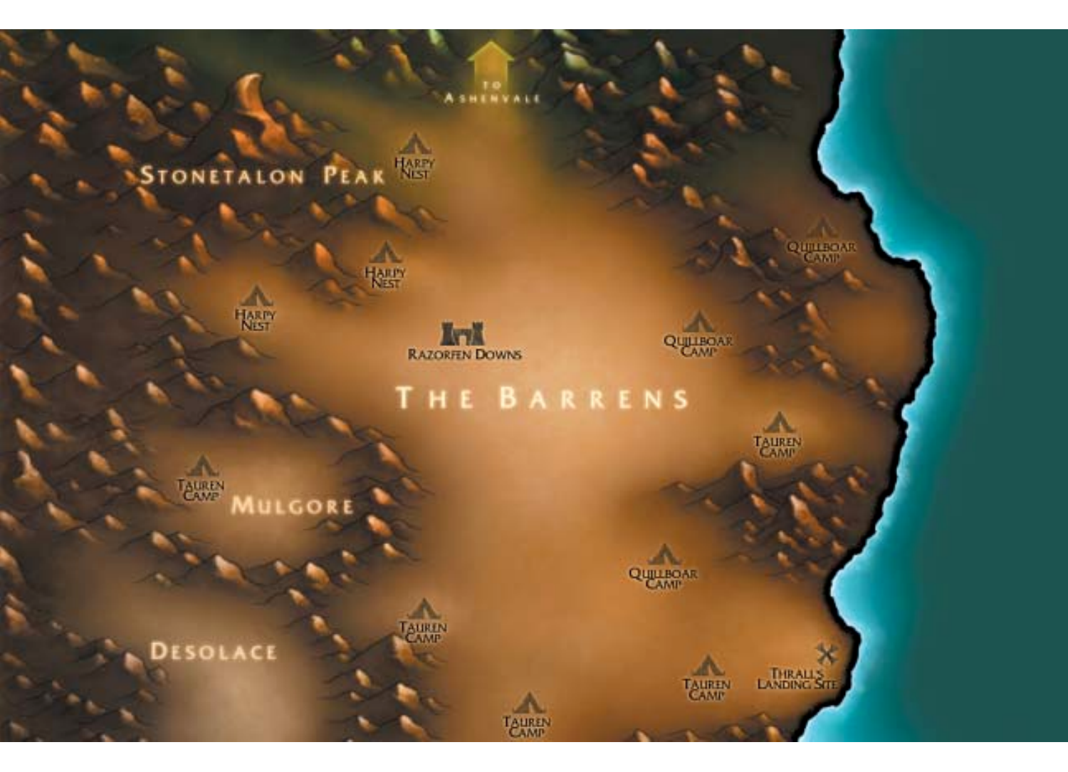TO ASHENVALE

STONETALON PEAK

HARPY NEST

HARPY NEST

HARPY NEST

RAZORFEN DOWNS

THE BARRENS

QUILLBOAR CAMP

QUILLBOAR CAMP

TAUREN CAMP

TAUREN CAMP

MULGORE

QUILLBOAR CAMP

TAUREN CAMP

DESOLACE

TAUREN CAMP

THRALL'S LANDING SITE

TAUREN CAMP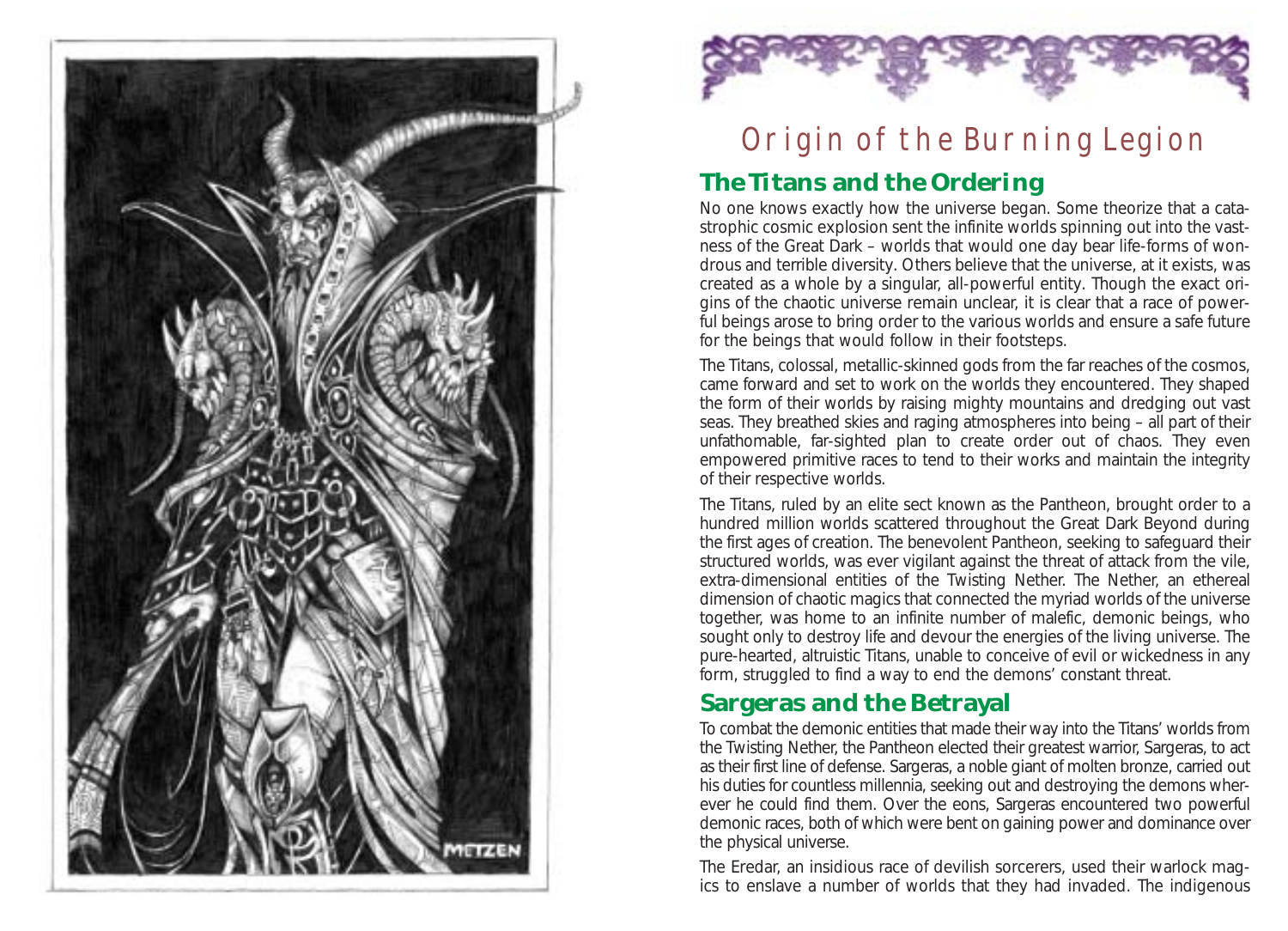# Origin of the Burning Legion

## The Titans and the Ordering

No one knows exactly how the universe began. Some theorize that a catastrophic cosmic explosion sent the infinite worlds spinning out into the vastness of the Great Dark – worlds that would one day bear life-forms of wondrous and terrible diversity. Others believe that the universe, at it exists, was created as a whole by a singular, all-powerful entity. Though the exact origins of the chaotic universe remain unclear, it is clear that a race of powerful beings arose to bring order to the various worlds and ensure a safe future for the beings that would follow in their footsteps.

The Titans, colossal, metallic-skinned gods from the far reaches of the cosmos, came forward and set to work on the worlds they encountered. They shaped the form of their worlds by raising mighty mountains and dredging out vast seas. They breathed skies and raging atmospheres into being – all part of their unfathomable, far-sighted plan to create order out of chaos. They even empowered primitive races to tend to their works and maintain the integrity of their respective worlds.

The Titans, ruled by an elite sect known as the Pantheon, brought order to a hundred million worlds scattered throughout the Great Dark Beyond during the first ages of creation. The benevolent Pantheon, seeking to safeguard their structured worlds, was ever vigilant against the threat of attack from the vile, extra-dimensional entities of the Twisting Nether. The Nether, an ethereal dimension of chaotic magics that connected the myriad worlds of the universe together, was home to an infinite number of malefic, demonic beings, who sought only to destroy life and devour the energies of the living universe. The pure-hearted, altruistic Titans, unable to conceive of evil or wickedness in any form, struggled to find a way to end the demons' constant threat.

## Sargeras and the Betrayal

To combat the demonic entities that made their way into the Titans' worlds from the Twisting Nether, the Pantheon elected their greatest warrior, Sargeras, to act as their first line of defense. Sargeras, a noble giant of molten bronze, carried out his duties for countless millennia, seeking out and destroying the demons wherever he could find them. Over the eons, Sargeras encountered two powerful demonic races, both of which were bent on gaining power and dominance over the physical universe.

The Eredar, an insidious race of devilish sorcerers, used their warlock magics to enslave a number of worlds that they had invaded. The indigenous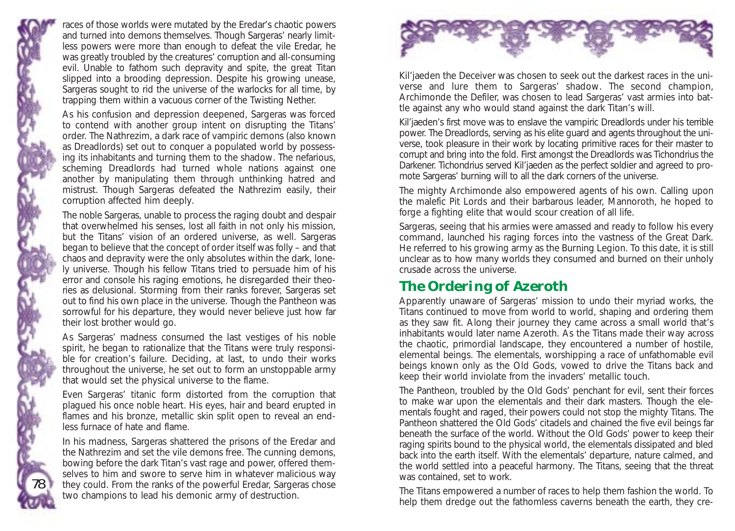races of those worlds were mutated by the Eredar's chaotic powers and turned into demons themselves. Though Sargeras' nearly limitless powers were more than enough to defeat the vile Eredar, he was greatly troubled by the creatures' corruption and all-consuming evil. Unable to fathom such depravity and spite, the great Titan slipped into a brooding depression. Despite his growing unease, Sargeras sought to rid the universe of the warlocks for all time, by trapping them within a vacuous corner of the Twisting Nether.

As his confusion and depression deepened, Sargeras was forced to contend with another group intent on disrupting the Titans' order. The Nathrezim, a dark race of vampiric demons (also known as Dreadlords) set out to conquer a populated world by possessing its inhabitants and turning them to the shadow. The nefarious, scheming Dreadlords had turned whole nations against one another by manipulating them through unthinking hatred and mistrust. Though Sargeras defeated the Nathrezim easily, their corruption affected him deeply.

The noble Sargeras, unable to process the raging doubt and despair that overwhelmed his senses, lost all faith in not only his mission, but the Titans' vision of an ordered universe, as well. Sargeras began to believe that the concept of order itself was folly – and that chaos and depravity were the only absolutes within the dark, lonely universe. Though his fellow Titans tried to persuade him of his error and console his raging emotions, he disregarded their theories as delusional. Storming from their ranks forever, Sargeras set out to find his own place in the universe. Though the Pantheon was sorrowful for his departure, they would never believe just how far their lost brother would go.

As Sargeras' madness consumed the last vestiges of his noble spirit, he began to rationalize that the Titans were truly responsible for creation's failure. Deciding, at last, to undo their works throughout the universe, he set out to form an unstoppable army that would set the physical universe to the flame.

Even Sargeras' titanic form distorted from the corruption that plagued his once noble heart. His eyes, hair and beard erupted in flames and his bronze, metallic skin split open to reveal an endless furnace of hate and flame.

In his madness, Sargeras shattered the prisons of the Eredar and the Nathrezim and set the vile demons free. The cunning demons, bowing before the dark Titan's vast rage and power, offered themselves to him and swore to serve him in whatever malicious way they could. From the ranks of the powerful Eredar, Sargeras chose two champions to lead his demonic army of destruction.

Kil'jaeden the Deceiver was chosen to seek out the darkest races in the universe and lure them to Sargeras' shadow. The second champion, Archimonde the Defiler, was chosen to lead Sargeras' vast armies into battle against any who would stand against the dark Titan's will.

Kil'jaeden's first move was to enslave the vampiric Dreadlords under his terrible power. The Dreadlords, serving as his elite guard and agents throughout the universe, took pleasure in their work by locating primitive races for their master to corrupt and bring into the fold. First amongst the Dreadlords was Tichondrius the Darkener. Tichondrius served Kil'jaeden as the perfect soldier and agreed to promote Sargeras' burning will to all the dark corners of the universe.

The mighty Archimonde also empowered agents of his own. Calling upon the malefic Pit Lords and their barbarous leader, Mannoroth, he hoped to forge a fighting elite that would scour creation of all life.

Sargeras, seeing that his armies were amassed and ready to follow his every command, launched his raging forces into the vastness of the Great Dark. He referred to his growing army as the Burning Legion. To this date, it is still unclear as to how many worlds they consumed and burned on their unholy crusade across the universe.

## The Ordering of Azeroth

Apparently unaware of Sargeras' mission to undo their myriad works, the Titans continued to move from world to world, shaping and ordering them as they saw fit. Along their journey they came across a small world that's inhabitants would later name Azeroth. As the Titans made their way across the chaotic, primordial landscape, they encountered a number of hostile, elemental beings. The elementals, worshipping a race of unfathomable evil beings known only as the Old Gods, vowed to drive the Titans back and keep their world inviolate from the invaders' metallic touch.

The Pantheon, troubled by the Old Gods' penchant for evil, sent their forces to make war upon the elementals and their dark masters. Though the elementals fought and raged, their powers could not stop the mighty Titans. The Pantheon shattered the Old Gods' citadels and chained the five evil beings far beneath the surface of the world. Without the Old Gods' power to keep their raging spirits bound to the physical world, the elementals dissipated and bled back into the earth itself. With the elementals' departure, nature calmed, and the world settled into a peaceful harmony. The Titans, seeing that the threat was contained, set to work.

The Titans empowered a number of races to help them fashion the world. To help them dredge out the fathomless caverns beneath the earth, they cre-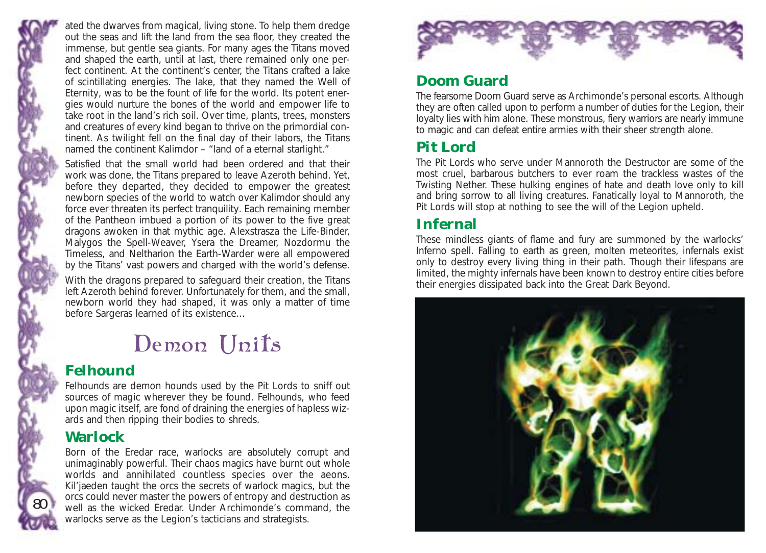ated the dwarves from magical, living stone. To help them dredge out the seas and lift the land from the sea floor, they created the immense, but gentle sea giants. For many ages the Titans moved and shaped the earth, until at last, there remained only one perfect continent. At the continent's center, the Titans crafted a lake of scintillating energies. The lake, that they named the Well of Eternity, was to be the fount of life for the world. Its potent energies would nurture the bones of the world and empower life to take root in the land's rich soil. Over time, plants, trees, monsters and creatures of every kind began to thrive on the primordial continent. As twilight fell on the final day of their labors, the Titans named the continent Kalimdor – "land of a eternal starlight."

Satisfied that the small world had been ordered and that their work was done, the Titans prepared to leave Azeroth behind. Yet, before they departed, they decided to empower the greatest newborn species of the world to watch over Kalimdor should any force ever threaten its perfect tranquility. Each remaining member of the Pantheon imbued a portion of its power to the five great dragons awoken in that mythic age. Alexstrasza the Life-Binder, Malygos the Spell-Weaver, Ysera the Dreamer, Nozdormu the Timeless, and Neltharion the Earth-Warder were all empowered by the Titans' vast powers and charged with the world's defense.

With the dragons prepared to safeguard their creation, the Titans left Azeroth behind forever. Unfortunately for them, and the small, newborn world they had shaped, it was only a matter of time before Sargeras learned of its existence...

# Demon Units

## Felhound

Felhounds are demon hounds used by the Pit Lords to sniff out sources of magic wherever they be found. Felhounds, who feed upon magic itself, are fond of draining the energies of hapless wizards and then ripping their bodies to shreds.

## Warlock

Born of the Eredar race, warlocks are absolutely corrupt and unimaginably powerful. Their chaos magics have burnt out whole worlds and annihilated countless species over the aeons. Kil'jaeden taught the orcs the secrets of warlock magics, but the orcs could never master the powers of entropy and destruction as well as the wicked Eredar. Under Archimonde's command, the warlocks serve as the Legion's tacticians and strategists.

## Doom Guard

The fearsome Doom Guard serve as Archimonde's personal escorts. Although they are often called upon to perform a number of duties for the Legion, their loyalty lies with him alone. These monstrous, fiery warriors are nearly immune to magic and can defeat entire armies with their sheer strength alone.

## Pit Lord

The Pit Lords who serve under Mannoroth the Destructor are some of the most cruel, barbarous butchers to ever roam the trackless wastes of the Twisting Nether. These hulking engines of hate and death love only to kill and bring sorrow to all living creatures. Fanatically loyal to Mannoroth, the Pit Lords will stop at nothing to see the will of the Legion upheld.

## Infernal

These mindless giants of flame and fury are summoned by the warlocks' Inferno spell. Falling to earth as green, molten meteorites, infernals exist only to destroy every living thing in their path. Though their lifespans are limited, the mighty infernals have been known to destroy entire cities before their energies dissipated back into the Great Dark Beyond.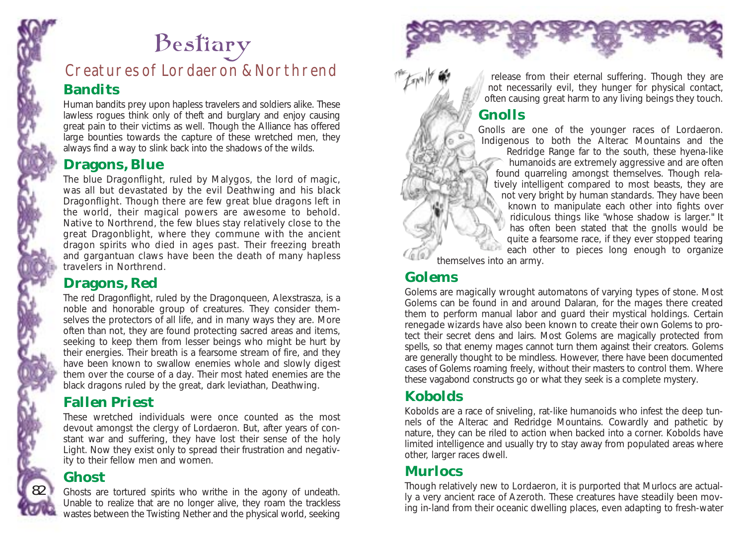# Bestiary

## Creatures of Lordaeron & Northrend

### Bandits

Human bandits prey upon hapless travelers and soldiers alike. These lawless rogues think only of theft and burglary and enjoy causing great pain to their victims as well. Though the Alliance has offered large bounties towards the capture of these wretched men, they always find a way to slink back into the shadows of the wilds.

### Dragons, Blue

The blue Dragonflight, ruled by Malygos, the lord of magic, was all but devastated by the evil Deathwing and his black Dragonflight. Though there are few great blue dragons left in the world, their magical powers are awesome to behold. Native to Northrend, the few blues stay relatively close to the great Dragonblight, where they commune with the ancient dragon spirits who died in ages past. Their freezing breath and gargantuan claws have been the death of many hapless travelers in Northrend.

### Dragons, Red

The red Dragonflight, ruled by the Dragonqueen, Alexstrasza, is a noble and honorable group of creatures. They consider themselves the protectors of all life, and in many ways they are. More often than not, they are found protecting sacred areas and items, seeking to keep them from lesser beings who might be hurt by their energies. Their breath is a fearsome stream of fire, and they have been known to swallow enemies whole and slowly digest them over the course of a day. Their most hated enemies are the black dragons ruled by the great, dark leviathan, Deathwing.

### Fallen Priest

These wretched individuals were once counted as the most devout amongst the clergy of Lordaeron. But, after years of constant war and suffering, they have lost their sense of the holy Light. Now they exist only to spread their frustration and negativity to their fellow men and women.

### Ghost

Ghosts are tortured spirits who writhe in the agony of undeath. Unable to realize that are no longer alive, they roam the trackless wastes between the Twisting Nether and the physical world, seeking release from their eternal suffering. Though they are not necessarily evil, they hunger for physical contact, often causing great harm to any living beings they touch.

### Gnolls

Gnolls are one of the younger races of Lordaeron. Indigenous to both the Alterac Mountains and the Redridge Range far to the south, these hyena-like humanoids are extremely aggressive and are often found quarreling amongst themselves. Though relatively intelligent compared to most beasts, they are not very bright by human standards. They have been known to manipulate each other into fights over ridiculous things like "whose shadow is larger." It has often been stated that the gnolls would be quite a fearsome race, if they ever stopped tearing each other to pieces long enough to organize themselves into an army.

### Golems

Golems are magically wrought automatons of varying types of stone. Most Golems can be found in and around Dalaran, for the mages there created them to perform manual labor and guard their mystical holdings. Certain renegade wizards have also been known to create their own Golems to protect their secret dens and lairs. Most Golems are magically protected from spells, so that enemy mages cannot turn them against their creators. Golems are generally thought to be mindless. However, there have been documented cases of Golems roaming freely, without their masters to control them. Where these vagabond constructs go or what they seek is a complete mystery.

### Kobolds

Kobolds are a race of sniveling, rat-like humanoids who infest the deep tunnels of the Alterac and Redridge Mountains. Cowardly and pathetic by nature, they can be riled to action when backed into a corner. Kobolds have limited intelligence and usually try to stay away from populated areas where other, larger races dwell.

### Murlocs

Though relatively new to Lordaeron, it is purported that Murlocs are actually a very ancient race of Azeroth. These creatures have steadily been moving in-land from their oceanic dwelling places, even adapting to fresh-water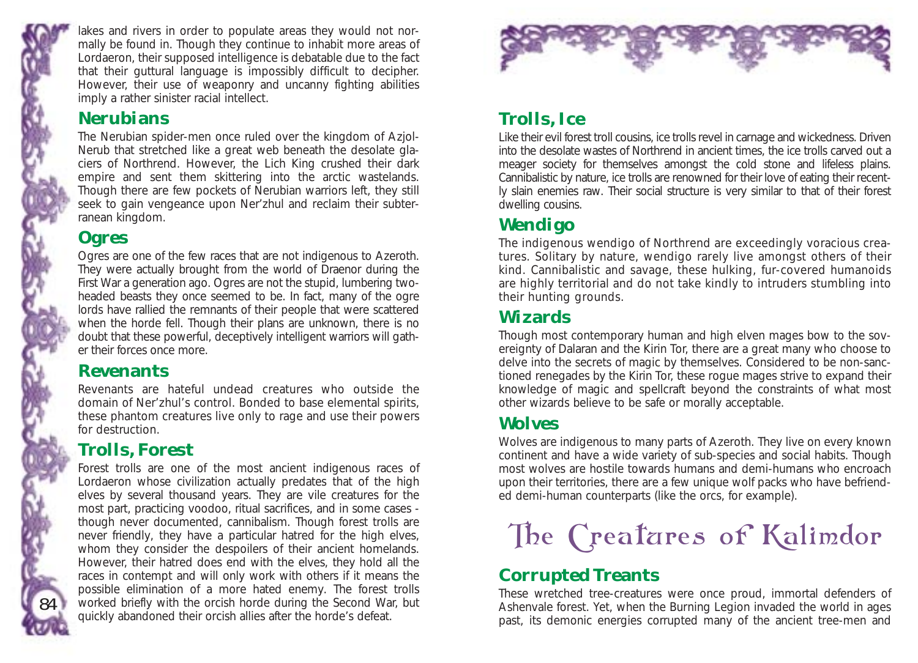lakes and rivers in order to populate areas they would not normally be found in. Though they continue to inhabit more areas of Lordaeron, their supposed intelligence is debatable due to the fact that their guttural language is impossibly difficult to decipher. However, their use of weaponry and uncanny fighting abilities imply a rather sinister racial intellect.

## Nerubians

The Nerubian spider-men once ruled over the kingdom of Azjol-Nerub that stretched like a great web beneath the desolate glaciers of Northrend. However, the Lich King crushed their dark empire and sent them skittering into the arctic wastelands. Though there are few pockets of Nerubian warriors left, they still seek to gain vengeance upon Ner'zhul and reclaim their subterranean kingdom.

## Ogres

Ogres are one of the few races that are not indigenous to Azeroth. They were actually brought from the world of Draenor during the First War a generation ago. Ogres are not the stupid, lumbering two-headed beasts they once seemed to be. In fact, many of the ogre lords have rallied the remnants of their people that were scattered when the horde fell. Though their plans are unknown, there is no doubt that these powerful, deceptively intelligent warriors will gather their forces once more.

## Revenants

Revenants are hateful undead creatures who outside the domain of Ner'zhul's control. Bonded to base elemental spirits, these phantom creatures live only to rage and use their powers for destruction.

## Trolls, Forest

Forest trolls are one of the most ancient indigenous races of Lordaeron whose civilization actually predates that of the high elves by several thousand years. They are vile creatures for the most part, practicing voodoo, ritual sacrifices, and in some cases - though never documented, cannibalism. Though forest trolls are never friendly, they have a particular hatred for the high elves, whom they consider the despoilers of their ancient homelands. However, their hatred does end with the elves, they hold all the races in contempt and will only work with others if it means the possible elimination of a more hated enemy. The forest trolls worked briefly with the orcish horde during the Second War, but quickly abandoned their orcish allies after the horde's defeat.

## Trolls, Ice

Like their evil forest troll cousins, ice trolls revel in carnage and wickedness. Driven into the desolate wastes of Northrend in ancient times, the ice trolls carved out a meager society for themselves amongst the cold stone and lifeless plains. Cannibalistic by nature, ice trolls are renowned for their love of eating their recently slain enemies raw. Their social structure is very similar to that of their forest dwelling cousins.

## Wendigo

The indigenous wendigo of Northrend are exceedingly voracious creatures. Solitary by nature, wendigo rarely live amongst others of their kind. Cannibalistic and savage, these hulking, fur-covered humanoids are highly territorial and do not take kindly to intruders stumbling into their hunting grounds.

## Wizards

Though most contemporary human and high elven mages bow to the sovereignty of Dalaran and the Kirin Tor, there are a great many who choose to delve into the secrets of magic by themselves. Considered to be non-sanctioned renegades by the Kirin Tor, these rogue mages strive to expand their knowledge of magic and spellcraft beyond the constraints of what most other wizards believe to be safe or morally acceptable.

## Wolves

Wolves are indigenous to many parts of Azeroth. They live on every known continent and have a wide variety of sub-species and social habits. Though most wolves are hostile towards humans and demi-humans who encroach upon their territories, there are a few unique wolf packs who have befriended demi-human counterparts (like the orcs, for example).

# The Creatures of Kalimdor

## Corrupted Treants

These wretched tree-creatures were once proud, immortal defenders of Ashenvale forest. Yet, when the Burning Legion invaded the world in ages past, its demonic energies corrupted many of the ancient tree-men and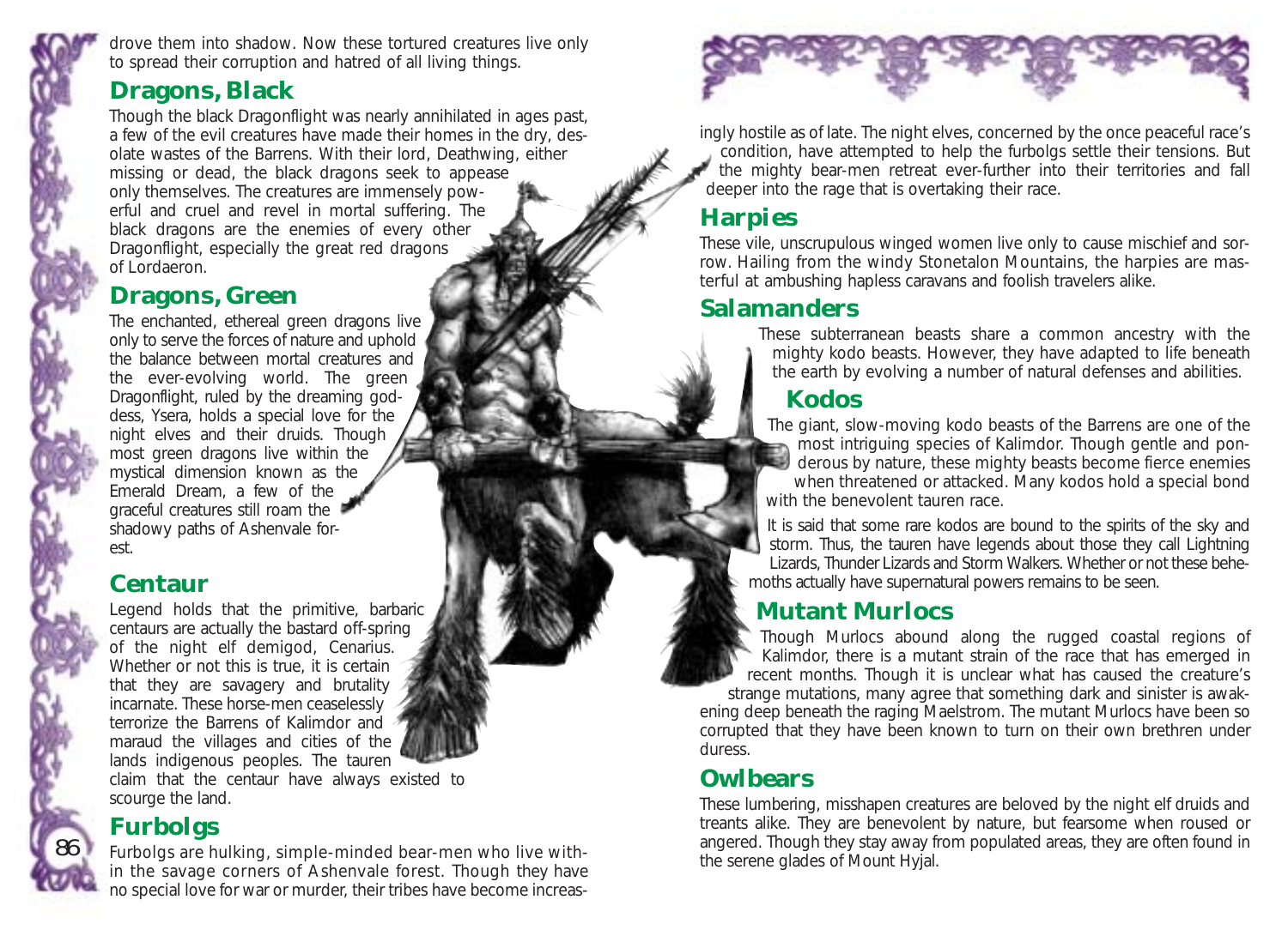drove them into shadow. Now these tortured creatures live only to spread their corruption and hatred of all living things.

## Dragons, Black

Though the black Dragonflight was nearly annihilated in ages past, a few of the evil creatures have made their homes in the dry, desolate wastes of the Barrens. With their lord, Deathwing, either missing or dead, the black dragons seek to appease only themselves. The creatures are immensely powerful and cruel and revel in mortal suffering. The black dragons are the enemies of every other Dragonflight, especially the great red dragons of Lordaeron.

## Dragons, Green

The enchanted, ethereal green dragons live only to serve the forces of nature and uphold the balance between mortal creatures and the ever-evolving world. The green Dragonflight, ruled by the dreaming goddess, Ysera, holds a special love for the night elves and their druids. Though most green dragons live within the mystical dimension known as the Emerald Dream, a few of the graceful creatures still roam the shadowy paths of Ashenvale forest.

## Centaur

Legend holds that the primitive, barbaric centaurs are actually the bastard off-spring of the night elf demigod, Cenarius. Whether or not this is true, it is certain that they are savagery and brutality incarnate. These horse-men ceaselessly terrorize the Barrens of Kalimdor and maraud the villages and cities of the lands indigenous peoples. The tauren claim that the centaur have always existed to scourge the land.

## Furbolgs

Furbolgs are hulking, simple-minded bear-men who live within the savage corners of Ashenvale forest. Though they have no special love for war or murder, their tribes have become increasingly hostile as of late. The night elves, concerned by the once peaceful race's condition, have attempted to help the furbolgs settle their tensions. But the mighty bear-men retreat ever-further into their territories and fall deeper into the rage that is overtaking their race.

## Harpies

These vile, unscrupulous winged women live only to cause mischief and sorrow. Hailing from the windy Stonetalon Mountains, the harpies are masterful at ambushing hapless caravans and foolish travelers alike.

## Salamanders

These subterranean beasts share a common ancestry with the mighty kodo beasts. However, they have adapted to life beneath the earth by evolving a number of natural defenses and abilities.

## Kodos

The giant, slow-moving kodo beasts of the Barrens are one of the most intriguing species of Kalimdor. Though gentle and ponderous by nature, these mighty beasts become fierce enemies when threatened or attacked. Many kodos hold a special bond with the benevolent tauren race.

It is said that some rare kodos are bound to the spirits of the sky and storm. Thus, the tauren have legends about those they call Lightning Lizards, Thunder Lizards and Storm Walkers. Whether or not these behemoths actually have supernatural powers remains to be seen.

## Mutant Murlocs

Though Murlocs abound along the rugged coastal regions of Kalimdor, there is a mutant strain of the race that has emerged in recent months. Though it is unclear what has caused the creature's strange mutations, many agree that something dark and sinister is awakening deep beneath the raging Maelstrom. The mutant Murlocs have been so corrupted that they have been known to turn on their own brethren under duress.

## Owlbears

These lumbering, misshapen creatures are beloved by the night elf druids and treants alike. They are benevolent by nature, but fearsome when roused or angered. Though they stay away from populated areas, they are often found in the serene glades of Mount Hyjal.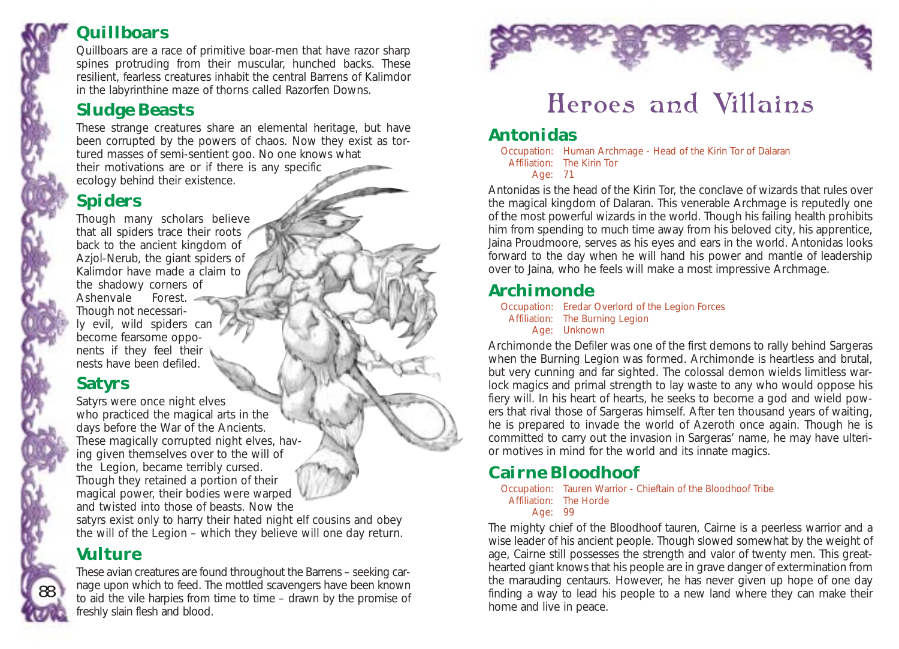## Quillboars

Quillboars are a race of primitive boar-men that have razor sharp spines protruding from their muscular, hunched backs. These resilient, fearless creatures inhabit the central Barrens of Kalimdor in the labyrinthine maze of thorns called Razorfen Downs.

## Sludge Beasts

These strange creatures share an elemental heritage, but have been corrupted by the powers of chaos. Now they exist as tortured masses of semi-sentient goo. No one knows what their motivations are or if there is any specific ecology behind their existence.

## Spiders

Though many scholars believe that all spiders trace their roots back to the ancient kingdom of Azjol-Nerub, the giant spiders of Kalimdor have made a claim to the shadowy corners of Ashenvale Forest. Though not necessarily evil, wild spiders can become fearsome opponents if they feel their nests have been defiled.

## Satyrs

Satyrs were once night elves who practiced the magical arts in the days before the War of the Ancients. These magically corrupted night elves, having given themselves over to the will of the Legion, became terribly cursed. Though they retained a portion of their magical power, their bodies were warped and twisted into those of beasts. Now the satyrs exist only to harry their hated night elf cousins and obey the will of the Legion – which they believe will one day return.

## Vulture

These avian creatures are found throughout the Barrens – seeking carnage upon which to feed. The mottled scavengers have been known to aid the vile harpies from time to time – drawn by the promise of freshly slain flesh and blood.

# Heroes and Villains

## Antonidas

Occupation: Human Archmage - Head of the Kirin Tor of Dalaran
Affiliation: The Kirin Tor
Age: 71

Antonidas is the head of the Kirin Tor, the conclave of wizards that rules over the magical kingdom of Dalaran. This venerable Archmage is reputedly one of the most powerful wizards in the world. Though his failing health prohibits him from spending to much time away from his beloved city, his apprentice, Jaina Proudmoore, serves as his eyes and ears in the world. Antonidas looks forward to the day when he will hand his power and mantle of leadership over to Jaina, who he feels will make a most impressive Archmage.

## Archimonde

Occupation: Eredar Overlord of the Legion Forces
Affiliation: The Burning Legion
Age: Unknown

Archimonde the Defiler was one of the first demons to rally behind Sargeras when the Burning Legion was formed. Archimonde is heartless and brutal, but very cunning and far sighted. The colossal demon wields limitless warlock magics and primal strength to lay waste to any who would oppose his fiery will. In his heart of hearts, he seeks to become a god and wield powers that rival those of Sargeras himself. After ten thousand years of waiting, he is prepared to invade the world of Azeroth once again. Though he is committed to carry out the invasion in Sargeras' name, he may have ulterior motives in mind for the world and its innate magics.

## Cairne Bloodhoof

Occupation: Tauren Warrior - Chieftain of the Bloodhoof Tribe
Affiliation: The Horde
Age: 99

The mighty chief of the Bloodhoof tauren, Cairne is a peerless warrior and a wise leader of his ancient people. Though slowed somewhat by the weight of age, Cairne still possesses the strength and valor of twenty men. This great-hearted giant knows that his people are in grave danger of extermination from the marauding centaurs. However, he has never given up hope of one day finding a way to lead his people to a new land where they can make their home and live in peace.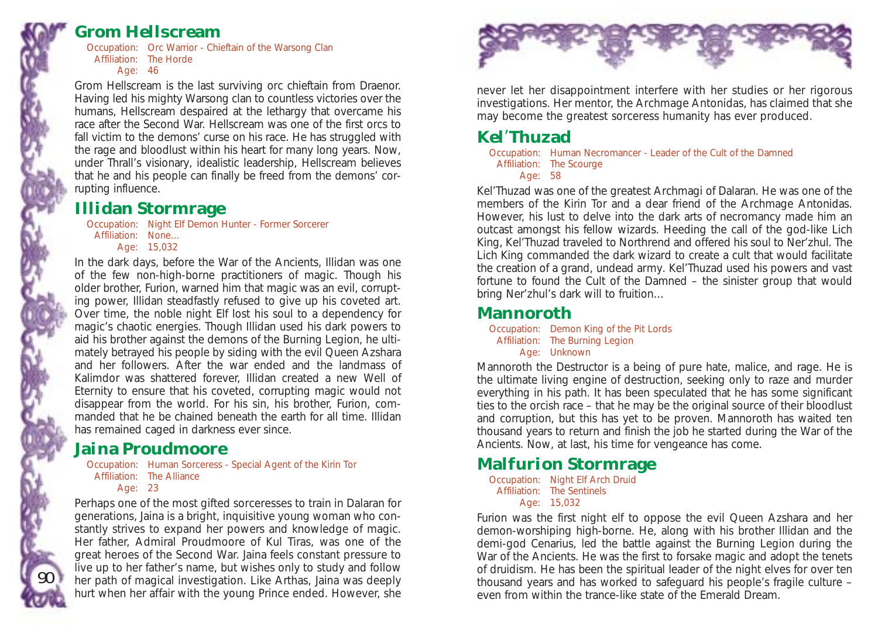## Grom Hellscream

Occupation: Orc Warrior - Chieftain of the Warsong Clan
Affiliation: The Horde
Age: 46

Grom Hellscream is the last surviving orc chieftain from Draenor. Having led his mighty Warsong clan to countless victories over the humans, Hellscream despaired at the lethargy that overcame his race after the Second War. Hellscream was one of the first orcs to fall victim to the demons' curse on his race. He has struggled with the rage and bloodlust within his heart for many long years. Now, under Thrall's visionary, idealistic leadership, Hellscream believes that he and his people can finally be freed from the demons' corrupting influence.

## Illidan Stormrage

Occupation: Night Elf Demon Hunter - Former Sorcerer
Affiliation: None...
Age: 15,032

In the dark days, before the War of the Ancients, Illidan was one of the few non-high-borne practitioners of magic. Though his older brother, Furion, warned him that magic was an evil, corrupting power, Illidan steadfastly refused to give up his coveted art. Over time, the noble night Elf lost his soul to a dependency for magic's chaotic energies. Though Illidan used his dark powers to aid his brother against the demons of the Burning Legion, he ultimately betrayed his people by siding with the evil Queen Azshara and her followers. After the war ended and the landmass of Kalimdor was shattered forever, Illidan created a new Well of Eternity to ensure that his coveted, corrupting magic would not disappear from the world. For his sin, his brother, Furion, commanded that he be chained beneath the earth for all time. Illidan has remained caged in darkness ever since.

## Jaina Proudmoore

Occupation: Human Sorceress - Special Agent of the Kirin Tor
Affiliation: The Alliance
Age: 23

Perhaps one of the most gifted sorceresses to train in Dalaran for generations, Jaina is a bright, inquisitive young woman who constantly strives to expand her powers and knowledge of magic. Her father, Admiral Proudmoore of Kul Tiras, was one of the great heroes of the Second War. Jaina feels constant pressure to live up to her father's name, but wishes only to study and follow her path of magical investigation. Like Arthas, Jaina was deeply hurt when her affair with the young Prince ended. However, she never let her disappointment interfere with her studies or her rigorous investigations. Her mentor, the Archmage Antonidas, has claimed that she may become the greatest sorceress humanity has ever produced.

## Kel'Thuzad

Occupation: Human Necromancer - Leader of the Cult of the Damned
Affiliation: The Scourge
Age: 58

Kel'Thuzad was one of the greatest Archmagi of Dalaran. He was one of the members of the Kirin Tor and a dear friend of the Archmage Antonidas. However, his lust to delve into the dark arts of necromancy made him an outcast amongst his fellow wizards. Heeding the call of the god-like Lich King, Kel'Thuzad traveled to Northrend and offered his soul to Ner'zhul. The Lich King commanded the dark wizard to create a cult that would facilitate the creation of a grand, undead army. Kel'Thuzad used his powers and vast fortune to found the Cult of the Damned – the sinister group that would bring Ner'zhul's dark will to fruition...

## Mannoroth

Occupation: Demon King of the Pit Lords
Affiliation: The Burning Legion
Age: Unknown

Mannoroth the Destructor is a being of pure hate, malice, and rage. He is the ultimate living engine of destruction, seeking only to raze and murder everything in his path. It has been speculated that he has some significant ties to the orcish race – that he may be the original source of their bloodlust and corruption, but this has yet to be proven. Mannoroth has waited ten thousand years to return and finish the job he started during the War of the Ancients. Now, at last, his time for vengeance has come.

## Malfurion Stormrage

Occupation: Night Elf Arch Druid
Affiliation: The Sentinels
Age: 15,032

Furion was the first night elf to oppose the evil Queen Azshara and her demon-worshiping high-borne. He, along with his brother Illidan and the demi-god Cenarius, led the battle against the Burning Legion during the War of the Ancients. He was the first to forsake magic and adopt the tenets of druidism. He has been the spiritual leader of the night elves for over ten thousand years and has worked to safeguard his people's fragile culture – even from within the trance-like state of the Emerald Dream.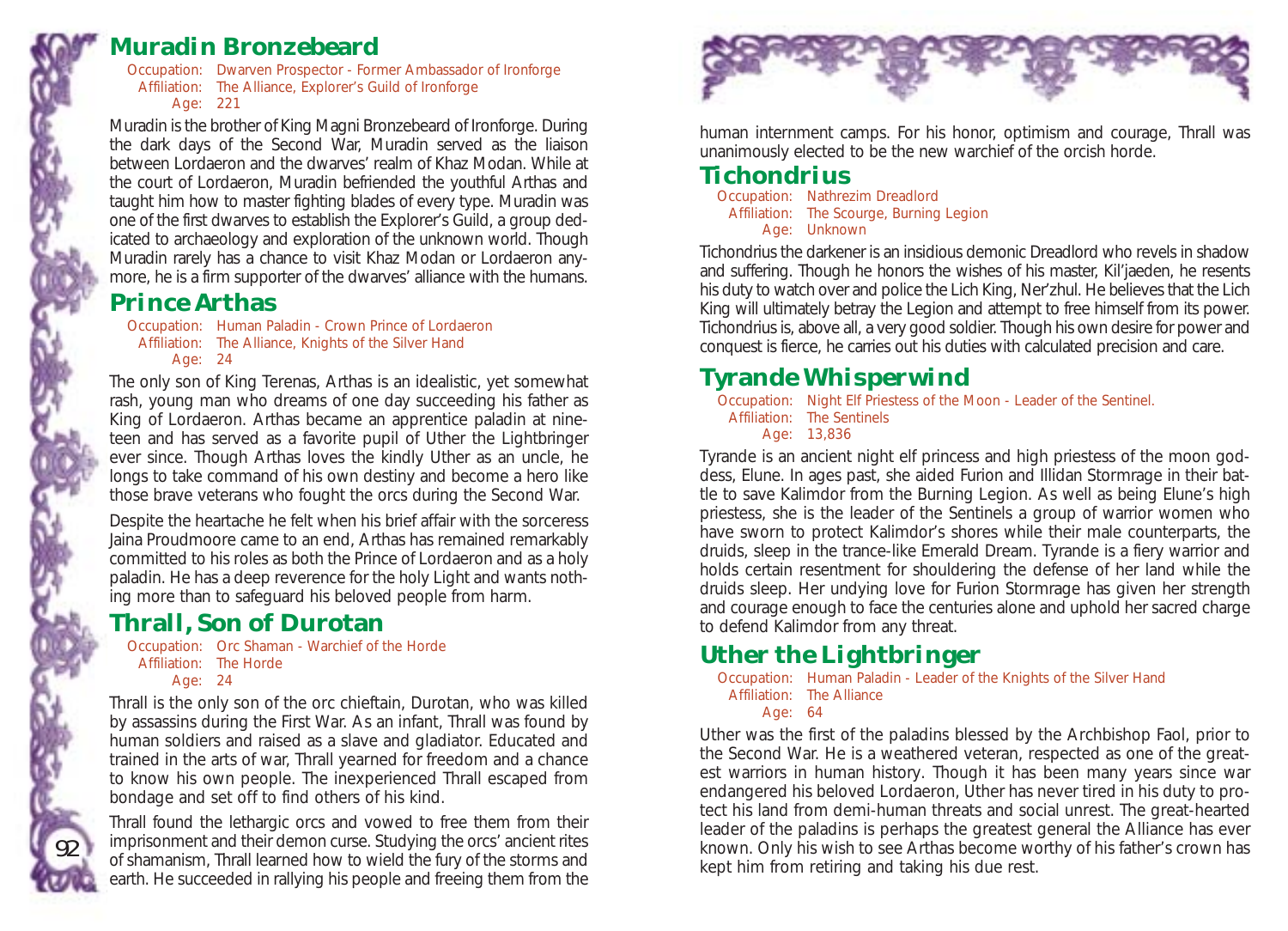## Muradin Bronzebeard

Occupation: Dwarven Prospector - Former Ambassador of Ironforge
Affiliation: The Alliance, Explorer's Guild of Ironforge
Age: 221

Muradin is the brother of King Magni Bronzebeard of Ironforge. During the dark days of the Second War, Muradin served as the liaison between Lordaeron and the dwarves' realm of Khaz Modan. While at the court of Lordaeron, Muradin befriended the youthful Arthas and taught him how to master fighting blades of every type. Muradin was one of the first dwarves to establish the Explorer's Guild, a group dedicated to archaeology and exploration of the unknown world. Though Muradin rarely has a chance to visit Khaz Modan or Lordaeron anymore, he is a firm supporter of the dwarves' alliance with the humans.

## Prince Arthas

Occupation: Human Paladin - Crown Prince of Lordaeron
Affiliation: The Alliance, Knights of the Silver Hand
Age: 24

The only son of King Terenas, Arthas is an idealistic, yet somewhat rash, young man who dreams of one day succeeding his father as King of Lordaeron. Arthas became an apprentice paladin at nineteen and has served as a favorite pupil of Uther the Lightbringer ever since. Though Arthas loves the kindly Uther as an uncle, he longs to take command of his own destiny and become a hero like those brave veterans who fought the orcs during the Second War.

Despite the heartache he felt when his brief affair with the sorceress Jaina Proudmoore came to an end, Arthas has remained remarkably committed to his roles as both the Prince of Lordaeron and as a holy paladin. He has a deep reverence for the holy Light and wants nothing more than to safeguard his beloved people from harm.

## Thrall, Son of Durotan

Occupation: Orc Shaman - Warchief of the Horde
Affiliation: The Horde
Age: 24

Thrall is the only son of the orc chieftain, Durotan, who was killed by assassins during the First War. As an infant, Thrall was found by human soldiers and raised as a slave and gladiator. Educated and trained in the arts of war, Thrall yearned for freedom and a chance to know his own people. The inexperienced Thrall escaped from bondage and set off to find others of his kind.

Thrall found the lethargic orcs and vowed to free them from their imprisonment and their demon curse. Studying the orcs' ancient rites of shamanism, Thrall learned how to wield the fury of the storms and earth. He succeeded in rallying his people and freeing them from the human internment camps. For his honor, optimism and courage, Thrall was unanimously elected to be the new warchief of the orcish horde.

## Tichondrius

Occupation: Nathrezim Dreadlord
Affiliation: The Scourge, Burning Legion
Age: Unknown

Tichondrius the darkener is an insidious demonic Dreadlord who revels in shadow and suffering. Though he honors the wishes of his master, Kil'jaeden, he resents his duty to watch over and police the Lich King, Ner'zhul. He believes that the Lich King will ultimately betray the Legion and attempt to free himself from its power. Tichondrius is, above all, a very good soldier. Though his own desire for power and conquest is fierce, he carries out his duties with calculated precision and care.

## Tyrande Whisperwind

Occupation: Night Elf Priestess of the Moon - Leader of the Sentinel.
Affiliation: The Sentinels
Age: 13,836

Tyrande is an ancient night elf princess and high priestess of the moon goddess, Elune. In ages past, she aided Furion and Illidan Stormrage in their battle to save Kalimdor from the Burning Legion. As well as being Elune's high priestess, she is the leader of the Sentinels a group of warrior women who have sworn to protect Kalimdor's shores while their male counterparts, the druids, sleep in the trance-like Emerald Dream. Tyrande is a fiery warrior and holds certain resentment for shouldering the defense of her land while the druids sleep. Her undying love for Furion Stormrage has given her strength and courage enough to face the centuries alone and uphold her sacred charge to defend Kalimdor from any threat.

## Uther the Lightbringer

Occupation: Human Paladin - Leader of the Knights of the Silver Hand
Affiliation: The Alliance
Age: 64

Uther was the first of the paladins blessed by the Archbishop Faol, prior to the Second War. He is a weathered veteran, respected as one of the greatest warriors in human history. Though it has been many years since war endangered his beloved Lordaeron, Uther has never tired in his duty to protect his land from demi-human threats and social unrest. The great-hearted leader of the paladins is perhaps the greatest general the Alliance has ever known. Only his wish to see Arthas become worthy of his father's crown has kept him from retiring and taking his due rest.